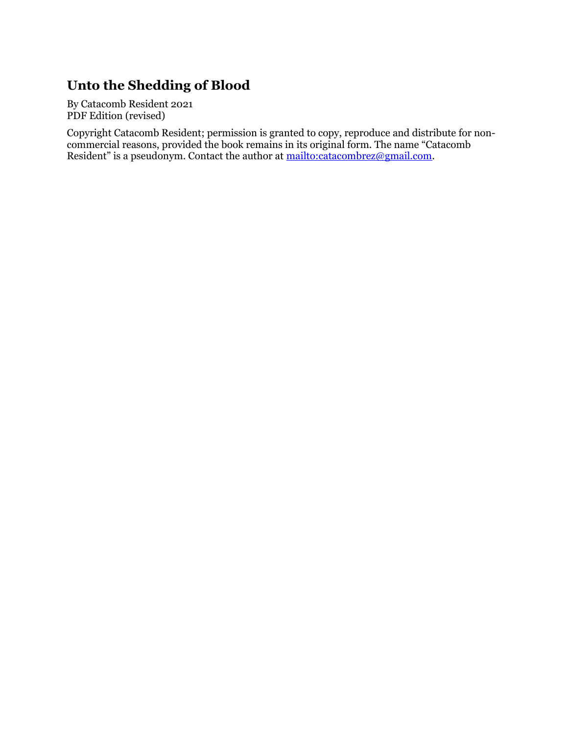# Unto the Shedding of Blood

By Catacomb Resident 2021
PDF Edition (revised)

Copyright Catacomb Resident; permission is granted to copy, reproduce and distribute for non-commercial reasons, provided the book remains in its original form. The name "Catacomb Resident" is a pseudonym. Contact the author at [mailto:catacombrez@gmail.com](mailto:catacombrez@gmail.com).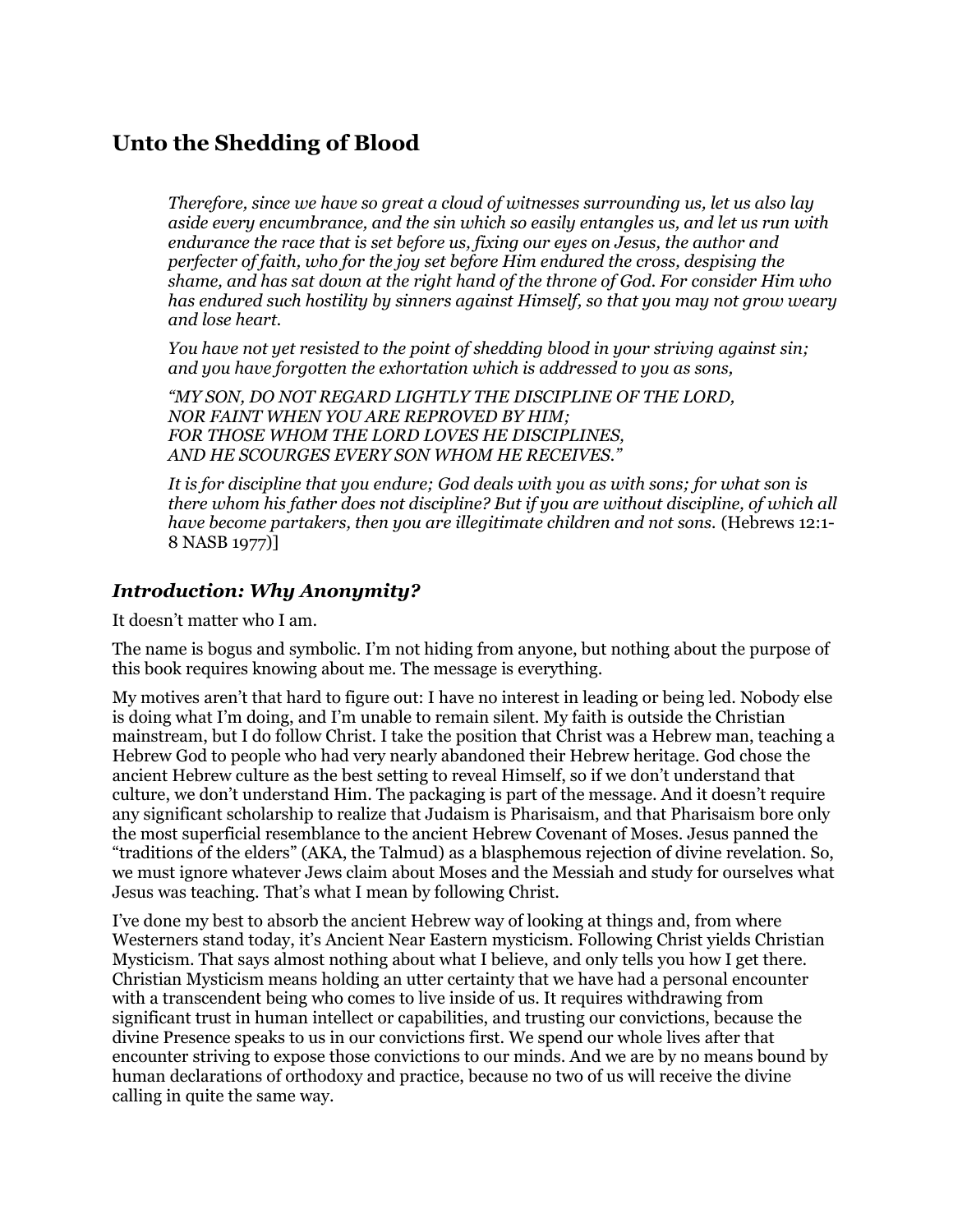## Unto the Shedding of Blood

> *Therefore, since we have so great a cloud of witnesses surrounding us, let us also lay aside every encumbrance, and the sin which so easily entangles us, and let us run with endurance the race that is set before us, fixing our eyes on Jesus, the author and perfecter of faith, who for the joy set before Him endured the cross, despising the shame, and has sat down at the right hand of the throne of God. For consider Him who has endured such hostility by sinners against Himself, so that you may not grow weary and lose heart.*
>
> *You have not yet resisted to the point of shedding blood in your striving against sin; and you have forgotten the exhortation which is addressed to you as sons,*
>
> *"MY SON, DO NOT REGARD LIGHTLY THE DISCIPLINE OF THE LORD,*
> *NOR FAINT WHEN YOU ARE REPROVED BY HIM;*
> *FOR THOSE WHOM THE LORD LOVES HE DISCIPLINES,*
> *AND HE SCOURGES EVERY SON WHOM HE RECEIVES."*
>
> *It is for discipline that you endure; God deals with you as with sons; for what son is there whom his father does not discipline? But if you are without discipline, of which all have become partakers, then you are illegitimate children and not sons.* (Hebrews 12:1-8 NASB 1977)]

### *Introduction: Why Anonymity?*

It doesn't matter who I am.

The name is bogus and symbolic. I'm not hiding from anyone, but nothing about the purpose of this book requires knowing about me. The message is everything.

My motives aren't that hard to figure out: I have no interest in leading or being led. Nobody else is doing what I'm doing, and I'm unable to remain silent. My faith is outside the Christian mainstream, but I do follow Christ. I take the position that Christ was a Hebrew man, teaching a Hebrew God to people who had very nearly abandoned their Hebrew heritage. God chose the ancient Hebrew culture as the best setting to reveal Himself, so if we don't understand that culture, we don't understand Him. The packaging is part of the message. And it doesn't require any significant scholarship to realize that Judaism is Pharisaism, and that Pharisaism bore only the most superficial resemblance to the ancient Hebrew Covenant of Moses. Jesus panned the "traditions of the elders" (AKA, the Talmud) as a blasphemous rejection of divine revelation. So, we must ignore whatever Jews claim about Moses and the Messiah and study for ourselves what Jesus was teaching. That's what I mean by following Christ.

I've done my best to absorb the ancient Hebrew way of looking at things and, from where Westerners stand today, it's Ancient Near Eastern mysticism. Following Christ yields Christian Mysticism. That says almost nothing about what I believe, and only tells you how I get there. Christian Mysticism means holding an utter certainty that we have had a personal encounter with a transcendent being who comes to live inside of us. It requires withdrawing from significant trust in human intellect or capabilities, and trusting our convictions, because the divine Presence speaks to us in our convictions first. We spend our whole lives after that encounter striving to expose those convictions to our minds. And we are by no means bound by human declarations of orthodoxy and practice, because no two of us will receive the divine calling in quite the same way.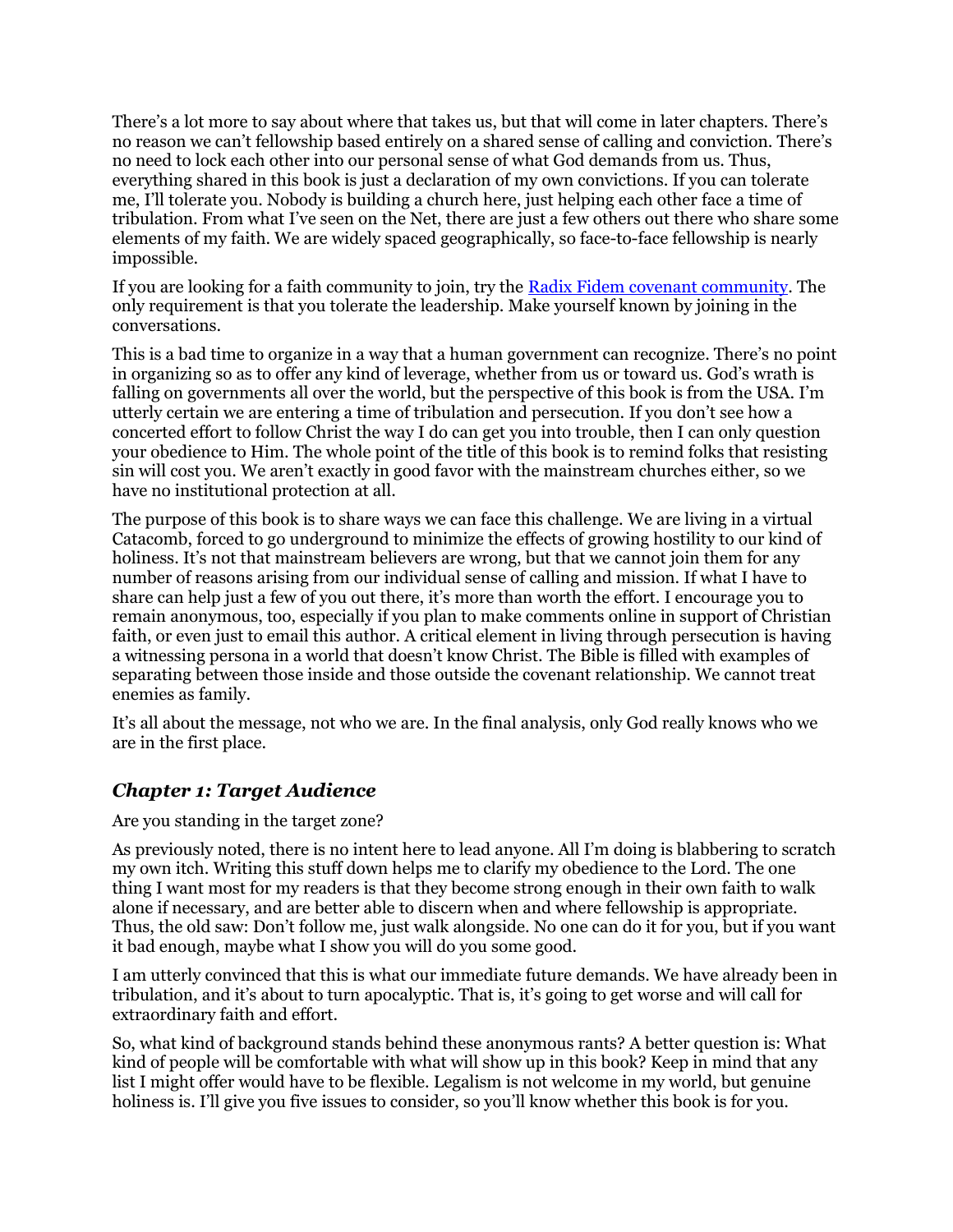There's a lot more to say about where that takes us, but that will come in later chapters. There's no reason we can't fellowship based entirely on a shared sense of calling and conviction. There's no need to lock each other into our personal sense of what God demands from us. Thus, everything shared in this book is just a declaration of my own convictions. If you can tolerate me, I'll tolerate you. Nobody is building a church here, just helping each other face a time of tribulation. From what I've seen on the Net, there are just a few others out there who share some elements of my faith. We are widely spaced geographically, so face-to-face fellowship is nearly impossible.

If you are looking for a faith community to join, try the Radix Fidem covenant community. The only requirement is that you tolerate the leadership. Make yourself known by joining in the conversations.

This is a bad time to organize in a way that a human government can recognize. There's no point in organizing so as to offer any kind of leverage, whether from us or toward us. God's wrath is falling on governments all over the world, but the perspective of this book is from the USA. I'm utterly certain we are entering a time of tribulation and persecution. If you don't see how a concerted effort to follow Christ the way I do can get you into trouble, then I can only question your obedience to Him. The whole point of the title of this book is to remind folks that resisting sin will cost you. We aren't exactly in good favor with the mainstream churches either, so we have no institutional protection at all.

The purpose of this book is to share ways we can face this challenge. We are living in a virtual Catacomb, forced to go underground to minimize the effects of growing hostility to our kind of holiness. It's not that mainstream believers are wrong, but that we cannot join them for any number of reasons arising from our individual sense of calling and mission. If what I have to share can help just a few of you out there, it's more than worth the effort. I encourage you to remain anonymous, too, especially if you plan to make comments online in support of Christian faith, or even just to email this author. A critical element in living through persecution is having a witnessing persona in a world that doesn't know Christ. The Bible is filled with examples of separating between those inside and those outside the covenant relationship. We cannot treat enemies as family.

It's all about the message, not who we are. In the final analysis, only God really knows who we are in the first place.

## *Chapter 1: Target Audience*

Are you standing in the target zone?

As previously noted, there is no intent here to lead anyone. All I'm doing is blabbering to scratch my own itch. Writing this stuff down helps me to clarify my obedience to the Lord. The one thing I want most for my readers is that they become strong enough in their own faith to walk alone if necessary, and are better able to discern when and where fellowship is appropriate. Thus, the old saw: Don't follow me, just walk alongside. No one can do it for you, but if you want it bad enough, maybe what I show you will do you some good.

I am utterly convinced that this is what our immediate future demands. We have already been in tribulation, and it's about to turn apocalyptic. That is, it's going to get worse and will call for extraordinary faith and effort.

So, what kind of background stands behind these anonymous rants? A better question is: What kind of people will be comfortable with what will show up in this book? Keep in mind that any list I might offer would have to be flexible. Legalism is not welcome in my world, but genuine holiness is. I'll give you five issues to consider, so you'll know whether this book is for you.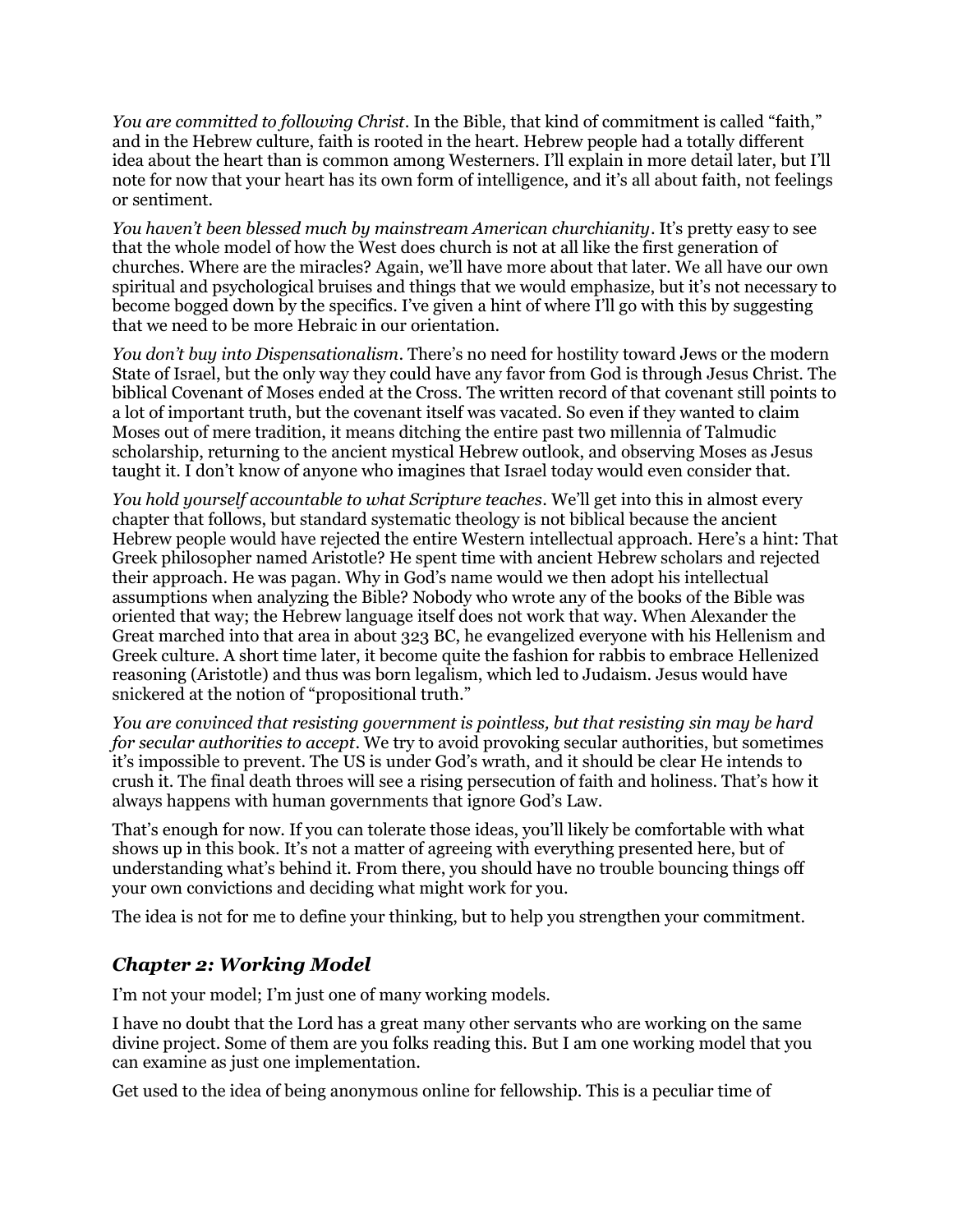*You are committed to following Christ*. In the Bible, that kind of commitment is called "faith," and in the Hebrew culture, faith is rooted in the heart. Hebrew people had a totally different idea about the heart than is common among Westerners. I'll explain in more detail later, but I'll note for now that your heart has its own form of intelligence, and it's all about faith, not feelings or sentiment.

*You haven't been blessed much by mainstream American churchianity*. It's pretty easy to see that the whole model of how the West does church is not at all like the first generation of churches. Where are the miracles? Again, we'll have more about that later. We all have our own spiritual and psychological bruises and things that we would emphasize, but it's not necessary to become bogged down by the specifics. I've given a hint of where I'll go with this by suggesting that we need to be more Hebraic in our orientation.

*You don't buy into Dispensationalism*. There's no need for hostility toward Jews or the modern State of Israel, but the only way they could have any favor from God is through Jesus Christ. The biblical Covenant of Moses ended at the Cross. The written record of that covenant still points to a lot of important truth, but the covenant itself was vacated. So even if they wanted to claim Moses out of mere tradition, it means ditching the entire past two millennia of Talmudic scholarship, returning to the ancient mystical Hebrew outlook, and observing Moses as Jesus taught it. I don't know of anyone who imagines that Israel today would even consider that.

*You hold yourself accountable to what Scripture teaches*. We'll get into this in almost every chapter that follows, but standard systematic theology is not biblical because the ancient Hebrew people would have rejected the entire Western intellectual approach. Here's a hint: That Greek philosopher named Aristotle? He spent time with ancient Hebrew scholars and rejected their approach. He was pagan. Why in God's name would we then adopt his intellectual assumptions when analyzing the Bible? Nobody who wrote any of the books of the Bible was oriented that way; the Hebrew language itself does not work that way. When Alexander the Great marched into that area in about 323 BC, he evangelized everyone with his Hellenism and Greek culture. A short time later, it become quite the fashion for rabbis to embrace Hellenized reasoning (Aristotle) and thus was born legalism, which led to Judaism. Jesus would have snickered at the notion of "propositional truth."

*You are convinced that resisting government is pointless, but that resisting sin may be hard for secular authorities to accept*. We try to avoid provoking secular authorities, but sometimes it's impossible to prevent. The US is under God's wrath, and it should be clear He intends to crush it. The final death throes will see a rising persecution of faith and holiness. That's how it always happens with human governments that ignore God's Law.

That's enough for now. If you can tolerate those ideas, you'll likely be comfortable with what shows up in this book. It's not a matter of agreeing with everything presented here, but of understanding what's behind it. From there, you should have no trouble bouncing things off your own convictions and deciding what might work for you.

The idea is not for me to define your thinking, but to help you strengthen your commitment.

## *Chapter 2: Working Model*

I'm not your model; I'm just one of many working models.

I have no doubt that the Lord has a great many other servants who are working on the same divine project. Some of them are you folks reading this. But I am one working model that you can examine as just one implementation.

Get used to the idea of being anonymous online for fellowship. This is a peculiar time of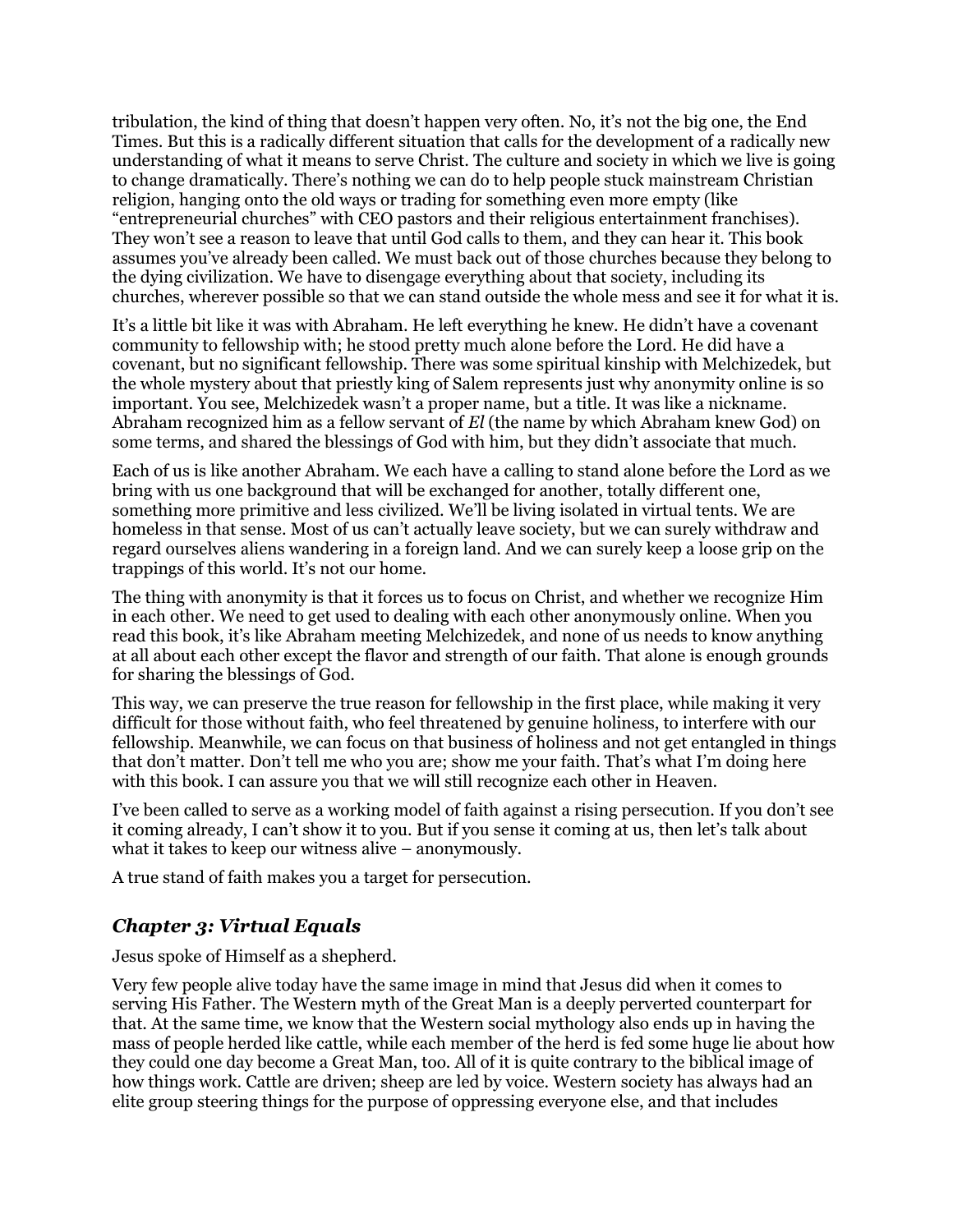tribulation, the kind of thing that doesn't happen very often. No, it's not the big one, the End Times. But this is a radically different situation that calls for the development of a radically new understanding of what it means to serve Christ. The culture and society in which we live is going to change dramatically. There's nothing we can do to help people stuck mainstream Christian religion, hanging onto the old ways or trading for something even more empty (like "entrepreneurial churches" with CEO pastors and their religious entertainment franchises). They won't see a reason to leave that until God calls to them, and they can hear it. This book assumes you've already been called. We must back out of those churches because they belong to the dying civilization. We have to disengage everything about that society, including its churches, wherever possible so that we can stand outside the whole mess and see it for what it is.

It's a little bit like it was with Abraham. He left everything he knew. He didn't have a covenant community to fellowship with; he stood pretty much alone before the Lord. He did have a covenant, but no significant fellowship. There was some spiritual kinship with Melchizedek, but the whole mystery about that priestly king of Salem represents just why anonymity online is so important. You see, Melchizedek wasn't a proper name, but a title. It was like a nickname. Abraham recognized him as a fellow servant of *El* (the name by which Abraham knew God) on some terms, and shared the blessings of God with him, but they didn't associate that much.

Each of us is like another Abraham. We each have a calling to stand alone before the Lord as we bring with us one background that will be exchanged for another, totally different one, something more primitive and less civilized. We'll be living isolated in virtual tents. We are homeless in that sense. Most of us can't actually leave society, but we can surely withdraw and regard ourselves aliens wandering in a foreign land. And we can surely keep a loose grip on the trappings of this world. It's not our home.

The thing with anonymity is that it forces us to focus on Christ, and whether we recognize Him in each other. We need to get used to dealing with each other anonymously online. When you read this book, it's like Abraham meeting Melchizedek, and none of us needs to know anything at all about each other except the flavor and strength of our faith. That alone is enough grounds for sharing the blessings of God.

This way, we can preserve the true reason for fellowship in the first place, while making it very difficult for those without faith, who feel threatened by genuine holiness, to interfere with our fellowship. Meanwhile, we can focus on that business of holiness and not get entangled in things that don't matter. Don't tell me who you are; show me your faith. That's what I'm doing here with this book. I can assure you that we will still recognize each other in Heaven.

I've been called to serve as a working model of faith against a rising persecution. If you don't see it coming already, I can't show it to you. But if you sense it coming at us, then let's talk about what it takes to keep our witness alive – anonymously.

A true stand of faith makes you a target for persecution.

## *Chapter 3: Virtual Equals*

Jesus spoke of Himself as a shepherd.

Very few people alive today have the same image in mind that Jesus did when it comes to serving His Father. The Western myth of the Great Man is a deeply perverted counterpart for that. At the same time, we know that the Western social mythology also ends up in having the mass of people herded like cattle, while each member of the herd is fed some huge lie about how they could one day become a Great Man, too. All of it is quite contrary to the biblical image of how things work. Cattle are driven; sheep are led by voice. Western society has always had an elite group steering things for the purpose of oppressing everyone else, and that includes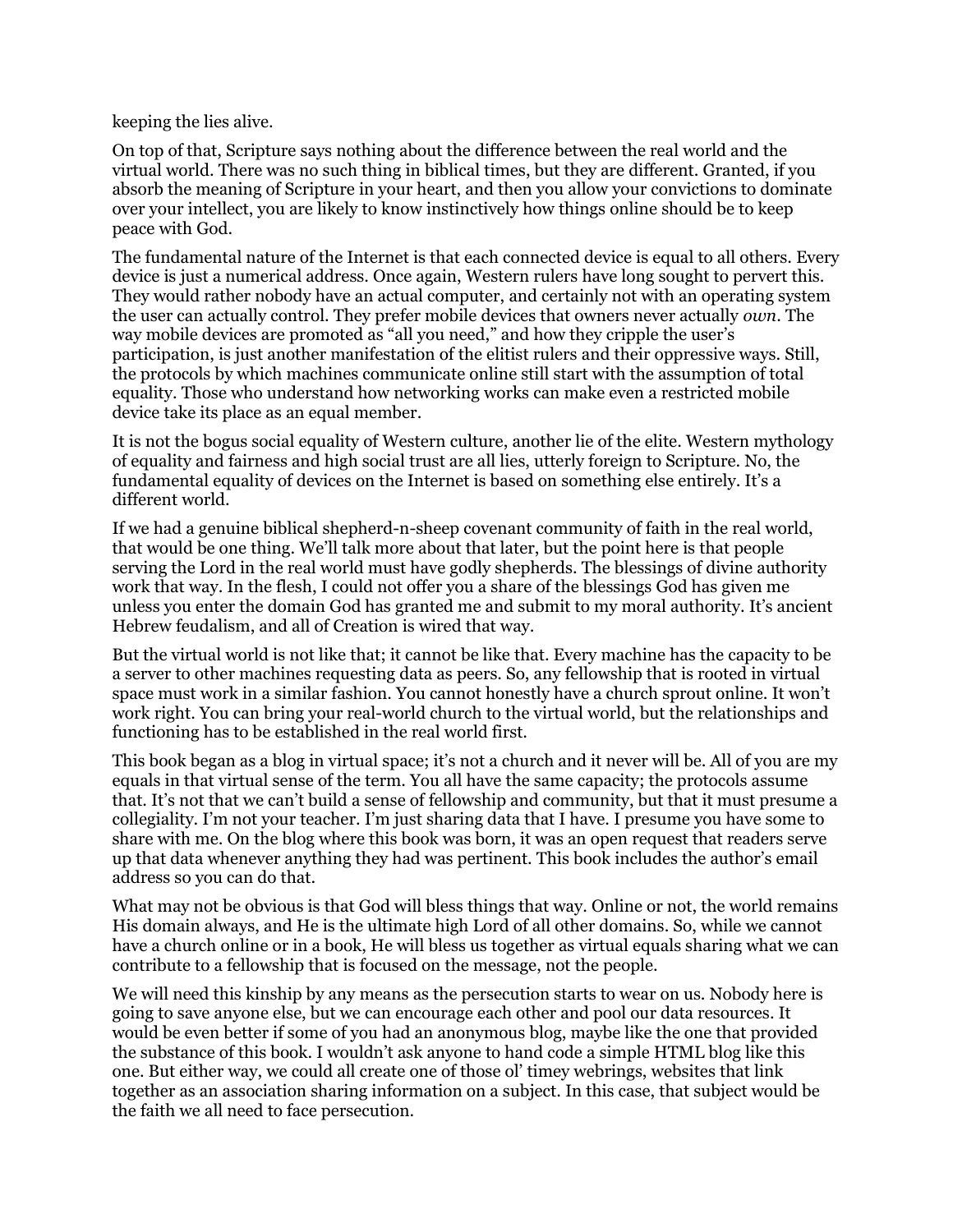keeping the lies alive.

On top of that, Scripture says nothing about the difference between the real world and the virtual world. There was no such thing in biblical times, but they are different. Granted, if you absorb the meaning of Scripture in your heart, and then you allow your convictions to dominate over your intellect, you are likely to know instinctively how things online should be to keep peace with God.

The fundamental nature of the Internet is that each connected device is equal to all others. Every device is just a numerical address. Once again, Western rulers have long sought to pervert this. They would rather nobody have an actual computer, and certainly not with an operating system the user can actually control. They prefer mobile devices that owners never actually *own*. The way mobile devices are promoted as "all you need," and how they cripple the user's participation, is just another manifestation of the elitist rulers and their oppressive ways. Still, the protocols by which machines communicate online still start with the assumption of total equality. Those who understand how networking works can make even a restricted mobile device take its place as an equal member.

It is not the bogus social equality of Western culture, another lie of the elite. Western mythology of equality and fairness and high social trust are all lies, utterly foreign to Scripture. No, the fundamental equality of devices on the Internet is based on something else entirely. It's a different world.

If we had a genuine biblical shepherd-n-sheep covenant community of faith in the real world, that would be one thing. We'll talk more about that later, but the point here is that people serving the Lord in the real world must have godly shepherds. The blessings of divine authority work that way. In the flesh, I could not offer you a share of the blessings God has given me unless you enter the domain God has granted me and submit to my moral authority. It's ancient Hebrew feudalism, and all of Creation is wired that way.

But the virtual world is not like that; it cannot be like that. Every machine has the capacity to be a server to other machines requesting data as peers. So, any fellowship that is rooted in virtual space must work in a similar fashion. You cannot honestly have a church sprout online. It won't work right. You can bring your real-world church to the virtual world, but the relationships and functioning has to be established in the real world first.

This book began as a blog in virtual space; it's not a church and it never will be. All of you are my equals in that virtual sense of the term. You all have the same capacity; the protocols assume that. It's not that we can't build a sense of fellowship and community, but that it must presume a collegiality. I'm not your teacher. I'm just sharing data that I have. I presume you have some to share with me. On the blog where this book was born, it was an open request that readers serve up that data whenever anything they had was pertinent. This book includes the author's email address so you can do that.

What may not be obvious is that God will bless things that way. Online or not, the world remains His domain always, and He is the ultimate high Lord of all other domains. So, while we cannot have a church online or in a book, He will bless us together as virtual equals sharing what we can contribute to a fellowship that is focused on the message, not the people.

We will need this kinship by any means as the persecution starts to wear on us. Nobody here is going to save anyone else, but we can encourage each other and pool our data resources. It would be even better if some of you had an anonymous blog, maybe like the one that provided the substance of this book. I wouldn't ask anyone to hand code a simple HTML blog like this one. But either way, we could all create one of those ol' timey webrings, websites that link together as an association sharing information on a subject. In this case, that subject would be the faith we all need to face persecution.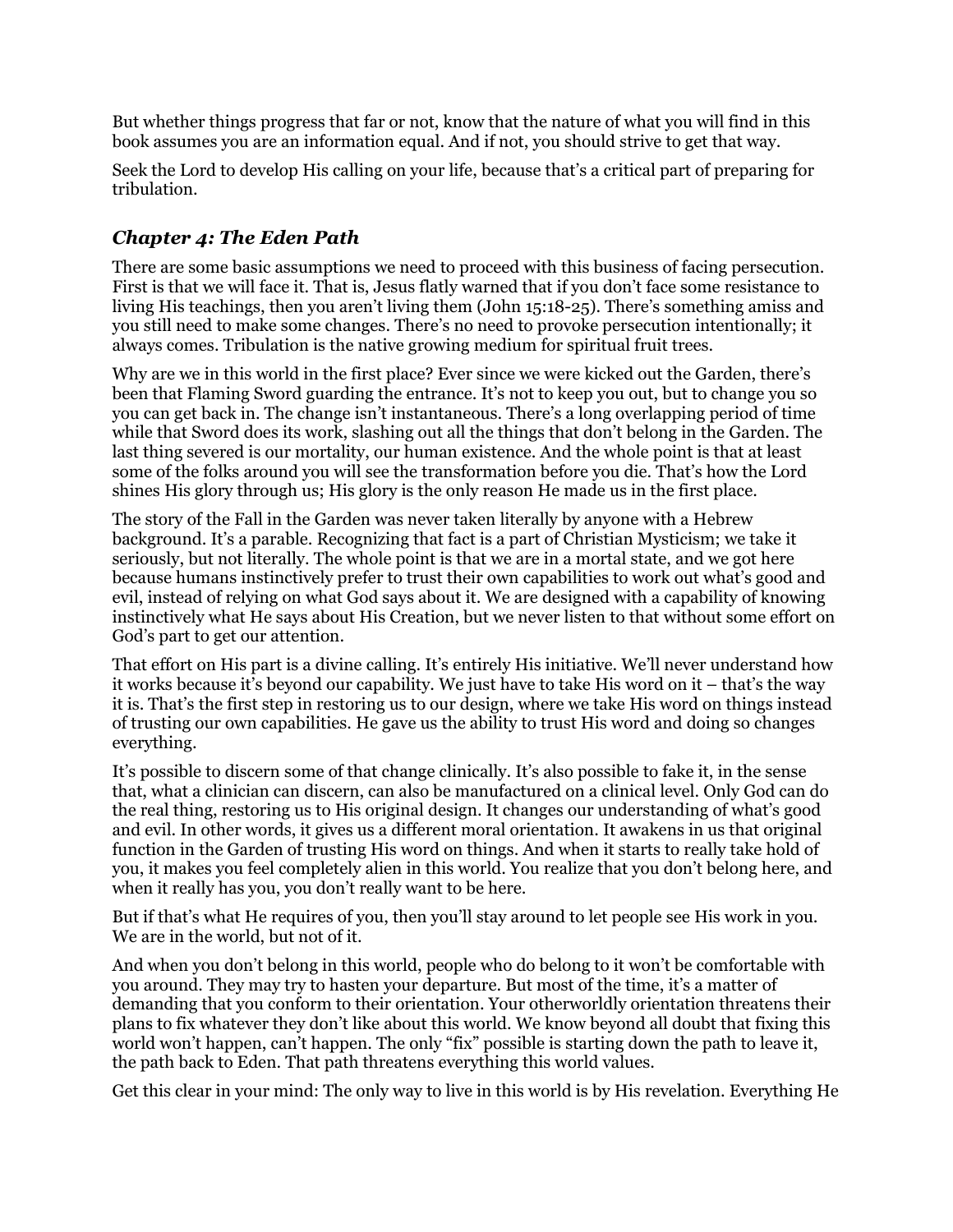But whether things progress that far or not, know that the nature of what you will find in this book assumes you are an information equal. And if not, you should strive to get that way.

Seek the Lord to develop His calling on your life, because that's a critical part of preparing for tribulation.

## *Chapter 4: The Eden Path*

There are some basic assumptions we need to proceed with this business of facing persecution. First is that we will face it. That is, Jesus flatly warned that if you don't face some resistance to living His teachings, then you aren't living them (John 15:18-25). There's something amiss and you still need to make some changes. There's no need to provoke persecution intentionally; it always comes. Tribulation is the native growing medium for spiritual fruit trees.

Why are we in this world in the first place? Ever since we were kicked out the Garden, there's been that Flaming Sword guarding the entrance. It's not to keep you out, but to change you so you can get back in. The change isn't instantaneous. There's a long overlapping period of time while that Sword does its work, slashing out all the things that don't belong in the Garden. The last thing severed is our mortality, our human existence. And the whole point is that at least some of the folks around you will see the transformation before you die. That's how the Lord shines His glory through us; His glory is the only reason He made us in the first place.

The story of the Fall in the Garden was never taken literally by anyone with a Hebrew background. It's a parable. Recognizing that fact is a part of Christian Mysticism; we take it seriously, but not literally. The whole point is that we are in a mortal state, and we got here because humans instinctively prefer to trust their own capabilities to work out what's good and evil, instead of relying on what God says about it. We are designed with a capability of knowing instinctively what He says about His Creation, but we never listen to that without some effort on God's part to get our attention.

That effort on His part is a divine calling. It's entirely His initiative. We'll never understand how it works because it's beyond our capability. We just have to take His word on it – that's the way it is. That's the first step in restoring us to our design, where we take His word on things instead of trusting our own capabilities. He gave us the ability to trust His word and doing so changes everything.

It's possible to discern some of that change clinically. It's also possible to fake it, in the sense that, what a clinician can discern, can also be manufactured on a clinical level. Only God can do the real thing, restoring us to His original design. It changes our understanding of what's good and evil. In other words, it gives us a different moral orientation. It awakens in us that original function in the Garden of trusting His word on things. And when it starts to really take hold of you, it makes you feel completely alien in this world. You realize that you don't belong here, and when it really has you, you don't really want to be here.

But if that's what He requires of you, then you'll stay around to let people see His work in you. We are in the world, but not of it.

And when you don't belong in this world, people who do belong to it won't be comfortable with you around. They may try to hasten your departure. But most of the time, it's a matter of demanding that you conform to their orientation. Your otherworldly orientation threatens their plans to fix whatever they don't like about this world. We know beyond all doubt that fixing this world won't happen, can't happen. The only "fix" possible is starting down the path to leave it, the path back to Eden. That path threatens everything this world values.

Get this clear in your mind: The only way to live in this world is by His revelation. Everything He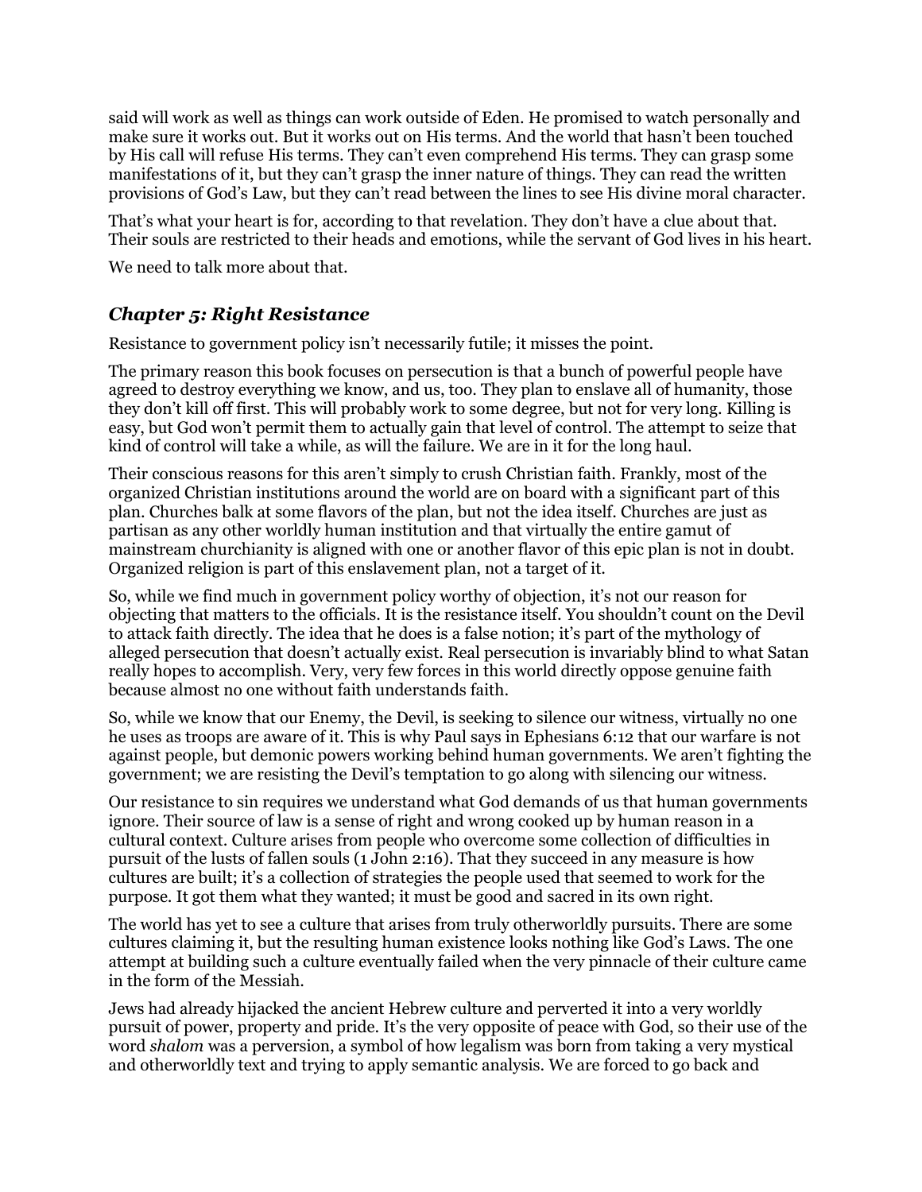said will work as well as things can work outside of Eden. He promised to watch personally and make sure it works out. But it works out on His terms. And the world that hasn't been touched by His call will refuse His terms. They can't even comprehend His terms. They can grasp some manifestations of it, but they can't grasp the inner nature of things. They can read the written provisions of God's Law, but they can't read between the lines to see His divine moral character.

That's what your heart is for, according to that revelation. They don't have a clue about that. Their souls are restricted to their heads and emotions, while the servant of God lives in his heart.

We need to talk more about that.

## *Chapter 5: Right Resistance*

Resistance to government policy isn't necessarily futile; it misses the point.

The primary reason this book focuses on persecution is that a bunch of powerful people have agreed to destroy everything we know, and us, too. They plan to enslave all of humanity, those they don't kill off first. This will probably work to some degree, but not for very long. Killing is easy, but God won't permit them to actually gain that level of control. The attempt to seize that kind of control will take a while, as will the failure. We are in it for the long haul.

Their conscious reasons for this aren't simply to crush Christian faith. Frankly, most of the organized Christian institutions around the world are on board with a significant part of this plan. Churches balk at some flavors of the plan, but not the idea itself. Churches are just as partisan as any other worldly human institution and that virtually the entire gamut of mainstream churchianity is aligned with one or another flavor of this epic plan is not in doubt. Organized religion is part of this enslavement plan, not a target of it.

So, while we find much in government policy worthy of objection, it's not our reason for objecting that matters to the officials. It is the resistance itself. You shouldn't count on the Devil to attack faith directly. The idea that he does is a false notion; it's part of the mythology of alleged persecution that doesn't actually exist. Real persecution is invariably blind to what Satan really hopes to accomplish. Very, very few forces in this world directly oppose genuine faith because almost no one without faith understands faith.

So, while we know that our Enemy, the Devil, is seeking to silence our witness, virtually no one he uses as troops are aware of it. This is why Paul says in Ephesians 6:12 that our warfare is not against people, but demonic powers working behind human governments. We aren't fighting the government; we are resisting the Devil's temptation to go along with silencing our witness.

Our resistance to sin requires we understand what God demands of us that human governments ignore. Their source of law is a sense of right and wrong cooked up by human reason in a cultural context. Culture arises from people who overcome some collection of difficulties in pursuit of the lusts of fallen souls (1 John 2:16). That they succeed in any measure is how cultures are built; it's a collection of strategies the people used that seemed to work for the purpose. It got them what they wanted; it must be good and sacred in its own right.

The world has yet to see a culture that arises from truly otherworldly pursuits. There are some cultures claiming it, but the resulting human existence looks nothing like God's Laws. The one attempt at building such a culture eventually failed when the very pinnacle of their culture came in the form of the Messiah.

Jews had already hijacked the ancient Hebrew culture and perverted it into a very worldly pursuit of power, property and pride. It's the very opposite of peace with God, so their use of the word *shalom* was a perversion, a symbol of how legalism was born from taking a very mystical and otherworldly text and trying to apply semantic analysis. We are forced to go back and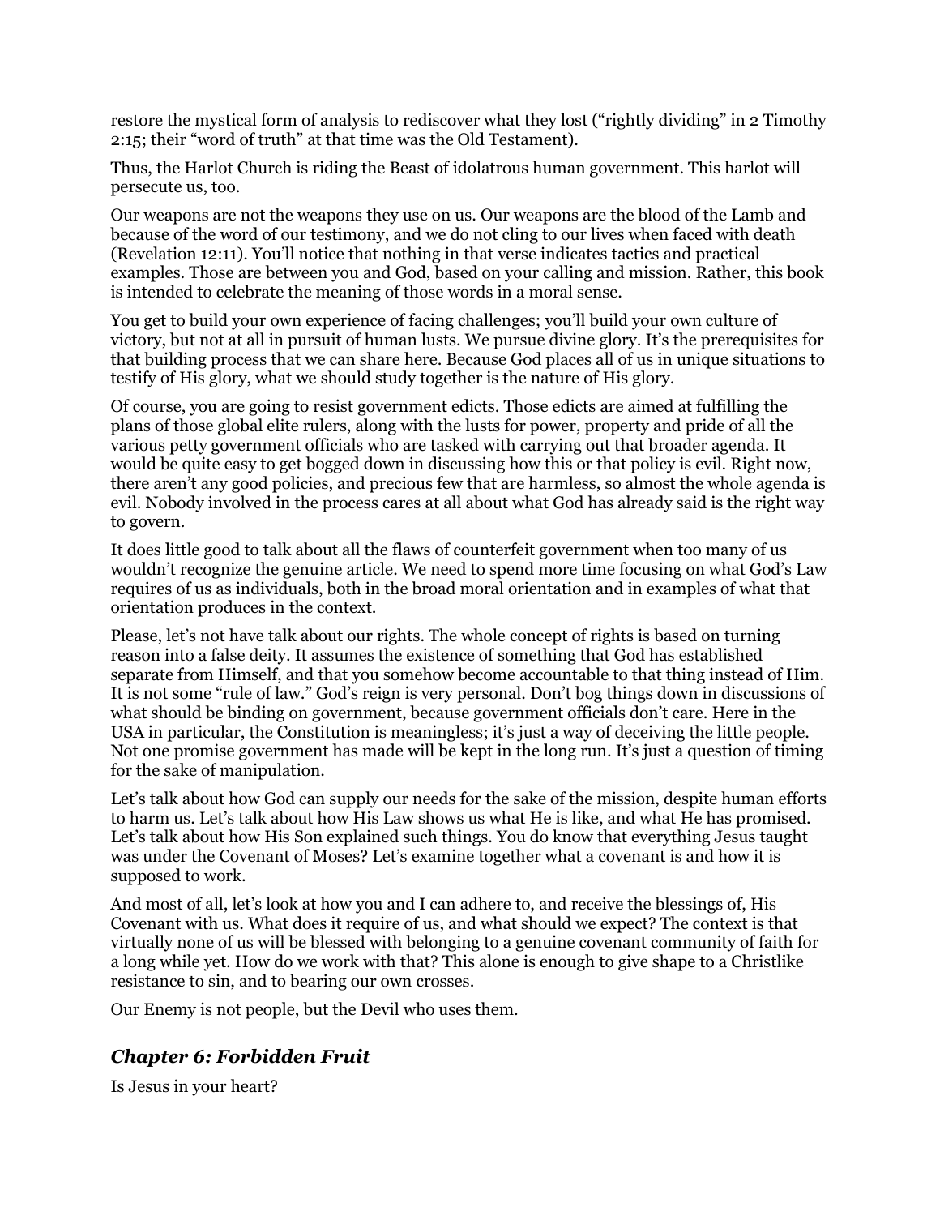restore the mystical form of analysis to rediscover what they lost ("rightly dividing" in 2 Timothy 2:15; their "word of truth" at that time was the Old Testament).

Thus, the Harlot Church is riding the Beast of idolatrous human government. This harlot will persecute us, too.

Our weapons are not the weapons they use on us. Our weapons are the blood of the Lamb and because of the word of our testimony, and we do not cling to our lives when faced with death (Revelation 12:11). You'll notice that nothing in that verse indicates tactics and practical examples. Those are between you and God, based on your calling and mission. Rather, this book is intended to celebrate the meaning of those words in a moral sense.

You get to build your own experience of facing challenges; you'll build your own culture of victory, but not at all in pursuit of human lusts. We pursue divine glory. It's the prerequisites for that building process that we can share here. Because God places all of us in unique situations to testify of His glory, what we should study together is the nature of His glory.

Of course, you are going to resist government edicts. Those edicts are aimed at fulfilling the plans of those global elite rulers, along with the lusts for power, property and pride of all the various petty government officials who are tasked with carrying out that broader agenda. It would be quite easy to get bogged down in discussing how this or that policy is evil. Right now, there aren't any good policies, and precious few that are harmless, so almost the whole agenda is evil. Nobody involved in the process cares at all about what God has already said is the right way to govern.

It does little good to talk about all the flaws of counterfeit government when too many of us wouldn't recognize the genuine article. We need to spend more time focusing on what God's Law requires of us as individuals, both in the broad moral orientation and in examples of what that orientation produces in the context.

Please, let's not have talk about our rights. The whole concept of rights is based on turning reason into a false deity. It assumes the existence of something that God has established separate from Himself, and that you somehow become accountable to that thing instead of Him. It is not some "rule of law." God's reign is very personal. Don't bog things down in discussions of what should be binding on government, because government officials don't care. Here in the USA in particular, the Constitution is meaningless; it's just a way of deceiving the little people. Not one promise government has made will be kept in the long run. It's just a question of timing for the sake of manipulation.

Let's talk about how God can supply our needs for the sake of the mission, despite human efforts to harm us. Let's talk about how His Law shows us what He is like, and what He has promised. Let's talk about how His Son explained such things. You do know that everything Jesus taught was under the Covenant of Moses? Let's examine together what a covenant is and how it is supposed to work.

And most of all, let's look at how you and I can adhere to, and receive the blessings of, His Covenant with us. What does it require of us, and what should we expect? The context is that virtually none of us will be blessed with belonging to a genuine covenant community of faith for a long while yet. How do we work with that? This alone is enough to give shape to a Christlike resistance to sin, and to bearing our own crosses.

Our Enemy is not people, but the Devil who uses them.

## *Chapter 6: Forbidden Fruit*

Is Jesus in your heart?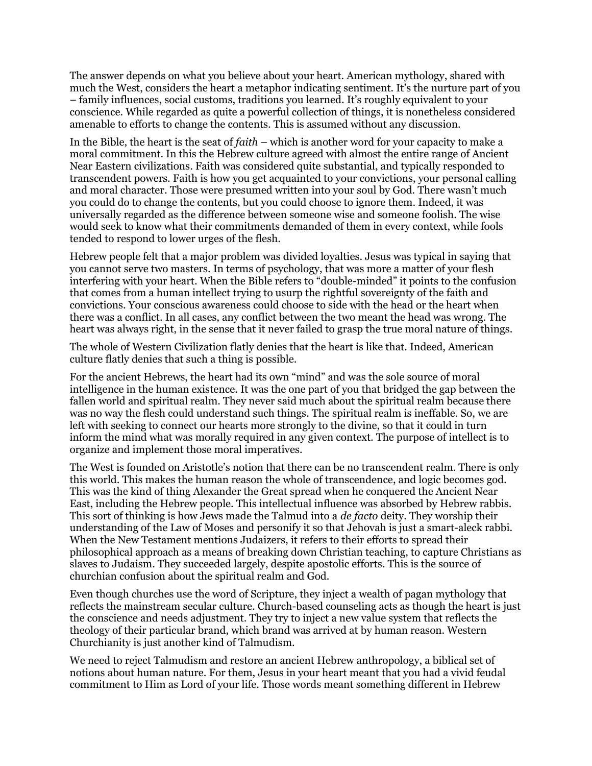The answer depends on what you believe about your heart. American mythology, shared with much the West, considers the heart a metaphor indicating sentiment. It's the nurture part of you – family influences, social customs, traditions you learned. It's roughly equivalent to your conscience. While regarded as quite a powerful collection of things, it is nonetheless considered amenable to efforts to change the contents. This is assumed without any discussion.

In the Bible, the heart is the seat of *faith* – which is another word for your capacity to make a moral commitment. In this the Hebrew culture agreed with almost the entire range of Ancient Near Eastern civilizations. Faith was considered quite substantial, and typically responded to transcendent powers. Faith is how you get acquainted to your convictions, your personal calling and moral character. Those were presumed written into your soul by God. There wasn't much you could do to change the contents, but you could choose to ignore them. Indeed, it was universally regarded as the difference between someone wise and someone foolish. The wise would seek to know what their commitments demanded of them in every context, while fools tended to respond to lower urges of the flesh.

Hebrew people felt that a major problem was divided loyalties. Jesus was typical in saying that you cannot serve two masters. In terms of psychology, that was more a matter of your flesh interfering with your heart. When the Bible refers to "double-minded" it points to the confusion that comes from a human intellect trying to usurp the rightful sovereignty of the faith and convictions. Your conscious awareness could choose to side with the head or the heart when there was a conflict. In all cases, any conflict between the two meant the head was wrong. The heart was always right, in the sense that it never failed to grasp the true moral nature of things.

The whole of Western Civilization flatly denies that the heart is like that. Indeed, American culture flatly denies that such a thing is possible.

For the ancient Hebrews, the heart had its own "mind" and was the sole source of moral intelligence in the human existence. It was the one part of you that bridged the gap between the fallen world and spiritual realm. They never said much about the spiritual realm because there was no way the flesh could understand such things. The spiritual realm is ineffable. So, we are left with seeking to connect our hearts more strongly to the divine, so that it could in turn inform the mind what was morally required in any given context. The purpose of intellect is to organize and implement those moral imperatives.

The West is founded on Aristotle's notion that there can be no transcendent realm. There is only this world. This makes the human reason the whole of transcendence, and logic becomes god. This was the kind of thing Alexander the Great spread when he conquered the Ancient Near East, including the Hebrew people. This intellectual influence was absorbed by Hebrew rabbis. This sort of thinking is how Jews made the Talmud into a *de facto* deity. They worship their understanding of the Law of Moses and personify it so that Jehovah is just a smart-aleck rabbi. When the New Testament mentions Judaizers, it refers to their efforts to spread their philosophical approach as a means of breaking down Christian teaching, to capture Christians as slaves to Judaism. They succeeded largely, despite apostolic efforts. This is the source of churchian confusion about the spiritual realm and God.

Even though churches use the word of Scripture, they inject a wealth of pagan mythology that reflects the mainstream secular culture. Church-based counseling acts as though the heart is just the conscience and needs adjustment. They try to inject a new value system that reflects the theology of their particular brand, which brand was arrived at by human reason. Western Churchianity is just another kind of Talmudism.

We need to reject Talmudism and restore an ancient Hebrew anthropology, a biblical set of notions about human nature. For them, Jesus in your heart meant that you had a vivid feudal commitment to Him as Lord of your life. Those words meant something different in Hebrew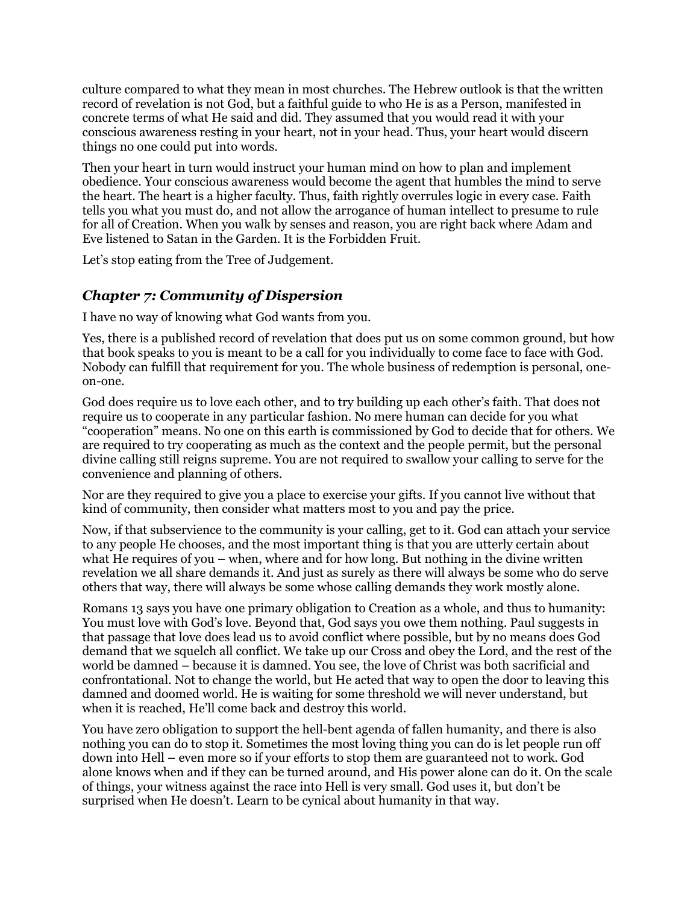culture compared to what they mean in most churches. The Hebrew outlook is that the written record of revelation is not God, but a faithful guide to who He is as a Person, manifested in concrete terms of what He said and did. They assumed that you would read it with your conscious awareness resting in your heart, not in your head. Thus, your heart would discern things no one could put into words.

Then your heart in turn would instruct your human mind on how to plan and implement obedience. Your conscious awareness would become the agent that humbles the mind to serve the heart. The heart is a higher faculty. Thus, faith rightly overrules logic in every case. Faith tells you what you must do, and not allow the arrogance of human intellect to presume to rule for all of Creation. When you walk by senses and reason, you are right back where Adam and Eve listened to Satan in the Garden. It is the Forbidden Fruit.

Let's stop eating from the Tree of Judgement.

## *Chapter 7: Community of Dispersion*

I have no way of knowing what God wants from you.

Yes, there is a published record of revelation that does put us on some common ground, but how that book speaks to you is meant to be a call for you individually to come face to face with God. Nobody can fulfill that requirement for you. The whole business of redemption is personal, one-on-one.

God does require us to love each other, and to try building up each other's faith. That does not require us to cooperate in any particular fashion. No mere human can decide for you what "cooperation" means. No one on this earth is commissioned by God to decide that for others. We are required to try cooperating as much as the context and the people permit, but the personal divine calling still reigns supreme. You are not required to swallow your calling to serve for the convenience and planning of others.

Nor are they required to give you a place to exercise your gifts. If you cannot live without that kind of community, then consider what matters most to you and pay the price.

Now, if that subservience to the community is your calling, get to it. God can attach your service to any people He chooses, and the most important thing is that you are utterly certain about what He requires of you – when, where and for how long. But nothing in the divine written revelation we all share demands it. And just as surely as there will always be some who do serve others that way, there will always be some whose calling demands they work mostly alone.

Romans 13 says you have one primary obligation to Creation as a whole, and thus to humanity: You must love with God's love. Beyond that, God says you owe them nothing. Paul suggests in that passage that love does lead us to avoid conflict where possible, but by no means does God demand that we squelch all conflict. We take up our Cross and obey the Lord, and the rest of the world be damned – because it is damned. You see, the love of Christ was both sacrificial and confrontational. Not to change the world, but He acted that way to open the door to leaving this damned and doomed world. He is waiting for some threshold we will never understand, but when it is reached, He'll come back and destroy this world.

You have zero obligation to support the hell-bent agenda of fallen humanity, and there is also nothing you can do to stop it. Sometimes the most loving thing you can do is let people run off down into Hell – even more so if your efforts to stop them are guaranteed not to work. God alone knows when and if they can be turned around, and His power alone can do it. On the scale of things, your witness against the race into Hell is very small. God uses it, but don't be surprised when He doesn't. Learn to be cynical about humanity in that way.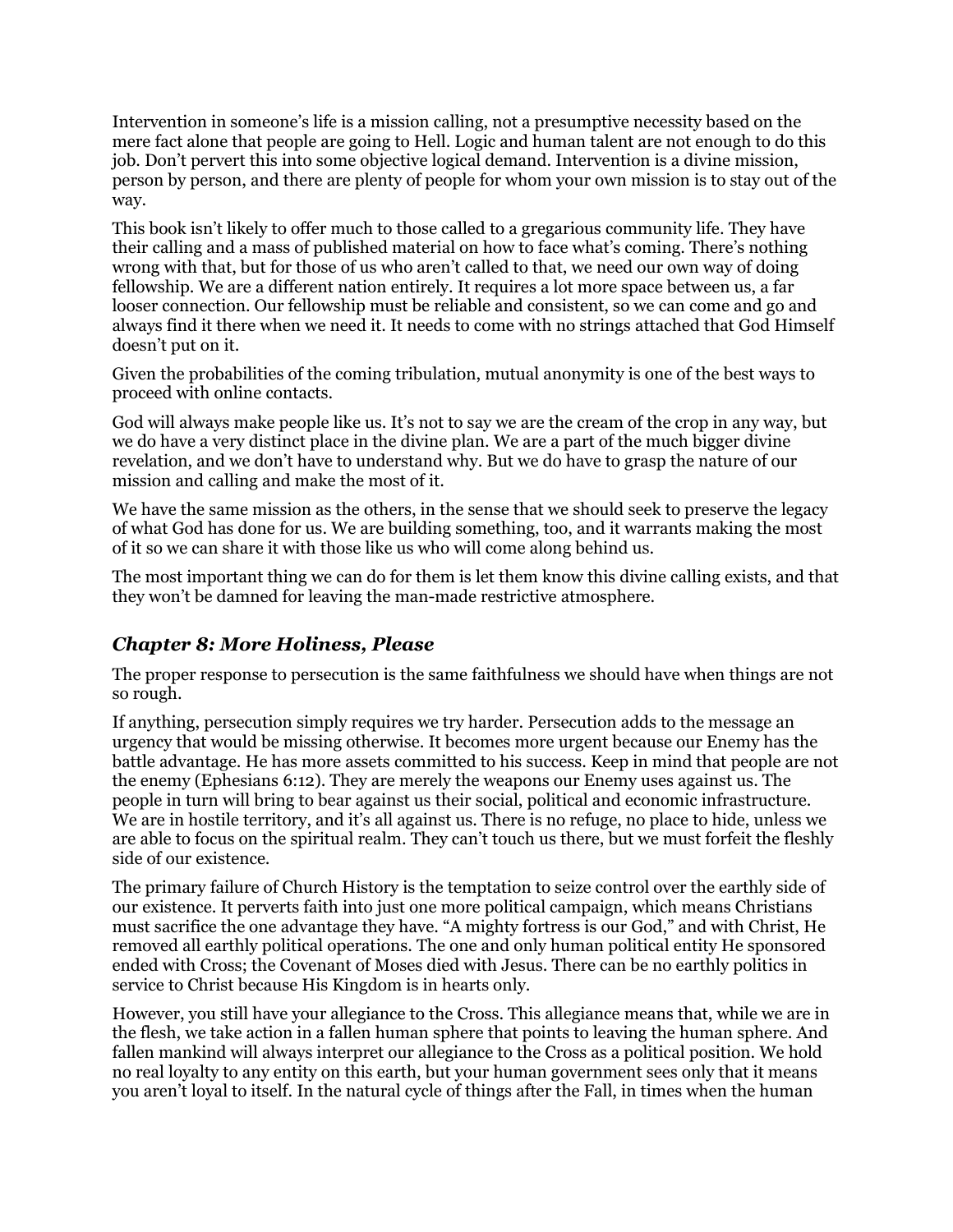Intervention in someone's life is a mission calling, not a presumptive necessity based on the mere fact alone that people are going to Hell. Logic and human talent are not enough to do this job. Don't pervert this into some objective logical demand. Intervention is a divine mission, person by person, and there are plenty of people for whom your own mission is to stay out of the way.

This book isn't likely to offer much to those called to a gregarious community life. They have their calling and a mass of published material on how to face what's coming. There's nothing wrong with that, but for those of us who aren't called to that, we need our own way of doing fellowship. We are a different nation entirely. It requires a lot more space between us, a far looser connection. Our fellowship must be reliable and consistent, so we can come and go and always find it there when we need it. It needs to come with no strings attached that God Himself doesn't put on it.

Given the probabilities of the coming tribulation, mutual anonymity is one of the best ways to proceed with online contacts.

God will always make people like us. It's not to say we are the cream of the crop in any way, but we do have a very distinct place in the divine plan. We are a part of the much bigger divine revelation, and we don't have to understand why. But we do have to grasp the nature of our mission and calling and make the most of it.

We have the same mission as the others, in the sense that we should seek to preserve the legacy of what God has done for us. We are building something, too, and it warrants making the most of it so we can share it with those like us who will come along behind us.

The most important thing we can do for them is let them know this divine calling exists, and that they won't be damned for leaving the man-made restrictive atmosphere.

## *Chapter 8: More Holiness, Please*

The proper response to persecution is the same faithfulness we should have when things are not so rough.

If anything, persecution simply requires we try harder. Persecution adds to the message an urgency that would be missing otherwise. It becomes more urgent because our Enemy has the battle advantage. He has more assets committed to his success. Keep in mind that people are not the enemy (Ephesians 6:12). They are merely the weapons our Enemy uses against us. The people in turn will bring to bear against us their social, political and economic infrastructure. We are in hostile territory, and it's all against us. There is no refuge, no place to hide, unless we are able to focus on the spiritual realm. They can't touch us there, but we must forfeit the fleshly side of our existence.

The primary failure of Church History is the temptation to seize control over the earthly side of our existence. It perverts faith into just one more political campaign, which means Christians must sacrifice the one advantage they have. "A mighty fortress is our God," and with Christ, He removed all earthly political operations. The one and only human political entity He sponsored ended with Cross; the Covenant of Moses died with Jesus. There can be no earthly politics in service to Christ because His Kingdom is in hearts only.

However, you still have your allegiance to the Cross. This allegiance means that, while we are in the flesh, we take action in a fallen human sphere that points to leaving the human sphere. And fallen mankind will always interpret our allegiance to the Cross as a political position. We hold no real loyalty to any entity on this earth, but your human government sees only that it means you aren't loyal to itself. In the natural cycle of things after the Fall, in times when the human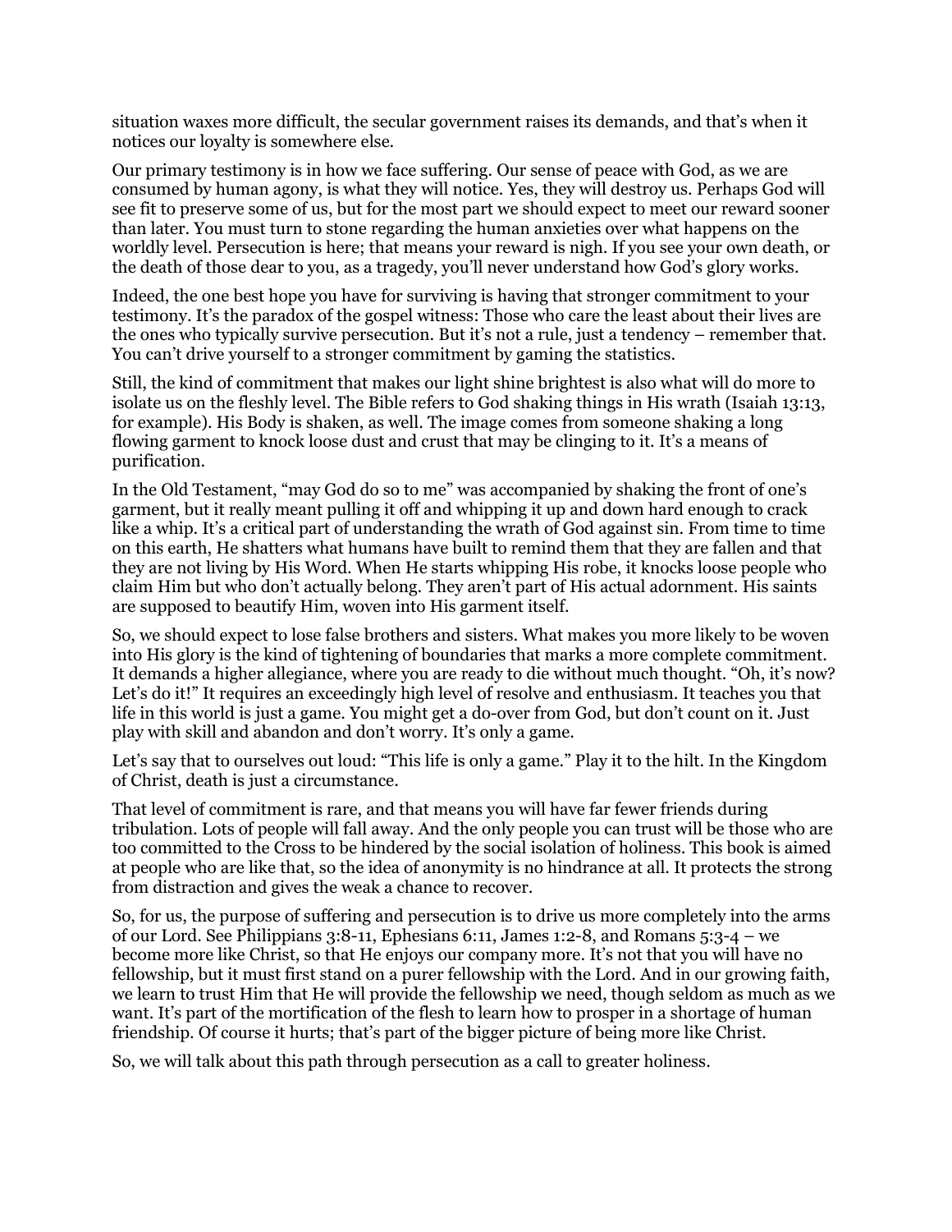situation waxes more difficult, the secular government raises its demands, and that's when it notices our loyalty is somewhere else.

Our primary testimony is in how we face suffering. Our sense of peace with God, as we are consumed by human agony, is what they will notice. Yes, they will destroy us. Perhaps God will see fit to preserve some of us, but for the most part we should expect to meet our reward sooner than later. You must turn to stone regarding the human anxieties over what happens on the worldly level. Persecution is here; that means your reward is nigh. If you see your own death, or the death of those dear to you, as a tragedy, you'll never understand how God's glory works.

Indeed, the one best hope you have for surviving is having that stronger commitment to your testimony. It's the paradox of the gospel witness: Those who care the least about their lives are the ones who typically survive persecution. But it's not a rule, just a tendency – remember that. You can't drive yourself to a stronger commitment by gaming the statistics.

Still, the kind of commitment that makes our light shine brightest is also what will do more to isolate us on the fleshly level. The Bible refers to God shaking things in His wrath (Isaiah 13:13, for example). His Body is shaken, as well. The image comes from someone shaking a long flowing garment to knock loose dust and crust that may be clinging to it. It's a means of purification.

In the Old Testament, "may God do so to me" was accompanied by shaking the front of one's garment, but it really meant pulling it off and whipping it up and down hard enough to crack like a whip. It's a critical part of understanding the wrath of God against sin. From time to time on this earth, He shatters what humans have built to remind them that they are fallen and that they are not living by His Word. When He starts whipping His robe, it knocks loose people who claim Him but who don't actually belong. They aren't part of His actual adornment. His saints are supposed to beautify Him, woven into His garment itself.

So, we should expect to lose false brothers and sisters. What makes you more likely to be woven into His glory is the kind of tightening of boundaries that marks a more complete commitment. It demands a higher allegiance, where you are ready to die without much thought. "Oh, it's now? Let's do it!" It requires an exceedingly high level of resolve and enthusiasm. It teaches you that life in this world is just a game. You might get a do-over from God, but don't count on it. Just play with skill and abandon and don't worry. It's only a game.

Let's say that to ourselves out loud: "This life is only a game." Play it to the hilt. In the Kingdom of Christ, death is just a circumstance.

That level of commitment is rare, and that means you will have far fewer friends during tribulation. Lots of people will fall away. And the only people you can trust will be those who are too committed to the Cross to be hindered by the social isolation of holiness. This book is aimed at people who are like that, so the idea of anonymity is no hindrance at all. It protects the strong from distraction and gives the weak a chance to recover.

So, for us, the purpose of suffering and persecution is to drive us more completely into the arms of our Lord. See Philippians 3:8-11, Ephesians 6:11, James 1:2-8, and Romans 5:3-4 – we become more like Christ, so that He enjoys our company more. It's not that you will have no fellowship, but it must first stand on a purer fellowship with the Lord. And in our growing faith, we learn to trust Him that He will provide the fellowship we need, though seldom as much as we want. It's part of the mortification of the flesh to learn how to prosper in a shortage of human friendship. Of course it hurts; that's part of the bigger picture of being more like Christ.

So, we will talk about this path through persecution as a call to greater holiness.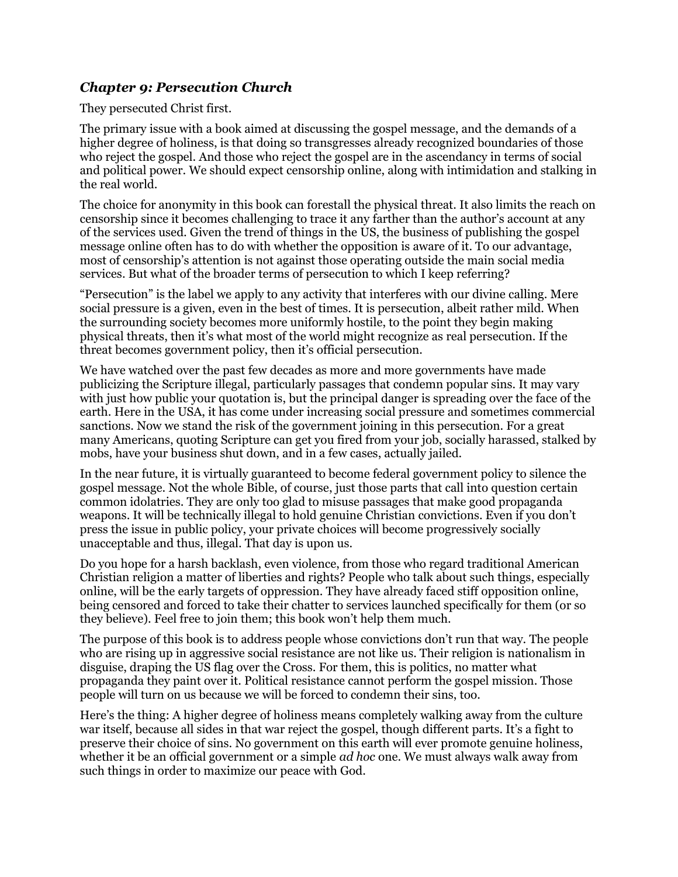### *Chapter 9: Persecution Church*

They persecuted Christ first.

The primary issue with a book aimed at discussing the gospel message, and the demands of a higher degree of holiness, is that doing so transgresses already recognized boundaries of those who reject the gospel. And those who reject the gospel are in the ascendancy in terms of social and political power. We should expect censorship online, along with intimidation and stalking in the real world.

The choice for anonymity in this book can forestall the physical threat. It also limits the reach on censorship since it becomes challenging to trace it any farther than the author's account at any of the services used. Given the trend of things in the US, the business of publishing the gospel message online often has to do with whether the opposition is aware of it. To our advantage, most of censorship's attention is not against those operating outside the main social media services. But what of the broader terms of persecution to which I keep referring?

"Persecution" is the label we apply to any activity that interferes with our divine calling. Mere social pressure is a given, even in the best of times. It is persecution, albeit rather mild. When the surrounding society becomes more uniformly hostile, to the point they begin making physical threats, then it's what most of the world might recognize as real persecution. If the threat becomes government policy, then it's official persecution.

We have watched over the past few decades as more and more governments have made publicizing the Scripture illegal, particularly passages that condemn popular sins. It may vary with just how public your quotation is, but the principal danger is spreading over the face of the earth. Here in the USA, it has come under increasing social pressure and sometimes commercial sanctions. Now we stand the risk of the government joining in this persecution. For a great many Americans, quoting Scripture can get you fired from your job, socially harassed, stalked by mobs, have your business shut down, and in a few cases, actually jailed.

In the near future, it is virtually guaranteed to become federal government policy to silence the gospel message. Not the whole Bible, of course, just those parts that call into question certain common idolatries. They are only too glad to misuse passages that make good propaganda weapons. It will be technically illegal to hold genuine Christian convictions. Even if you don't press the issue in public policy, your private choices will become progressively socially unacceptable and thus, illegal. That day is upon us.

Do you hope for a harsh backlash, even violence, from those who regard traditional American Christian religion a matter of liberties and rights? People who talk about such things, especially online, will be the early targets of oppression. They have already faced stiff opposition online, being censored and forced to take their chatter to services launched specifically for them (or so they believe). Feel free to join them; this book won't help them much.

The purpose of this book is to address people whose convictions don't run that way. The people who are rising up in aggressive social resistance are not like us. Their religion is nationalism in disguise, draping the US flag over the Cross. For them, this is politics, no matter what propaganda they paint over it. Political resistance cannot perform the gospel mission. Those people will turn on us because we will be forced to condemn their sins, too.

Here's the thing: A higher degree of holiness means completely walking away from the culture war itself, because all sides in that war reject the gospel, though different parts. It's a fight to preserve their choice of sins. No government on this earth will ever promote genuine holiness, whether it be an official government or a simple *ad hoc* one. We must always walk away from such things in order to maximize our peace with God.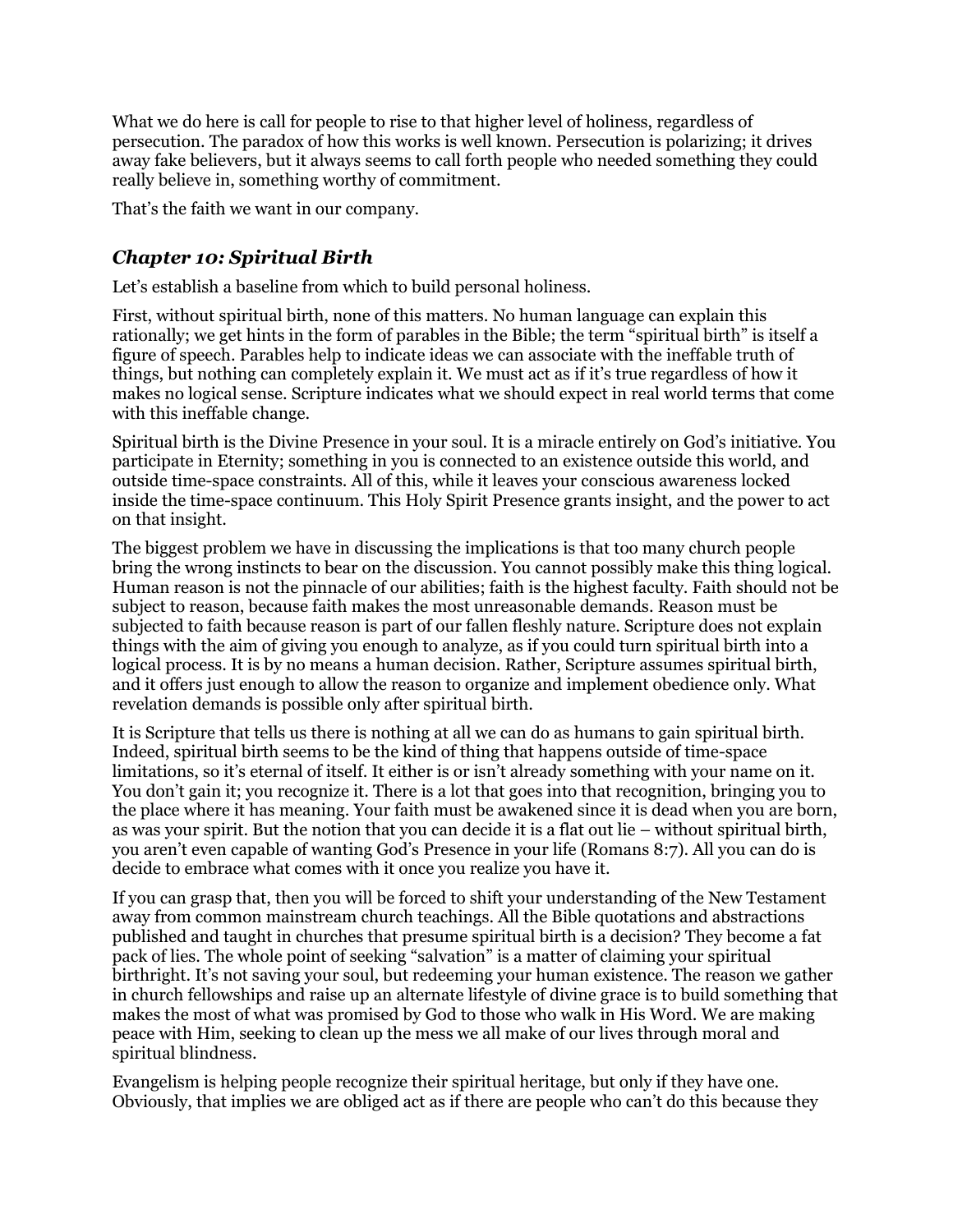What we do here is call for people to rise to that higher level of holiness, regardless of persecution. The paradox of how this works is well known. Persecution is polarizing; it drives away fake believers, but it always seems to call forth people who needed something they could really believe in, something worthy of commitment.

That's the faith we want in our company.

## *Chapter 10: Spiritual Birth*

Let's establish a baseline from which to build personal holiness.

First, without spiritual birth, none of this matters. No human language can explain this rationally; we get hints in the form of parables in the Bible; the term "spiritual birth" is itself a figure of speech. Parables help to indicate ideas we can associate with the ineffable truth of things, but nothing can completely explain it. We must act as if it's true regardless of how it makes no logical sense. Scripture indicates what we should expect in real world terms that come with this ineffable change.

Spiritual birth is the Divine Presence in your soul. It is a miracle entirely on God's initiative. You participate in Eternity; something in you is connected to an existence outside this world, and outside time-space constraints. All of this, while it leaves your conscious awareness locked inside the time-space continuum. This Holy Spirit Presence grants insight, and the power to act on that insight.

The biggest problem we have in discussing the implications is that too many church people bring the wrong instincts to bear on the discussion. You cannot possibly make this thing logical. Human reason is not the pinnacle of our abilities; faith is the highest faculty. Faith should not be subject to reason, because faith makes the most unreasonable demands. Reason must be subjected to faith because reason is part of our fallen fleshly nature. Scripture does not explain things with the aim of giving you enough to analyze, as if you could turn spiritual birth into a logical process. It is by no means a human decision. Rather, Scripture assumes spiritual birth, and it offers just enough to allow the reason to organize and implement obedience only. What revelation demands is possible only after spiritual birth.

It is Scripture that tells us there is nothing at all we can do as humans to gain spiritual birth. Indeed, spiritual birth seems to be the kind of thing that happens outside of time-space limitations, so it's eternal of itself. It either is or isn't already something with your name on it. You don't gain it; you recognize it. There is a lot that goes into that recognition, bringing you to the place where it has meaning. Your faith must be awakened since it is dead when you are born, as was your spirit. But the notion that you can decide it is a flat out lie – without spiritual birth, you aren't even capable of wanting God's Presence in your life (Romans 8:7). All you can do is decide to embrace what comes with it once you realize you have it.

If you can grasp that, then you will be forced to shift your understanding of the New Testament away from common mainstream church teachings. All the Bible quotations and abstractions published and taught in churches that presume spiritual birth is a decision? They become a fat pack of lies. The whole point of seeking "salvation" is a matter of claiming your spiritual birthright. It's not saving your soul, but redeeming your human existence. The reason we gather in church fellowships and raise up an alternate lifestyle of divine grace is to build something that makes the most of what was promised by God to those who walk in His Word. We are making peace with Him, seeking to clean up the mess we all make of our lives through moral and spiritual blindness.

Evangelism is helping people recognize their spiritual heritage, but only if they have one. Obviously, that implies we are obliged act as if there are people who can't do this because they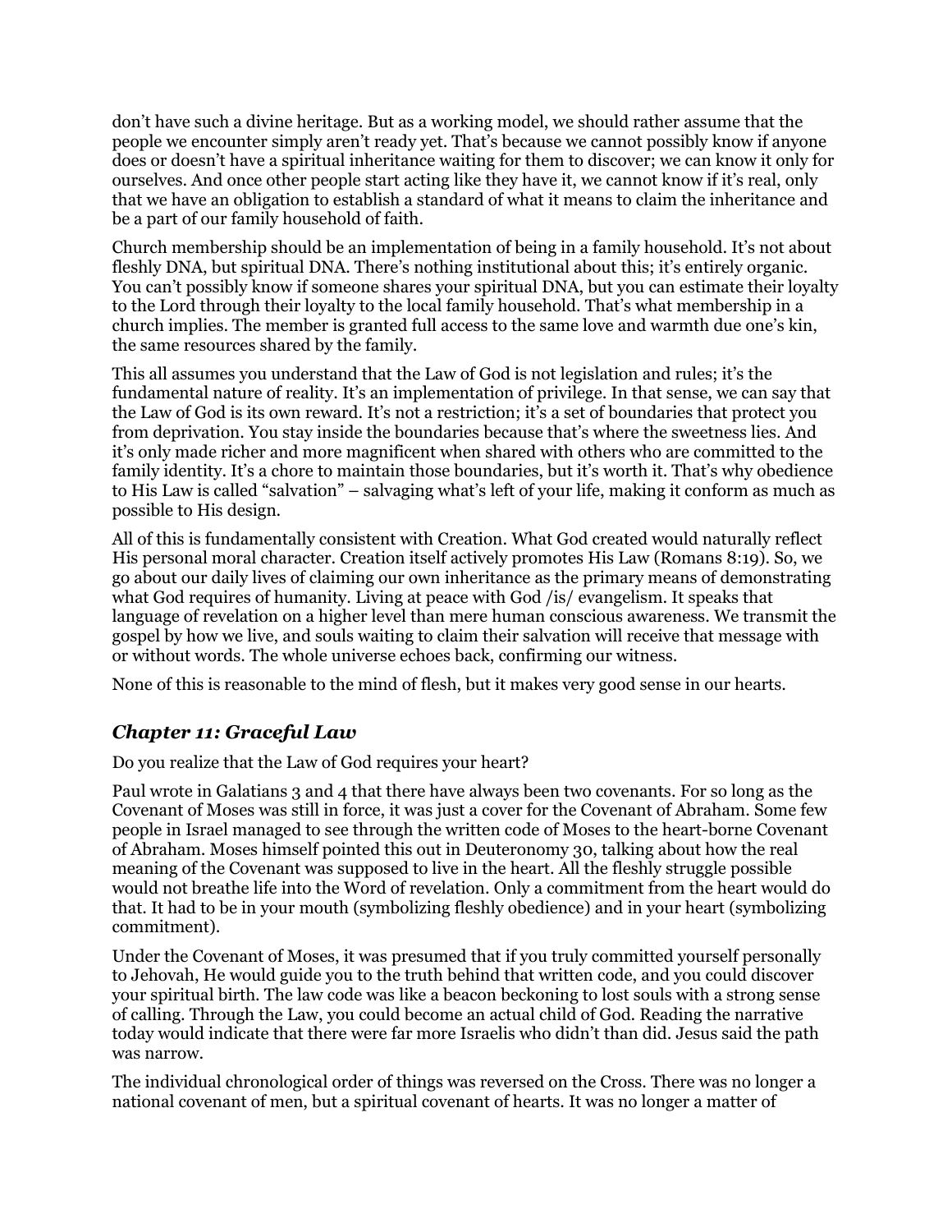don't have such a divine heritage. But as a working model, we should rather assume that the people we encounter simply aren't ready yet. That's because we cannot possibly know if anyone does or doesn't have a spiritual inheritance waiting for them to discover; we can know it only for ourselves. And once other people start acting like they have it, we cannot know if it's real, only that we have an obligation to establish a standard of what it means to claim the inheritance and be a part of our family household of faith.

Church membership should be an implementation of being in a family household. It's not about fleshly DNA, but spiritual DNA. There's nothing institutional about this; it's entirely organic. You can't possibly know if someone shares your spiritual DNA, but you can estimate their loyalty to the Lord through their loyalty to the local family household. That's what membership in a church implies. The member is granted full access to the same love and warmth due one's kin, the same resources shared by the family.

This all assumes you understand that the Law of God is not legislation and rules; it's the fundamental nature of reality. It's an implementation of privilege. In that sense, we can say that the Law of God is its own reward. It's not a restriction; it's a set of boundaries that protect you from deprivation. You stay inside the boundaries because that's where the sweetness lies. And it's only made richer and more magnificent when shared with others who are committed to the family identity. It's a chore to maintain those boundaries, but it's worth it. That's why obedience to His Law is called "salvation" – salvaging what's left of your life, making it conform as much as possible to His design.

All of this is fundamentally consistent with Creation. What God created would naturally reflect His personal moral character. Creation itself actively promotes His Law (Romans 8:19). So, we go about our daily lives of claiming our own inheritance as the primary means of demonstrating what God requires of humanity. Living at peace with God /is/ evangelism. It speaks that language of revelation on a higher level than mere human conscious awareness. We transmit the gospel by how we live, and souls waiting to claim their salvation will receive that message with or without words. The whole universe echoes back, confirming our witness.

None of this is reasonable to the mind of flesh, but it makes very good sense in our hearts.

## *Chapter 11: Graceful Law*

Do you realize that the Law of God requires your heart?

Paul wrote in Galatians 3 and 4 that there have always been two covenants. For so long as the Covenant of Moses was still in force, it was just a cover for the Covenant of Abraham. Some few people in Israel managed to see through the written code of Moses to the heart-borne Covenant of Abraham. Moses himself pointed this out in Deuteronomy 30, talking about how the real meaning of the Covenant was supposed to live in the heart. All the fleshly struggle possible would not breathe life into the Word of revelation. Only a commitment from the heart would do that. It had to be in your mouth (symbolizing fleshly obedience) and in your heart (symbolizing commitment).

Under the Covenant of Moses, it was presumed that if you truly committed yourself personally to Jehovah, He would guide you to the truth behind that written code, and you could discover your spiritual birth. The law code was like a beacon beckoning to lost souls with a strong sense of calling. Through the Law, you could become an actual child of God. Reading the narrative today would indicate that there were far more Israelis who didn't than did. Jesus said the path was narrow.

The individual chronological order of things was reversed on the Cross. There was no longer a national covenant of men, but a spiritual covenant of hearts. It was no longer a matter of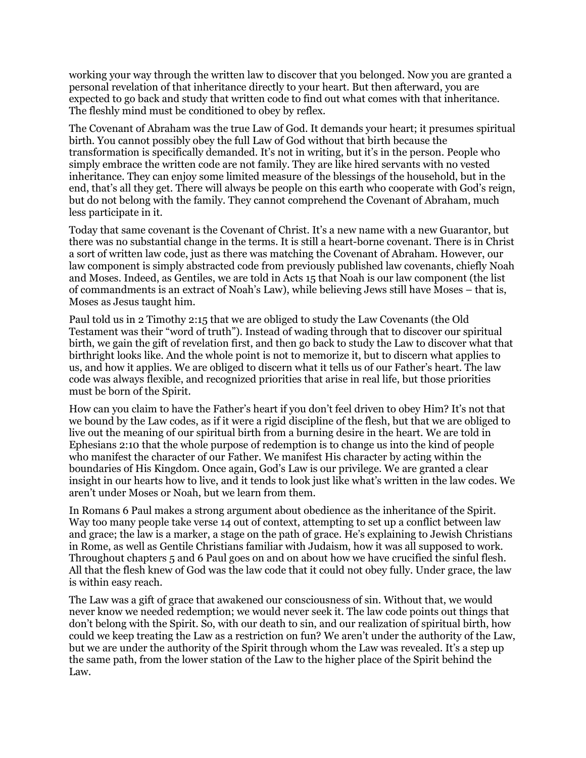working your way through the written law to discover that you belonged. Now you are granted a personal revelation of that inheritance directly to your heart. But then afterward, you are expected to go back and study that written code to find out what comes with that inheritance. The fleshly mind must be conditioned to obey by reflex.

The Covenant of Abraham was the true Law of God. It demands your heart; it presumes spiritual birth. You cannot possibly obey the full Law of God without that birth because the transformation is specifically demanded. It's not in writing, but it's in the person. People who simply embrace the written code are not family. They are like hired servants with no vested inheritance. They can enjoy some limited measure of the blessings of the household, but in the end, that's all they get. There will always be people on this earth who cooperate with God's reign, but do not belong with the family. They cannot comprehend the Covenant of Abraham, much less participate in it.

Today that same covenant is the Covenant of Christ. It's a new name with a new Guarantor, but there was no substantial change in the terms. It is still a heart-borne covenant. There is in Christ a sort of written law code, just as there was matching the Covenant of Abraham. However, our law component is simply abstracted code from previously published law covenants, chiefly Noah and Moses. Indeed, as Gentiles, we are told in Acts 15 that Noah is our law component (the list of commandments is an extract of Noah's Law), while believing Jews still have Moses – that is, Moses as Jesus taught him.

Paul told us in 2 Timothy 2:15 that we are obliged to study the Law Covenants (the Old Testament was their "word of truth"). Instead of wading through that to discover our spiritual birth, we gain the gift of revelation first, and then go back to study the Law to discover what that birthright looks like. And the whole point is not to memorize it, but to discern what applies to us, and how it applies. We are obliged to discern what it tells us of our Father's heart. The law code was always flexible, and recognized priorities that arise in real life, but those priorities must be born of the Spirit.

How can you claim to have the Father's heart if you don't feel driven to obey Him? It's not that we bound by the Law codes, as if it were a rigid discipline of the flesh, but that we are obliged to live out the meaning of our spiritual birth from a burning desire in the heart. We are told in Ephesians 2:10 that the whole purpose of redemption is to change us into the kind of people who manifest the character of our Father. We manifest His character by acting within the boundaries of His Kingdom. Once again, God's Law is our privilege. We are granted a clear insight in our hearts how to live, and it tends to look just like what's written in the law codes. We aren't under Moses or Noah, but we learn from them.

In Romans 6 Paul makes a strong argument about obedience as the inheritance of the Spirit. Way too many people take verse 14 out of context, attempting to set up a conflict between law and grace; the law is a marker, a stage on the path of grace. He's explaining to Jewish Christians in Rome, as well as Gentile Christians familiar with Judaism, how it was all supposed to work. Throughout chapters 5 and 6 Paul goes on and on about how we have crucified the sinful flesh. All that the flesh knew of God was the law code that it could not obey fully. Under grace, the law is within easy reach.

The Law was a gift of grace that awakened our consciousness of sin. Without that, we would never know we needed redemption; we would never seek it. The law code points out things that don't belong with the Spirit. So, with our death to sin, and our realization of spiritual birth, how could we keep treating the Law as a restriction on fun? We aren't under the authority of the Law, but we are under the authority of the Spirit through whom the Law was revealed. It's a step up the same path, from the lower station of the Law to the higher place of the Spirit behind the Law.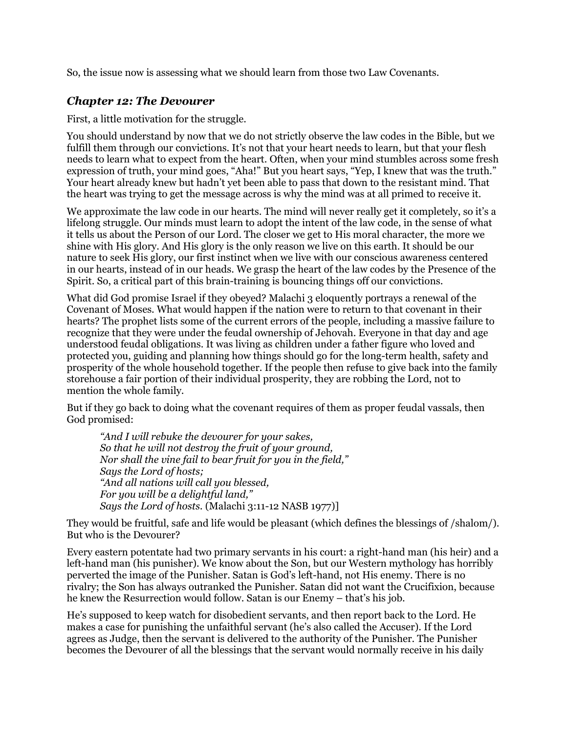So, the issue now is assessing what we should learn from those two Law Covenants.

## *Chapter 12: The Devourer*

First, a little motivation for the struggle.

You should understand by now that we do not strictly observe the law codes in the Bible, but we fulfill them through our convictions. It's not that your heart needs to learn, but that your flesh needs to learn what to expect from the heart. Often, when your mind stumbles across some fresh expression of truth, your mind goes, "Aha!" But you heart says, "Yep, I knew that was the truth." Your heart already knew but hadn't yet been able to pass that down to the resistant mind. That the heart was trying to get the message across is why the mind was at all primed to receive it.

We approximate the law code in our hearts. The mind will never really get it completely, so it's a lifelong struggle. Our minds must learn to adopt the intent of the law code, in the sense of what it tells us about the Person of our Lord. The closer we get to His moral character, the more we shine with His glory. And His glory is the only reason we live on this earth. It should be our nature to seek His glory, our first instinct when we live with our conscious awareness centered in our hearts, instead of in our heads. We grasp the heart of the law codes by the Presence of the Spirit. So, a critical part of this brain-training is bouncing things off our convictions.

What did God promise Israel if they obeyed? Malachi 3 eloquently portrays a renewal of the Covenant of Moses. What would happen if the nation were to return to that covenant in their hearts? The prophet lists some of the current errors of the people, including a massive failure to recognize that they were under the feudal ownership of Jehovah. Everyone in that day and age understood feudal obligations. It was living as children under a father figure who loved and protected you, guiding and planning how things should go for the long-term health, safety and prosperity of the whole household together. If the people then refuse to give back into the family storehouse a fair portion of their individual prosperity, they are robbing the Lord, not to mention the whole family.

But if they go back to doing what the covenant requires of them as proper feudal vassals, then God promised:

> *"And I will rebuke the devourer for your sakes,*
> *So that he will not destroy the fruit of your ground,*
> *Nor shall the vine fail to bear fruit for you in the field,"*
> *Says the Lord of hosts;*
> *"And all nations will call you blessed,*
> *For you will be a delightful land,"*
> *Says the Lord of hosts.* (Malachi 3:11-12 NASB 1977)]

They would be fruitful, safe and life would be pleasant (which defines the blessings of /shalom/). But who is the Devourer?

Every eastern potentate had two primary servants in his court: a right-hand man (his heir) and a left-hand man (his punisher). We know about the Son, but our Western mythology has horribly perverted the image of the Punisher. Satan is God's left-hand, not His enemy. There is no rivalry; the Son has always outranked the Punisher. Satan did not want the Crucifixion, because he knew the Resurrection would follow. Satan is our Enemy – that's his job.

He's supposed to keep watch for disobedient servants, and then report back to the Lord. He makes a case for punishing the unfaithful servant (he's also called the Accuser). If the Lord agrees as Judge, then the servant is delivered to the authority of the Punisher. The Punisher becomes the Devourer of all the blessings that the servant would normally receive in his daily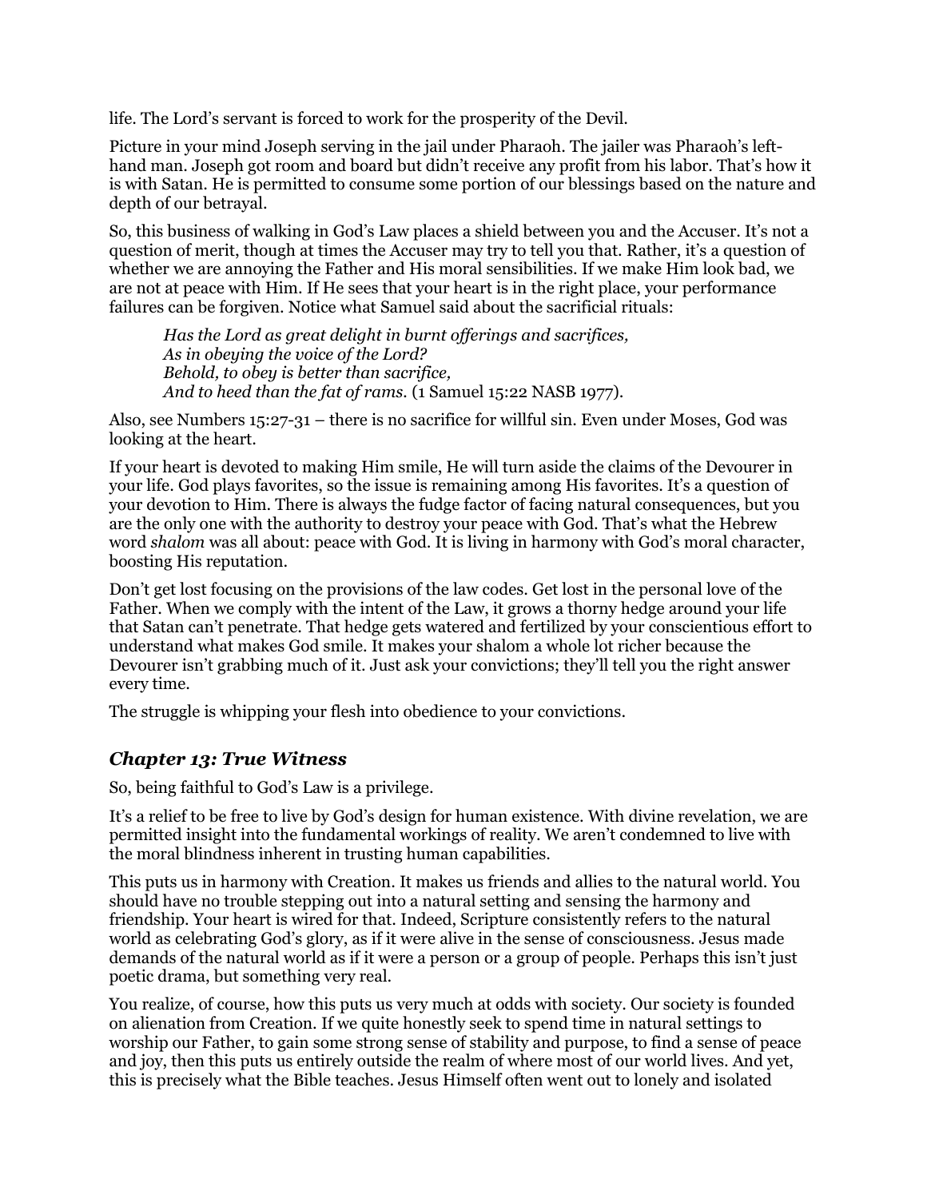life. The Lord's servant is forced to work for the prosperity of the Devil.

Picture in your mind Joseph serving in the jail under Pharaoh. The jailer was Pharaoh's left-hand man. Joseph got room and board but didn't receive any profit from his labor. That's how it is with Satan. He is permitted to consume some portion of our blessings based on the nature and depth of our betrayal.

So, this business of walking in God's Law places a shield between you and the Accuser. It's not a question of merit, though at times the Accuser may try to tell you that. Rather, it's a question of whether we are annoying the Father and His moral sensibilities. If we make Him look bad, we are not at peace with Him. If He sees that your heart is in the right place, your performance failures can be forgiven. Notice what Samuel said about the sacrificial rituals:

> *Has the Lord as great delight in burnt offerings and sacrifices,*
> *As in obeying the voice of the Lord?*
> *Behold, to obey is better than sacrifice,*
> *And to heed than the fat of rams.* (1 Samuel 15:22 NASB 1977).

Also, see Numbers 15:27-31 – there is no sacrifice for willful sin. Even under Moses, God was looking at the heart.

If your heart is devoted to making Him smile, He will turn aside the claims of the Devourer in your life. God plays favorites, so the issue is remaining among His favorites. It's a question of your devotion to Him. There is always the fudge factor of facing natural consequences, but you are the only one with the authority to destroy your peace with God. That's what the Hebrew word *shalom* was all about: peace with God. It is living in harmony with God's moral character, boosting His reputation.

Don't get lost focusing on the provisions of the law codes. Get lost in the personal love of the Father. When we comply with the intent of the Law, it grows a thorny hedge around your life that Satan can't penetrate. That hedge gets watered and fertilized by your conscientious effort to understand what makes God smile. It makes your shalom a whole lot richer because the Devourer isn't grabbing much of it. Just ask your convictions; they'll tell you the right answer every time.

The struggle is whipping your flesh into obedience to your convictions.

## *Chapter 13: True Witness*

So, being faithful to God's Law is a privilege.

It's a relief to be free to live by God's design for human existence. With divine revelation, we are permitted insight into the fundamental workings of reality. We aren't condemned to live with the moral blindness inherent in trusting human capabilities.

This puts us in harmony with Creation. It makes us friends and allies to the natural world. You should have no trouble stepping out into a natural setting and sensing the harmony and friendship. Your heart is wired for that. Indeed, Scripture consistently refers to the natural world as celebrating God's glory, as if it were alive in the sense of consciousness. Jesus made demands of the natural world as if it were a person or a group of people. Perhaps this isn't just poetic drama, but something very real.

You realize, of course, how this puts us very much at odds with society. Our society is founded on alienation from Creation. If we quite honestly seek to spend time in natural settings to worship our Father, to gain some strong sense of stability and purpose, to find a sense of peace and joy, then this puts us entirely outside the realm of where most of our world lives. And yet, this is precisely what the Bible teaches. Jesus Himself often went out to lonely and isolated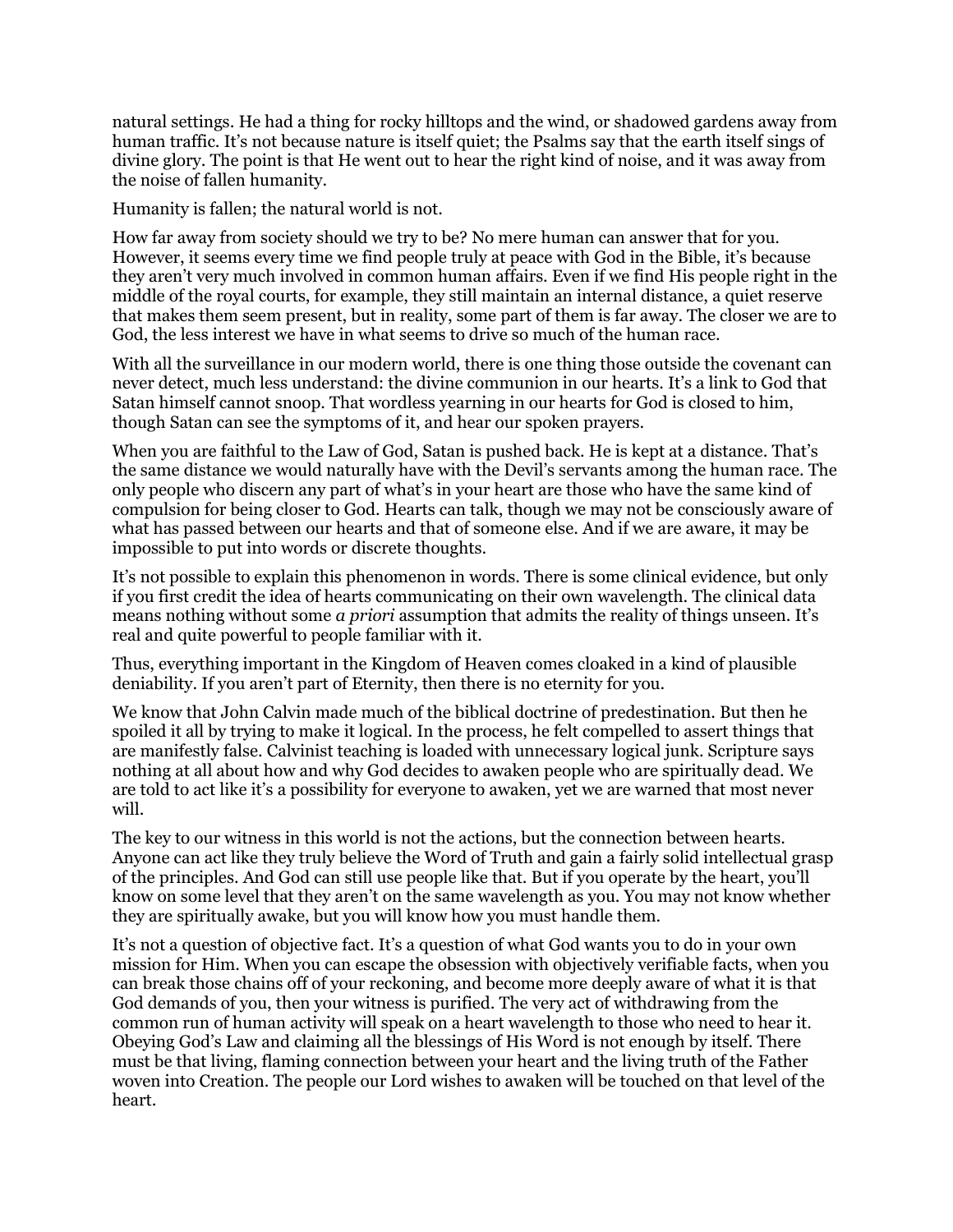natural settings. He had a thing for rocky hilltops and the wind, or shadowed gardens away from human traffic. It's not because nature is itself quiet; the Psalms say that the earth itself sings of divine glory. The point is that He went out to hear the right kind of noise, and it was away from the noise of fallen humanity.

Humanity is fallen; the natural world is not.

How far away from society should we try to be? No mere human can answer that for you. However, it seems every time we find people truly at peace with God in the Bible, it's because they aren't very much involved in common human affairs. Even if we find His people right in the middle of the royal courts, for example, they still maintain an internal distance, a quiet reserve that makes them seem present, but in reality, some part of them is far away. The closer we are to God, the less interest we have in what seems to drive so much of the human race.

With all the surveillance in our modern world, there is one thing those outside the covenant can never detect, much less understand: the divine communion in our hearts. It's a link to God that Satan himself cannot snoop. That wordless yearning in our hearts for God is closed to him, though Satan can see the symptoms of it, and hear our spoken prayers.

When you are faithful to the Law of God, Satan is pushed back. He is kept at a distance. That's the same distance we would naturally have with the Devil's servants among the human race. The only people who discern any part of what's in your heart are those who have the same kind of compulsion for being closer to God. Hearts can talk, though we may not be consciously aware of what has passed between our hearts and that of someone else. And if we are aware, it may be impossible to put into words or discrete thoughts.

It's not possible to explain this phenomenon in words. There is some clinical evidence, but only if you first credit the idea of hearts communicating on their own wavelength. The clinical data means nothing without some *a priori* assumption that admits the reality of things unseen. It's real and quite powerful to people familiar with it.

Thus, everything important in the Kingdom of Heaven comes cloaked in a kind of plausible deniability. If you aren't part of Eternity, then there is no eternity for you.

We know that John Calvin made much of the biblical doctrine of predestination. But then he spoiled it all by trying to make it logical. In the process, he felt compelled to assert things that are manifestly false. Calvinist teaching is loaded with unnecessary logical junk. Scripture says nothing at all about how and why God decides to awaken people who are spiritually dead. We are told to act like it's a possibility for everyone to awaken, yet we are warned that most never will.

The key to our witness in this world is not the actions, but the connection between hearts. Anyone can act like they truly believe the Word of Truth and gain a fairly solid intellectual grasp of the principles. And God can still use people like that. But if you operate by the heart, you'll know on some level that they aren't on the same wavelength as you. You may not know whether they are spiritually awake, but you will know how you must handle them.

It's not a question of objective fact. It's a question of what God wants you to do in your own mission for Him. When you can escape the obsession with objectively verifiable facts, when you can break those chains off of your reckoning, and become more deeply aware of what it is that God demands of you, then your witness is purified. The very act of withdrawing from the common run of human activity will speak on a heart wavelength to those who need to hear it. Obeying God's Law and claiming all the blessings of His Word is not enough by itself. There must be that living, flaming connection between your heart and the living truth of the Father woven into Creation. The people our Lord wishes to awaken will be touched on that level of the heart.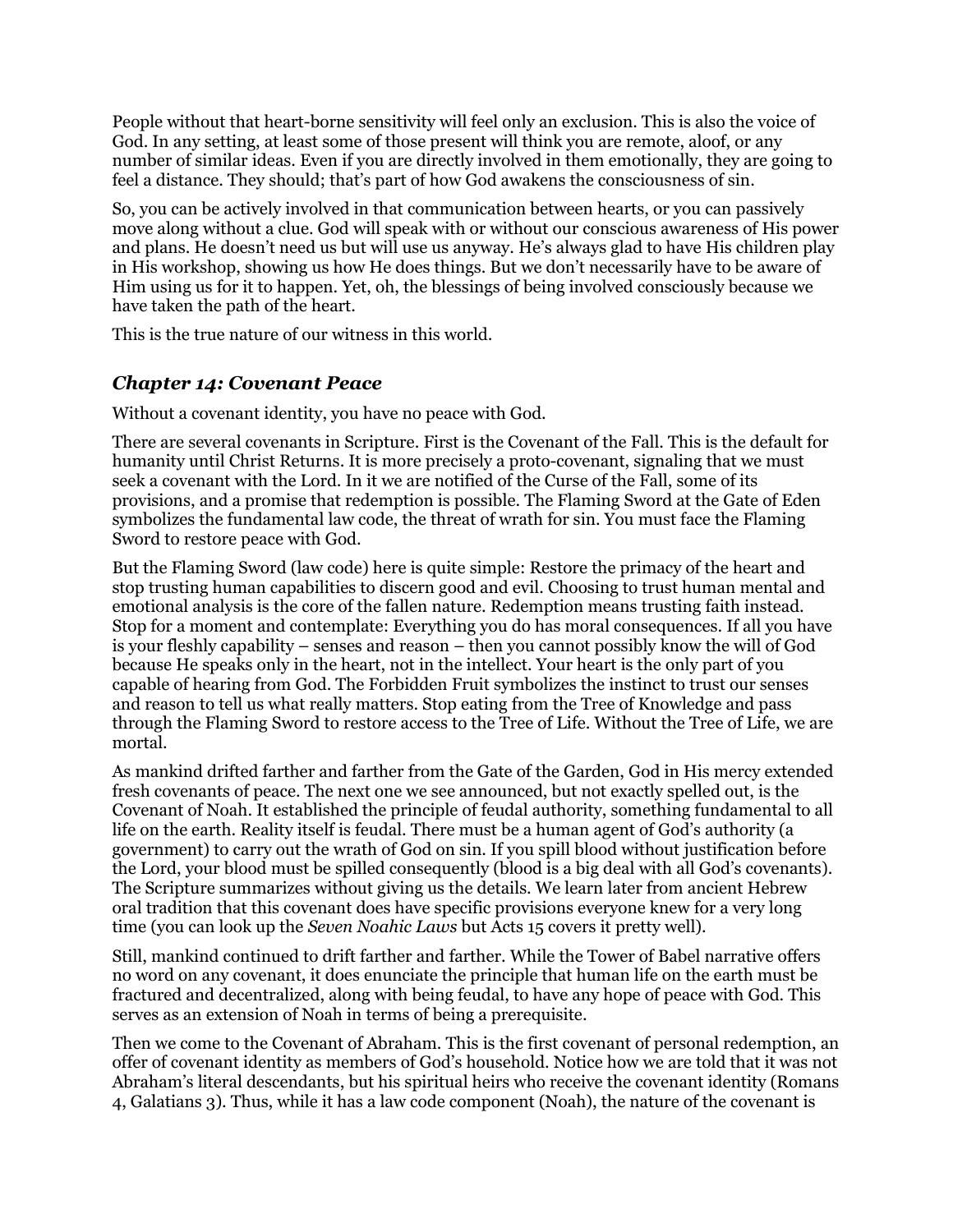People without that heart-borne sensitivity will feel only an exclusion. This is also the voice of God. In any setting, at least some of those present will think you are remote, aloof, or any number of similar ideas. Even if you are directly involved in them emotionally, they are going to feel a distance. They should; that's part of how God awakens the consciousness of sin.

So, you can be actively involved in that communication between hearts, or you can passively move along without a clue. God will speak with or without our conscious awareness of His power and plans. He doesn't need us but will use us anyway. He's always glad to have His children play in His workshop, showing us how He does things. But we don't necessarily have to be aware of Him using us for it to happen. Yet, oh, the blessings of being involved consciously because we have taken the path of the heart.

This is the true nature of our witness in this world.

## *Chapter 14: Covenant Peace*

Without a covenant identity, you have no peace with God.

There are several covenants in Scripture. First is the Covenant of the Fall. This is the default for humanity until Christ Returns. It is more precisely a proto-covenant, signaling that we must seek a covenant with the Lord. In it we are notified of the Curse of the Fall, some of its provisions, and a promise that redemption is possible. The Flaming Sword at the Gate of Eden symbolizes the fundamental law code, the threat of wrath for sin. You must face the Flaming Sword to restore peace with God.

But the Flaming Sword (law code) here is quite simple: Restore the primacy of the heart and stop trusting human capabilities to discern good and evil. Choosing to trust human mental and emotional analysis is the core of the fallen nature. Redemption means trusting faith instead. Stop for a moment and contemplate: Everything you do has moral consequences. If all you have is your fleshly capability – senses and reason – then you cannot possibly know the will of God because He speaks only in the heart, not in the intellect. Your heart is the only part of you capable of hearing from God. The Forbidden Fruit symbolizes the instinct to trust our senses and reason to tell us what really matters. Stop eating from the Tree of Knowledge and pass through the Flaming Sword to restore access to the Tree of Life. Without the Tree of Life, we are mortal.

As mankind drifted farther and farther from the Gate of the Garden, God in His mercy extended fresh covenants of peace. The next one we see announced, but not exactly spelled out, is the Covenant of Noah. It established the principle of feudal authority, something fundamental to all life on the earth. Reality itself is feudal. There must be a human agent of God's authority (a government) to carry out the wrath of God on sin. If you spill blood without justification before the Lord, your blood must be spilled consequently (blood is a big deal with all God's covenants). The Scripture summarizes without giving us the details. We learn later from ancient Hebrew oral tradition that this covenant does have specific provisions everyone knew for a very long time (you can look up the *Seven Noahic Laws* but Acts 15 covers it pretty well).

Still, mankind continued to drift farther and farther. While the Tower of Babel narrative offers no word on any covenant, it does enunciate the principle that human life on the earth must be fractured and decentralized, along with being feudal, to have any hope of peace with God. This serves as an extension of Noah in terms of being a prerequisite.

Then we come to the Covenant of Abraham. This is the first covenant of personal redemption, an offer of covenant identity as members of God's household. Notice how we are told that it was not Abraham's literal descendants, but his spiritual heirs who receive the covenant identity (Romans 4, Galatians 3). Thus, while it has a law code component (Noah), the nature of the covenant is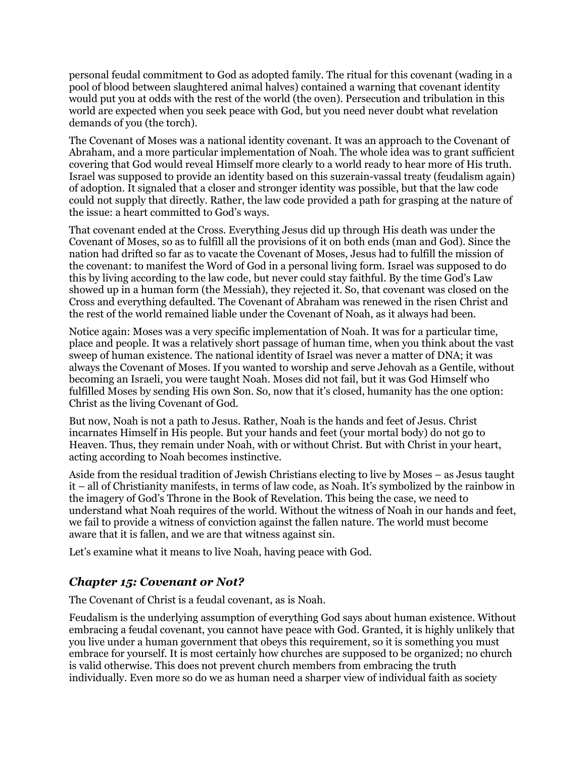personal feudal commitment to God as adopted family. The ritual for this covenant (wading in a pool of blood between slaughtered animal halves) contained a warning that covenant identity would put you at odds with the rest of the world (the oven). Persecution and tribulation in this world are expected when you seek peace with God, but you need never doubt what revelation demands of you (the torch).

The Covenant of Moses was a national identity covenant. It was an approach to the Covenant of Abraham, and a more particular implementation of Noah. The whole idea was to grant sufficient covering that God would reveal Himself more clearly to a world ready to hear more of His truth. Israel was supposed to provide an identity based on this suzerain-vassal treaty (feudalism again) of adoption. It signaled that a closer and stronger identity was possible, but that the law code could not supply that directly. Rather, the law code provided a path for grasping at the nature of the issue: a heart committed to God's ways.

That covenant ended at the Cross. Everything Jesus did up through His death was under the Covenant of Moses, so as to fulfill all the provisions of it on both ends (man and God). Since the nation had drifted so far as to vacate the Covenant of Moses, Jesus had to fulfill the mission of the covenant: to manifest the Word of God in a personal living form. Israel was supposed to do this by living according to the law code, but never could stay faithful. By the time God's Law showed up in a human form (the Messiah), they rejected it. So, that covenant was closed on the Cross and everything defaulted. The Covenant of Abraham was renewed in the risen Christ and the rest of the world remained liable under the Covenant of Noah, as it always had been.

Notice again: Moses was a very specific implementation of Noah. It was for a particular time, place and people. It was a relatively short passage of human time, when you think about the vast sweep of human existence. The national identity of Israel was never a matter of DNA; it was always the Covenant of Moses. If you wanted to worship and serve Jehovah as a Gentile, without becoming an Israeli, you were taught Noah. Moses did not fail, but it was God Himself who fulfilled Moses by sending His own Son. So, now that it's closed, humanity has the one option: Christ as the living Covenant of God.

But now, Noah is not a path to Jesus. Rather, Noah is the hands and feet of Jesus. Christ incarnates Himself in His people. But your hands and feet (your mortal body) do not go to Heaven. Thus, they remain under Noah, with or without Christ. But with Christ in your heart, acting according to Noah becomes instinctive.

Aside from the residual tradition of Jewish Christians electing to live by Moses – as Jesus taught it – all of Christianity manifests, in terms of law code, as Noah. It's symbolized by the rainbow in the imagery of God's Throne in the Book of Revelation. This being the case, we need to understand what Noah requires of the world. Without the witness of Noah in our hands and feet, we fail to provide a witness of conviction against the fallen nature. The world must become aware that it is fallen, and we are that witness against sin.

Let's examine what it means to live Noah, having peace with God.

## *Chapter 15: Covenant or Not?*

The Covenant of Christ is a feudal covenant, as is Noah.

Feudalism is the underlying assumption of everything God says about human existence. Without embracing a feudal covenant, you cannot have peace with God. Granted, it is highly unlikely that you live under a human government that obeys this requirement, so it is something you must embrace for yourself. It is most certainly how churches are supposed to be organized; no church is valid otherwise. This does not prevent church members from embracing the truth individually. Even more so do we as human need a sharper view of individual faith as society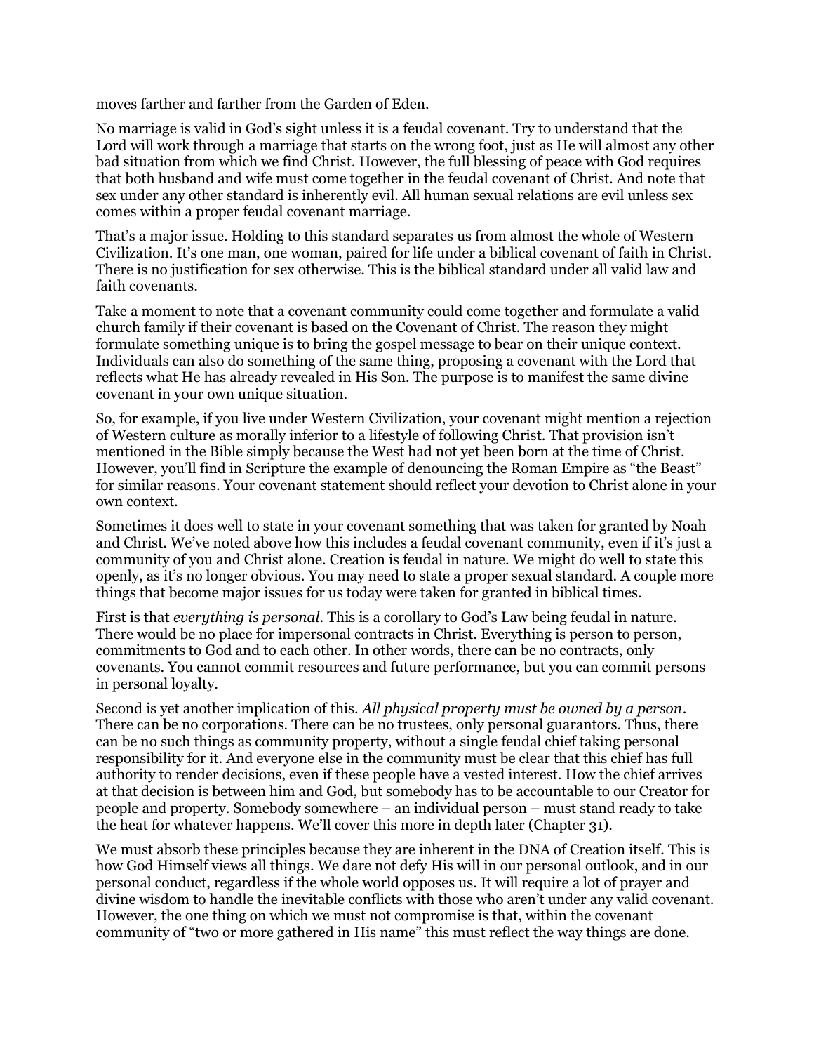moves farther and farther from the Garden of Eden.

No marriage is valid in God's sight unless it is a feudal covenant. Try to understand that the Lord will work through a marriage that starts on the wrong foot, just as He will almost any other bad situation from which we find Christ. However, the full blessing of peace with God requires that both husband and wife must come together in the feudal covenant of Christ. And note that sex under any other standard is inherently evil. All human sexual relations are evil unless sex comes within a proper feudal covenant marriage.

That's a major issue. Holding to this standard separates us from almost the whole of Western Civilization. It's one man, one woman, paired for life under a biblical covenant of faith in Christ. There is no justification for sex otherwise. This is the biblical standard under all valid law and faith covenants.

Take a moment to note that a covenant community could come together and formulate a valid church family if their covenant is based on the Covenant of Christ. The reason they might formulate something unique is to bring the gospel message to bear on their unique context. Individuals can also do something of the same thing, proposing a covenant with the Lord that reflects what He has already revealed in His Son. The purpose is to manifest the same divine covenant in your own unique situation.

So, for example, if you live under Western Civilization, your covenant might mention a rejection of Western culture as morally inferior to a lifestyle of following Christ. That provision isn't mentioned in the Bible simply because the West had not yet been born at the time of Christ. However, you'll find in Scripture the example of denouncing the Roman Empire as "the Beast" for similar reasons. Your covenant statement should reflect your devotion to Christ alone in your own context.

Sometimes it does well to state in your covenant something that was taken for granted by Noah and Christ. We've noted above how this includes a feudal covenant community, even if it's just a community of you and Christ alone. Creation is feudal in nature. We might do well to state this openly, as it's no longer obvious. You may need to state a proper sexual standard. A couple more things that become major issues for us today were taken for granted in biblical times.

First is that *everything is personal*. This is a corollary to God's Law being feudal in nature. There would be no place for impersonal contracts in Christ. Everything is person to person, commitments to God and to each other. In other words, there can be no contracts, only covenants. You cannot commit resources and future performance, but you can commit persons in personal loyalty.

Second is yet another implication of this. *All physical property must be owned by a person*. There can be no corporations. There can be no trustees, only personal guarantors. Thus, there can be no such things as community property, without a single feudal chief taking personal responsibility for it. And everyone else in the community must be clear that this chief has full authority to render decisions, even if these people have a vested interest. How the chief arrives at that decision is between him and God, but somebody has to be accountable to our Creator for people and property. Somebody somewhere – an individual person – must stand ready to take the heat for whatever happens. We'll cover this more in depth later (Chapter 31).

We must absorb these principles because they are inherent in the DNA of Creation itself. This is how God Himself views all things. We dare not defy His will in our personal outlook, and in our personal conduct, regardless if the whole world opposes us. It will require a lot of prayer and divine wisdom to handle the inevitable conflicts with those who aren't under any valid covenant. However, the one thing on which we must not compromise is that, within the covenant community of "two or more gathered in His name" this must reflect the way things are done.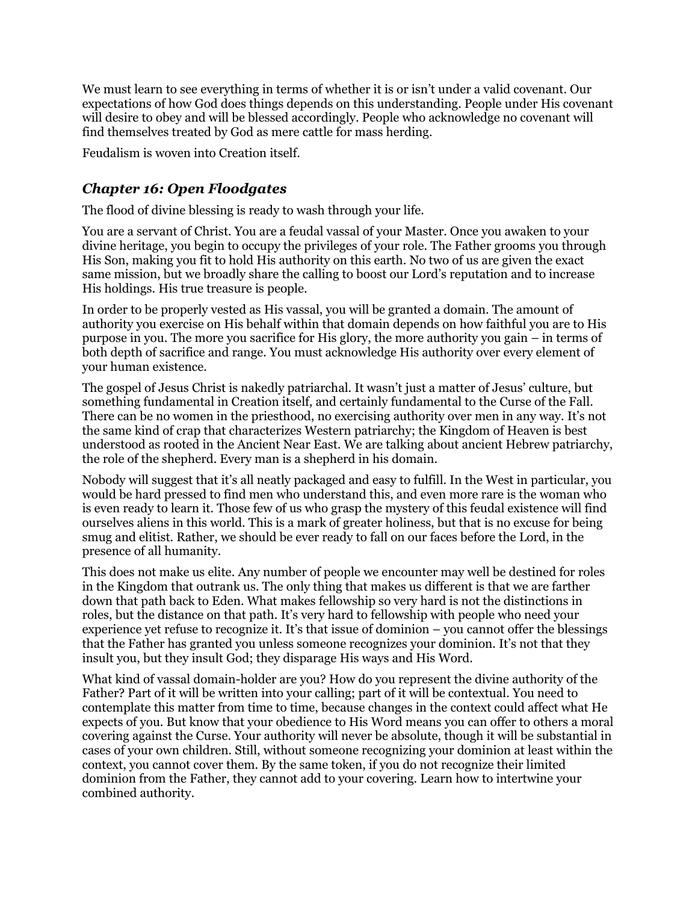We must learn to see everything in terms of whether it is or isn't under a valid covenant. Our expectations of how God does things depends on this understanding. People under His covenant will desire to obey and will be blessed accordingly. People who acknowledge no covenant will find themselves treated by God as mere cattle for mass herding.

Feudalism is woven into Creation itself.

## *Chapter 16: Open Floodgates*

The flood of divine blessing is ready to wash through your life.

You are a servant of Christ. You are a feudal vassal of your Master. Once you awaken to your divine heritage, you begin to occupy the privileges of your role. The Father grooms you through His Son, making you fit to hold His authority on this earth. No two of us are given the exact same mission, but we broadly share the calling to boost our Lord's reputation and to increase His holdings. His true treasure is people.

In order to be properly vested as His vassal, you will be granted a domain. The amount of authority you exercise on His behalf within that domain depends on how faithful you are to His purpose in you. The more you sacrifice for His glory, the more authority you gain – in terms of both depth of sacrifice and range. You must acknowledge His authority over every element of your human existence.

The gospel of Jesus Christ is nakedly patriarchal. It wasn't just a matter of Jesus' culture, but something fundamental in Creation itself, and certainly fundamental to the Curse of the Fall. There can be no women in the priesthood, no exercising authority over men in any way. It's not the same kind of crap that characterizes Western patriarchy; the Kingdom of Heaven is best understood as rooted in the Ancient Near East. We are talking about ancient Hebrew patriarchy, the role of the shepherd. Every man is a shepherd in his domain.

Nobody will suggest that it's all neatly packaged and easy to fulfill. In the West in particular, you would be hard pressed to find men who understand this, and even more rare is the woman who is even ready to learn it. Those few of us who grasp the mystery of this feudal existence will find ourselves aliens in this world. This is a mark of greater holiness, but that is no excuse for being smug and elitist. Rather, we should be ever ready to fall on our faces before the Lord, in the presence of all humanity.

This does not make us elite. Any number of people we encounter may well be destined for roles in the Kingdom that outrank us. The only thing that makes us different is that we are farther down that path back to Eden. What makes fellowship so very hard is not the distinctions in roles, but the distance on that path. It's very hard to fellowship with people who need your experience yet refuse to recognize it. It's that issue of dominion – you cannot offer the blessings that the Father has granted you unless someone recognizes your dominion. It's not that they insult you, but they insult God; they disparage His ways and His Word.

What kind of vassal domain-holder are you? How do you represent the divine authority of the Father? Part of it will be written into your calling; part of it will be contextual. You need to contemplate this matter from time to time, because changes in the context could affect what He expects of you. But know that your obedience to His Word means you can offer to others a moral covering against the Curse. Your authority will never be absolute, though it will be substantial in cases of your own children. Still, without someone recognizing your dominion at least within the context, you cannot cover them. By the same token, if you do not recognize their limited dominion from the Father, they cannot add to your covering. Learn how to intertwine your combined authority.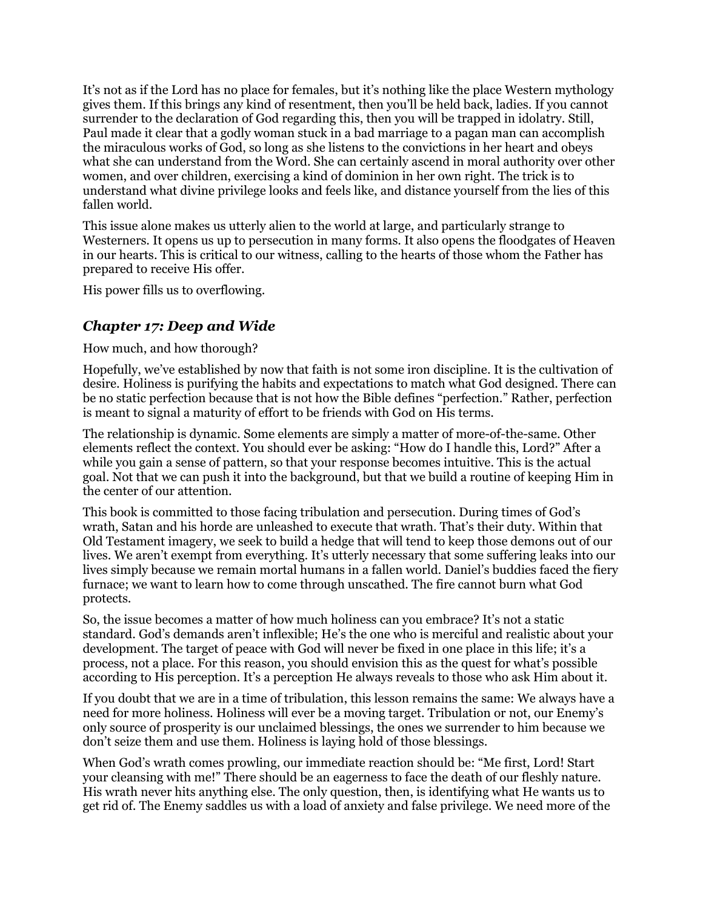It's not as if the Lord has no place for females, but it's nothing like the place Western mythology gives them. If this brings any kind of resentment, then you'll be held back, ladies. If you cannot surrender to the declaration of God regarding this, then you will be trapped in idolatry. Still, Paul made it clear that a godly woman stuck in a bad marriage to a pagan man can accomplish the miraculous works of God, so long as she listens to the convictions in her heart and obeys what she can understand from the Word. She can certainly ascend in moral authority over other women, and over children, exercising a kind of dominion in her own right. The trick is to understand what divine privilege looks and feels like, and distance yourself from the lies of this fallen world.

This issue alone makes us utterly alien to the world at large, and particularly strange to Westerners. It opens us up to persecution in many forms. It also opens the floodgates of Heaven in our hearts. This is critical to our witness, calling to the hearts of those whom the Father has prepared to receive His offer.

His power fills us to overflowing.

## *Chapter 17: Deep and Wide*

How much, and how thorough?

Hopefully, we've established by now that faith is not some iron discipline. It is the cultivation of desire. Holiness is purifying the habits and expectations to match what God designed. There can be no static perfection because that is not how the Bible defines "perfection." Rather, perfection is meant to signal a maturity of effort to be friends with God on His terms.

The relationship is dynamic. Some elements are simply a matter of more-of-the-same. Other elements reflect the context. You should ever be asking: "How do I handle this, Lord?" After a while you gain a sense of pattern, so that your response becomes intuitive. This is the actual goal. Not that we can push it into the background, but that we build a routine of keeping Him in the center of our attention.

This book is committed to those facing tribulation and persecution. During times of God's wrath, Satan and his horde are unleashed to execute that wrath. That's their duty. Within that Old Testament imagery, we seek to build a hedge that will tend to keep those demons out of our lives. We aren't exempt from everything. It's utterly necessary that some suffering leaks into our lives simply because we remain mortal humans in a fallen world. Daniel's buddies faced the fiery furnace; we want to learn how to come through unscathed. The fire cannot burn what God protects.

So, the issue becomes a matter of how much holiness can you embrace? It's not a static standard. God's demands aren't inflexible; He's the one who is merciful and realistic about your development. The target of peace with God will never be fixed in one place in this life; it's a process, not a place. For this reason, you should envision this as the quest for what's possible according to His perception. It's a perception He always reveals to those who ask Him about it.

If you doubt that we are in a time of tribulation, this lesson remains the same: We always have a need for more holiness. Holiness will ever be a moving target. Tribulation or not, our Enemy's only source of prosperity is our unclaimed blessings, the ones we surrender to him because we don't seize them and use them. Holiness is laying hold of those blessings.

When God's wrath comes prowling, our immediate reaction should be: "Me first, Lord! Start your cleansing with me!" There should be an eagerness to face the death of our fleshly nature. His wrath never hits anything else. The only question, then, is identifying what He wants us to get rid of. The Enemy saddles us with a load of anxiety and false privilege. We need more of the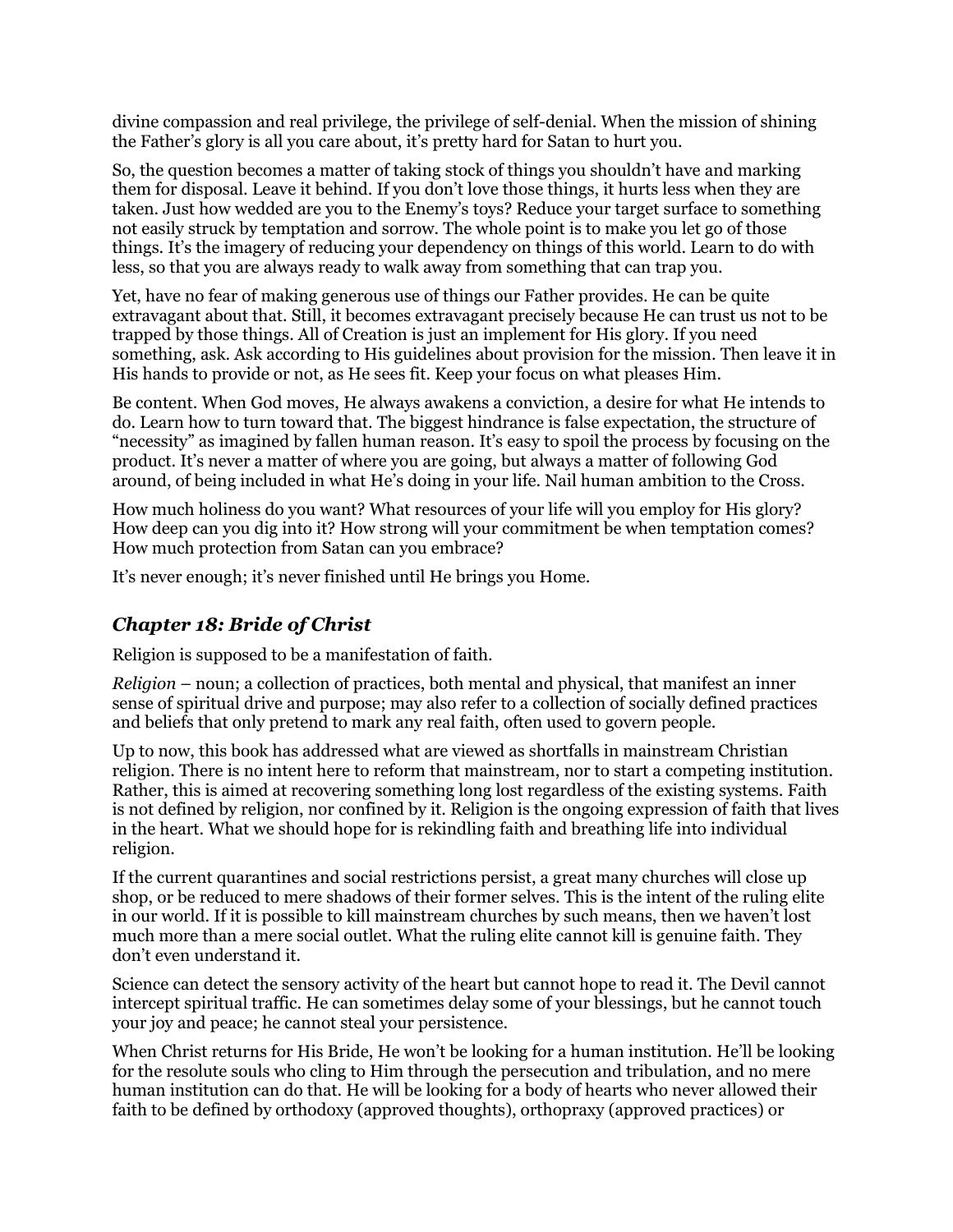divine compassion and real privilege, the privilege of self-denial. When the mission of shining the Father's glory is all you care about, it's pretty hard for Satan to hurt you.

So, the question becomes a matter of taking stock of things you shouldn't have and marking them for disposal. Leave it behind. If you don't love those things, it hurts less when they are taken. Just how wedded are you to the Enemy's toys? Reduce your target surface to something not easily struck by temptation and sorrow. The whole point is to make you let go of those things. It's the imagery of reducing your dependency on things of this world. Learn to do with less, so that you are always ready to walk away from something that can trap you.

Yet, have no fear of making generous use of things our Father provides. He can be quite extravagant about that. Still, it becomes extravagant precisely because He can trust us not to be trapped by those things. All of Creation is just an implement for His glory. If you need something, ask. Ask according to His guidelines about provision for the mission. Then leave it in His hands to provide or not, as He sees fit. Keep your focus on what pleases Him.

Be content. When God moves, He always awakens a conviction, a desire for what He intends to do. Learn how to turn toward that. The biggest hindrance is false expectation, the structure of "necessity" as imagined by fallen human reason. It's easy to spoil the process by focusing on the product. It's never a matter of where you are going, but always a matter of following God around, of being included in what He's doing in your life. Nail human ambition to the Cross.

How much holiness do you want? What resources of your life will you employ for His glory? How deep can you dig into it? How strong will your commitment be when temptation comes? How much protection from Satan can you embrace?

It's never enough; it's never finished until He brings you Home.

## *Chapter 18: Bride of Christ*

Religion is supposed to be a manifestation of faith.

*Religion* – noun; a collection of practices, both mental and physical, that manifest an inner sense of spiritual drive and purpose; may also refer to a collection of socially defined practices and beliefs that only pretend to mark any real faith, often used to govern people.

Up to now, this book has addressed what are viewed as shortfalls in mainstream Christian religion. There is no intent here to reform that mainstream, nor to start a competing institution. Rather, this is aimed at recovering something long lost regardless of the existing systems. Faith is not defined by religion, nor confined by it. Religion is the ongoing expression of faith that lives in the heart. What we should hope for is rekindling faith and breathing life into individual religion.

If the current quarantines and social restrictions persist, a great many churches will close up shop, or be reduced to mere shadows of their former selves. This is the intent of the ruling elite in our world. If it is possible to kill mainstream churches by such means, then we haven't lost much more than a mere social outlet. What the ruling elite cannot kill is genuine faith. They don't even understand it.

Science can detect the sensory activity of the heart but cannot hope to read it. The Devil cannot intercept spiritual traffic. He can sometimes delay some of your blessings, but he cannot touch your joy and peace; he cannot steal your persistence.

When Christ returns for His Bride, He won't be looking for a human institution. He'll be looking for the resolute souls who cling to Him through the persecution and tribulation, and no mere human institution can do that. He will be looking for a body of hearts who never allowed their faith to be defined by orthodoxy (approved thoughts), orthopraxy (approved practices) or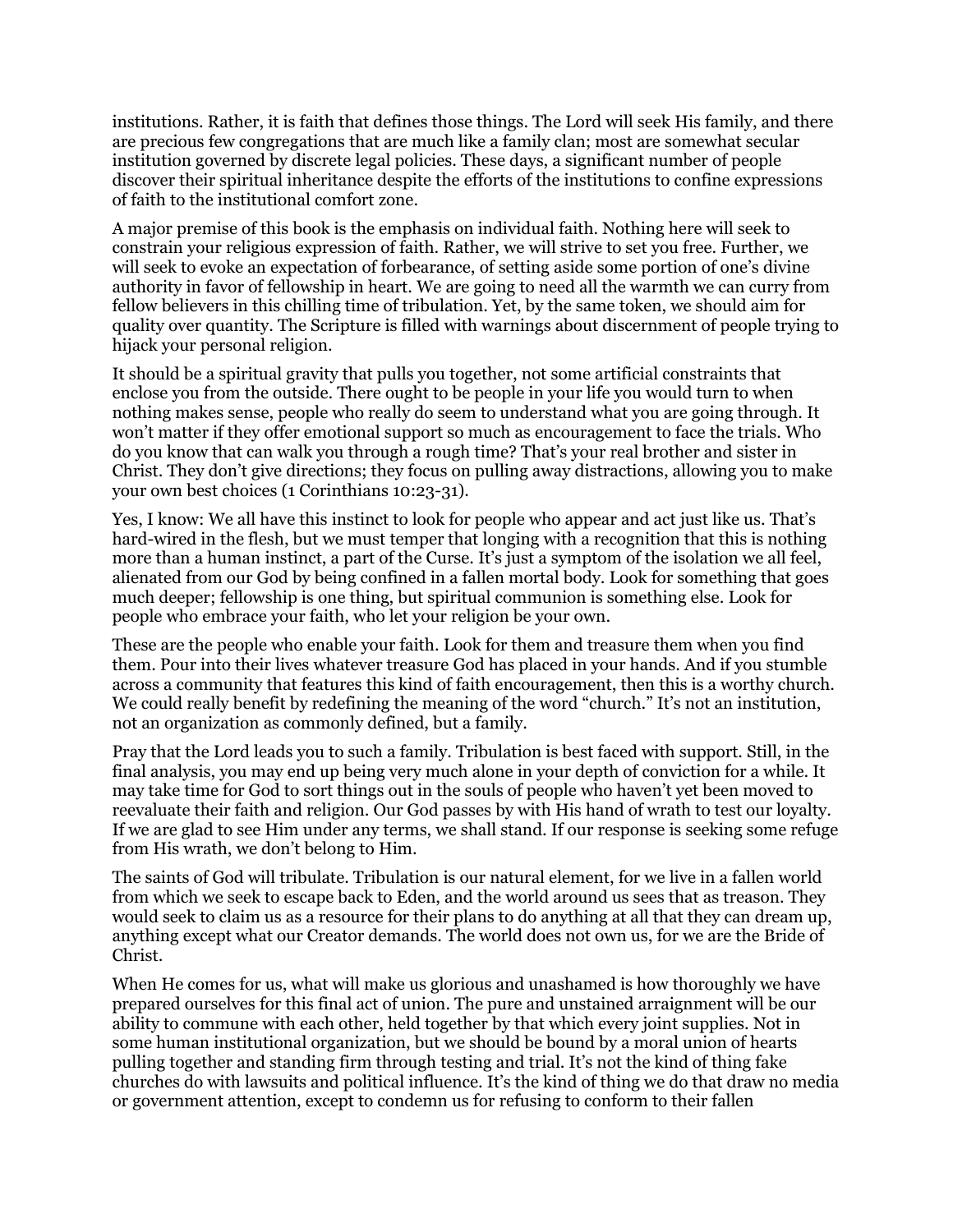institutions. Rather, it is faith that defines those things. The Lord will seek His family, and there are precious few congregations that are much like a family clan; most are somewhat secular institution governed by discrete legal policies. These days, a significant number of people discover their spiritual inheritance despite the efforts of the institutions to confine expressions of faith to the institutional comfort zone.

A major premise of this book is the emphasis on individual faith. Nothing here will seek to constrain your religious expression of faith. Rather, we will strive to set you free. Further, we will seek to evoke an expectation of forbearance, of setting aside some portion of one's divine authority in favor of fellowship in heart. We are going to need all the warmth we can curry from fellow believers in this chilling time of tribulation. Yet, by the same token, we should aim for quality over quantity. The Scripture is filled with warnings about discernment of people trying to hijack your personal religion.

It should be a spiritual gravity that pulls you together, not some artificial constraints that enclose you from the outside. There ought to be people in your life you would turn to when nothing makes sense, people who really do seem to understand what you are going through. It won't matter if they offer emotional support so much as encouragement to face the trials. Who do you know that can walk you through a rough time? That's your real brother and sister in Christ. They don't give directions; they focus on pulling away distractions, allowing you to make your own best choices (1 Corinthians 10:23-31).

Yes, I know: We all have this instinct to look for people who appear and act just like us. That's hard-wired in the flesh, but we must temper that longing with a recognition that this is nothing more than a human instinct, a part of the Curse. It's just a symptom of the isolation we all feel, alienated from our God by being confined in a fallen mortal body. Look for something that goes much deeper; fellowship is one thing, but spiritual communion is something else. Look for people who embrace your faith, who let your religion be your own.

These are the people who enable your faith. Look for them and treasure them when you find them. Pour into their lives whatever treasure God has placed in your hands. And if you stumble across a community that features this kind of faith encouragement, then this is a worthy church. We could really benefit by redefining the meaning of the word "church." It's not an institution, not an organization as commonly defined, but a family.

Pray that the Lord leads you to such a family. Tribulation is best faced with support. Still, in the final analysis, you may end up being very much alone in your depth of conviction for a while. It may take time for God to sort things out in the souls of people who haven't yet been moved to reevaluate their faith and religion. Our God passes by with His hand of wrath to test our loyalty. If we are glad to see Him under any terms, we shall stand. If our response is seeking some refuge from His wrath, we don't belong to Him.

The saints of God will tribulate. Tribulation is our natural element, for we live in a fallen world from which we seek to escape back to Eden, and the world around us sees that as treason. They would seek to claim us as a resource for their plans to do anything at all that they can dream up, anything except what our Creator demands. The world does not own us, for we are the Bride of Christ.

When He comes for us, what will make us glorious and unashamed is how thoroughly we have prepared ourselves for this final act of union. The pure and unstained arraignment will be our ability to commune with each other, held together by that which every joint supplies. Not in some human institutional organization, but we should be bound by a moral union of hearts pulling together and standing firm through testing and trial. It's not the kind of thing fake churches do with lawsuits and political influence. It's the kind of thing we do that draw no media or government attention, except to condemn us for refusing to conform to their fallen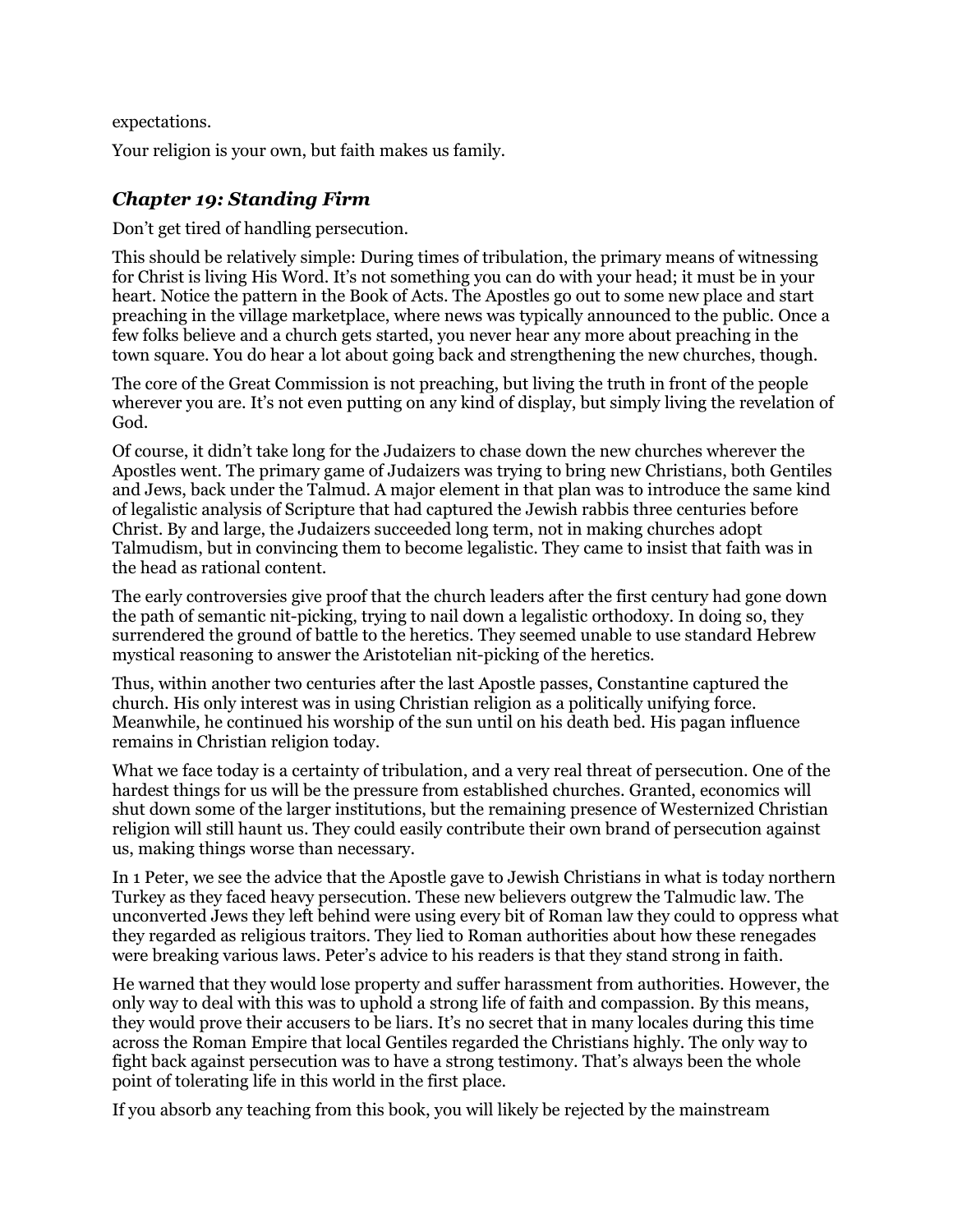expectations.

Your religion is your own, but faith makes us family.

## *Chapter 19: Standing Firm*

Don't get tired of handling persecution.

This should be relatively simple: During times of tribulation, the primary means of witnessing for Christ is living His Word. It's not something you can do with your head; it must be in your heart. Notice the pattern in the Book of Acts. The Apostles go out to some new place and start preaching in the village marketplace, where news was typically announced to the public. Once a few folks believe and a church gets started, you never hear any more about preaching in the town square. You do hear a lot about going back and strengthening the new churches, though.

The core of the Great Commission is not preaching, but living the truth in front of the people wherever you are. It's not even putting on any kind of display, but simply living the revelation of God.

Of course, it didn't take long for the Judaizers to chase down the new churches wherever the Apostles went. The primary game of Judaizers was trying to bring new Christians, both Gentiles and Jews, back under the Talmud. A major element in that plan was to introduce the same kind of legalistic analysis of Scripture that had captured the Jewish rabbis three centuries before Christ. By and large, the Judaizers succeeded long term, not in making churches adopt Talmudism, but in convincing them to become legalistic. They came to insist that faith was in the head as rational content.

The early controversies give proof that the church leaders after the first century had gone down the path of semantic nit-picking, trying to nail down a legalistic orthodoxy. In doing so, they surrendered the ground of battle to the heretics. They seemed unable to use standard Hebrew mystical reasoning to answer the Aristotelian nit-picking of the heretics.

Thus, within another two centuries after the last Apostle passes, Constantine captured the church. His only interest was in using Christian religion as a politically unifying force. Meanwhile, he continued his worship of the sun until on his death bed. His pagan influence remains in Christian religion today.

What we face today is a certainty of tribulation, and a very real threat of persecution. One of the hardest things for us will be the pressure from established churches. Granted, economics will shut down some of the larger institutions, but the remaining presence of Westernized Christian religion will still haunt us. They could easily contribute their own brand of persecution against us, making things worse than necessary.

In 1 Peter, we see the advice that the Apostle gave to Jewish Christians in what is today northern Turkey as they faced heavy persecution. These new believers outgrew the Talmudic law. The unconverted Jews they left behind were using every bit of Roman law they could to oppress what they regarded as religious traitors. They lied to Roman authorities about how these renegades were breaking various laws. Peter's advice to his readers is that they stand strong in faith.

He warned that they would lose property and suffer harassment from authorities. However, the only way to deal with this was to uphold a strong life of faith and compassion. By this means, they would prove their accusers to be liars. It's no secret that in many locales during this time across the Roman Empire that local Gentiles regarded the Christians highly. The only way to fight back against persecution was to have a strong testimony. That's always been the whole point of tolerating life in this world in the first place.

If you absorb any teaching from this book, you will likely be rejected by the mainstream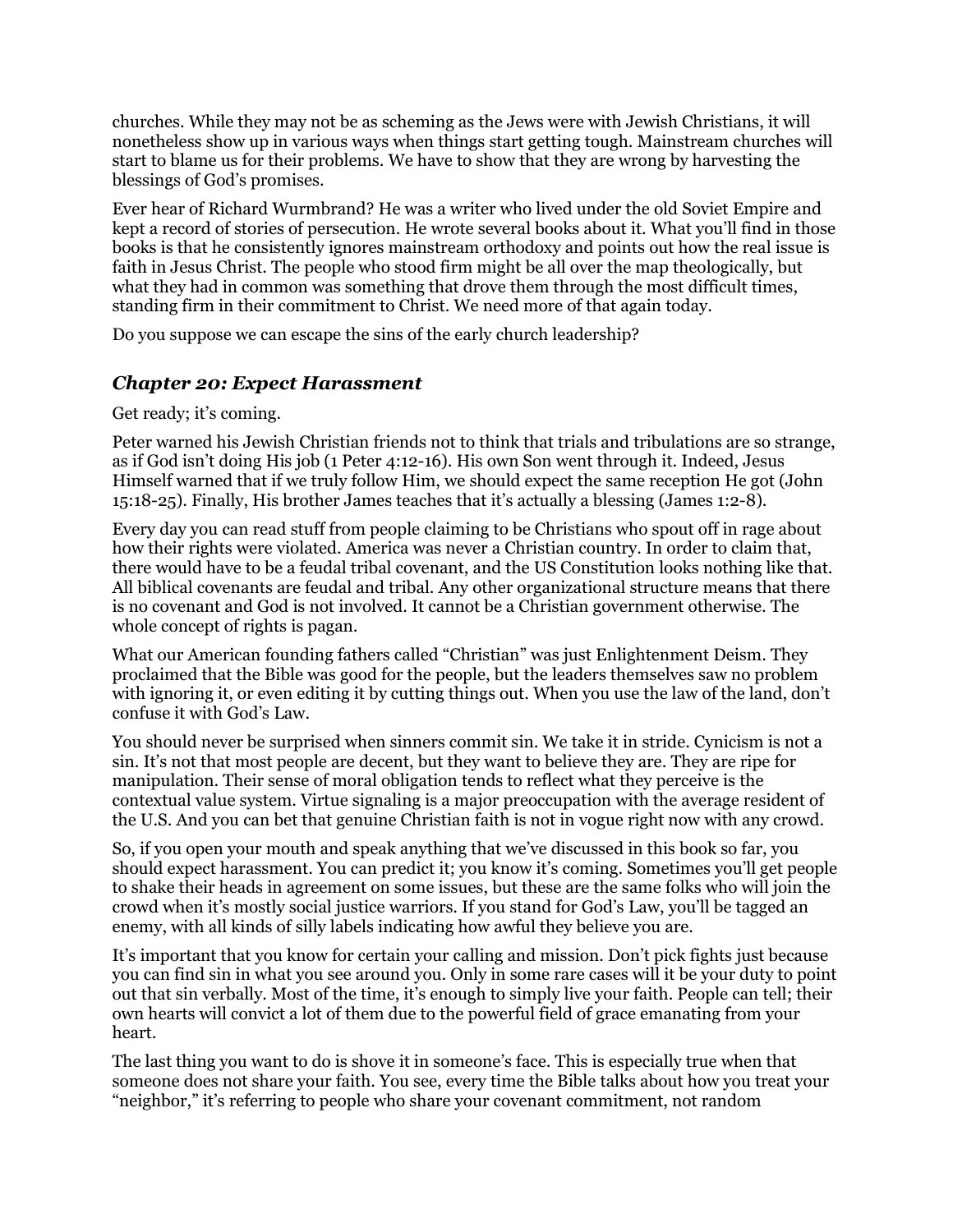churches. While they may not be as scheming as the Jews were with Jewish Christians, it will nonetheless show up in various ways when things start getting tough. Mainstream churches will start to blame us for their problems. We have to show that they are wrong by harvesting the blessings of God's promises.

Ever hear of Richard Wurmbrand? He was a writer who lived under the old Soviet Empire and kept a record of stories of persecution. He wrote several books about it. What you'll find in those books is that he consistently ignores mainstream orthodoxy and points out how the real issue is faith in Jesus Christ. The people who stood firm might be all over the map theologically, but what they had in common was something that drove them through the most difficult times, standing firm in their commitment to Christ. We need more of that again today.

Do you suppose we can escape the sins of the early church leadership?

## *Chapter 20: Expect Harassment*

Get ready; it's coming.

Peter warned his Jewish Christian friends not to think that trials and tribulations are so strange, as if God isn't doing His job (1 Peter 4:12-16). His own Son went through it. Indeed, Jesus Himself warned that if we truly follow Him, we should expect the same reception He got (John 15:18-25). Finally, His brother James teaches that it's actually a blessing (James 1:2-8).

Every day you can read stuff from people claiming to be Christians who spout off in rage about how their rights were violated. America was never a Christian country. In order to claim that, there would have to be a feudal tribal covenant, and the US Constitution looks nothing like that. All biblical covenants are feudal and tribal. Any other organizational structure means that there is no covenant and God is not involved. It cannot be a Christian government otherwise. The whole concept of rights is pagan.

What our American founding fathers called "Christian" was just Enlightenment Deism. They proclaimed that the Bible was good for the people, but the leaders themselves saw no problem with ignoring it, or even editing it by cutting things out. When you use the law of the land, don't confuse it with God's Law.

You should never be surprised when sinners commit sin. We take it in stride. Cynicism is not a sin. It's not that most people are decent, but they want to believe they are. They are ripe for manipulation. Their sense of moral obligation tends to reflect what they perceive is the contextual value system. Virtue signaling is a major preoccupation with the average resident of the U.S. And you can bet that genuine Christian faith is not in vogue right now with any crowd.

So, if you open your mouth and speak anything that we've discussed in this book so far, you should expect harassment. You can predict it; you know it's coming. Sometimes you'll get people to shake their heads in agreement on some issues, but these are the same folks who will join the crowd when it's mostly social justice warriors. If you stand for God's Law, you'll be tagged an enemy, with all kinds of silly labels indicating how awful they believe you are.

It's important that you know for certain your calling and mission. Don't pick fights just because you can find sin in what you see around you. Only in some rare cases will it be your duty to point out that sin verbally. Most of the time, it's enough to simply live your faith. People can tell; their own hearts will convict a lot of them due to the powerful field of grace emanating from your heart.

The last thing you want to do is shove it in someone's face. This is especially true when that someone does not share your faith. You see, every time the Bible talks about how you treat your "neighbor," it's referring to people who share your covenant commitment, not random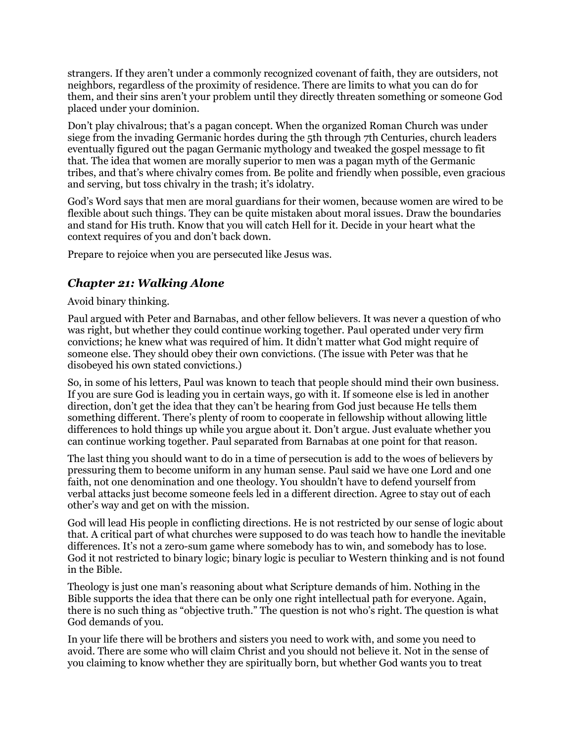strangers. If they aren't under a commonly recognized covenant of faith, they are outsiders, not neighbors, regardless of the proximity of residence. There are limits to what you can do for them, and their sins aren't your problem until they directly threaten something or someone God placed under your dominion.

Don't play chivalrous; that's a pagan concept. When the organized Roman Church was under siege from the invading Germanic hordes during the 5th through 7th Centuries, church leaders eventually figured out the pagan Germanic mythology and tweaked the gospel message to fit that. The idea that women are morally superior to men was a pagan myth of the Germanic tribes, and that's where chivalry comes from. Be polite and friendly when possible, even gracious and serving, but toss chivalry in the trash; it's idolatry.

God's Word says that men are moral guardians for their women, because women are wired to be flexible about such things. They can be quite mistaken about moral issues. Draw the boundaries and stand for His truth. Know that you will catch Hell for it. Decide in your heart what the context requires of you and don't back down.

Prepare to rejoice when you are persecuted like Jesus was.

## *Chapter 21: Walking Alone*

Avoid binary thinking.

Paul argued with Peter and Barnabas, and other fellow believers. It was never a question of who was right, but whether they could continue working together. Paul operated under very firm convictions; he knew what was required of him. It didn't matter what God might require of someone else. They should obey their own convictions. (The issue with Peter was that he disobeyed his own stated convictions.)

So, in some of his letters, Paul was known to teach that people should mind their own business. If you are sure God is leading you in certain ways, go with it. If someone else is led in another direction, don't get the idea that they can't be hearing from God just because He tells them something different. There's plenty of room to cooperate in fellowship without allowing little differences to hold things up while you argue about it. Don't argue. Just evaluate whether you can continue working together. Paul separated from Barnabas at one point for that reason.

The last thing you should want to do in a time of persecution is add to the woes of believers by pressuring them to become uniform in any human sense. Paul said we have one Lord and one faith, not one denomination and one theology. You shouldn't have to defend yourself from verbal attacks just become someone feels led in a different direction. Agree to stay out of each other's way and get on with the mission.

God will lead His people in conflicting directions. He is not restricted by our sense of logic about that. A critical part of what churches were supposed to do was teach how to handle the inevitable differences. It's not a zero-sum game where somebody has to win, and somebody has to lose. God it not restricted to binary logic; binary logic is peculiar to Western thinking and is not found in the Bible.

Theology is just one man's reasoning about what Scripture demands of him. Nothing in the Bible supports the idea that there can be only one right intellectual path for everyone. Again, there is no such thing as "objective truth." The question is not who's right. The question is what God demands of you.

In your life there will be brothers and sisters you need to work with, and some you need to avoid. There are some who will claim Christ and you should not believe it. Not in the sense of you claiming to know whether they are spiritually born, but whether God wants you to treat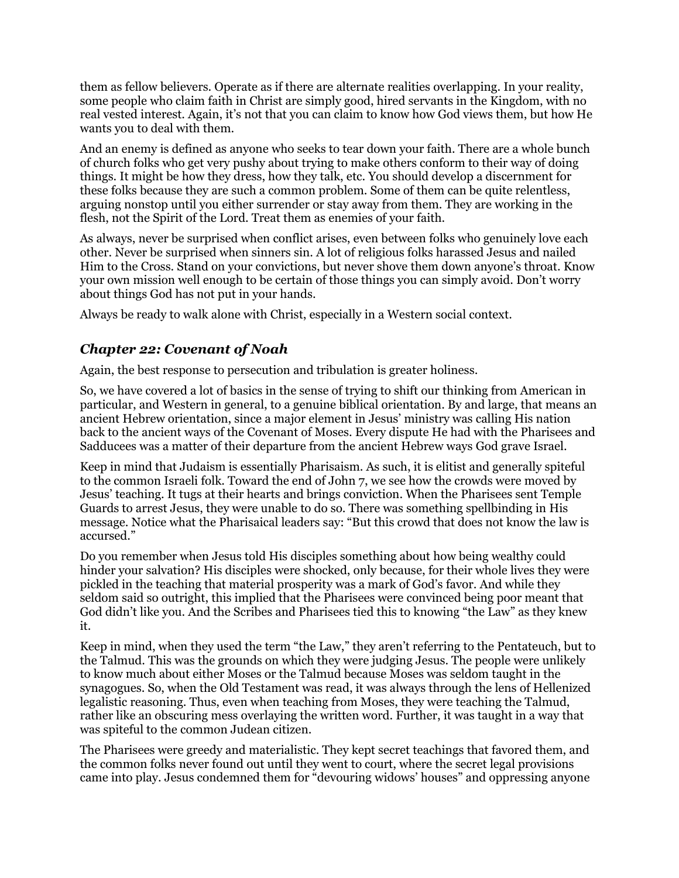them as fellow believers. Operate as if there are alternate realities overlapping. In your reality, some people who claim faith in Christ are simply good, hired servants in the Kingdom, with no real vested interest. Again, it's not that you can claim to know how God views them, but how He wants you to deal with them.

And an enemy is defined as anyone who seeks to tear down your faith. There are a whole bunch of church folks who get very pushy about trying to make others conform to their way of doing things. It might be how they dress, how they talk, etc. You should develop a discernment for these folks because they are such a common problem. Some of them can be quite relentless, arguing nonstop until you either surrender or stay away from them. They are working in the flesh, not the Spirit of the Lord. Treat them as enemies of your faith.

As always, never be surprised when conflict arises, even between folks who genuinely love each other. Never be surprised when sinners sin. A lot of religious folks harassed Jesus and nailed Him to the Cross. Stand on your convictions, but never shove them down anyone's throat. Know your own mission well enough to be certain of those things you can simply avoid. Don't worry about things God has not put in your hands.

Always be ready to walk alone with Christ, especially in a Western social context.

## *Chapter 22: Covenant of Noah*

Again, the best response to persecution and tribulation is greater holiness.

So, we have covered a lot of basics in the sense of trying to shift our thinking from American in particular, and Western in general, to a genuine biblical orientation. By and large, that means an ancient Hebrew orientation, since a major element in Jesus' ministry was calling His nation back to the ancient ways of the Covenant of Moses. Every dispute He had with the Pharisees and Sadducees was a matter of their departure from the ancient Hebrew ways God grave Israel.

Keep in mind that Judaism is essentially Pharisaism. As such, it is elitist and generally spiteful to the common Israeli folk. Toward the end of John 7, we see how the crowds were moved by Jesus' teaching. It tugs at their hearts and brings conviction. When the Pharisees sent Temple Guards to arrest Jesus, they were unable to do so. There was something spellbinding in His message. Notice what the Pharisaical leaders say: "But this crowd that does not know the law is accursed."

Do you remember when Jesus told His disciples something about how being wealthy could hinder your salvation? His disciples were shocked, only because, for their whole lives they were pickled in the teaching that material prosperity was a mark of God's favor. And while they seldom said so outright, this implied that the Pharisees were convinced being poor meant that God didn't like you. And the Scribes and Pharisees tied this to knowing "the Law" as they knew it.

Keep in mind, when they used the term "the Law," they aren't referring to the Pentateuch, but to the Talmud. This was the grounds on which they were judging Jesus. The people were unlikely to know much about either Moses or the Talmud because Moses was seldom taught in the synagogues. So, when the Old Testament was read, it was always through the lens of Hellenized legalistic reasoning. Thus, even when teaching from Moses, they were teaching the Talmud, rather like an obscuring mess overlaying the written word. Further, it was taught in a way that was spiteful to the common Judean citizen.

The Pharisees were greedy and materialistic. They kept secret teachings that favored them, and the common folks never found out until they went to court, where the secret legal provisions came into play. Jesus condemned them for "devouring widows' houses" and oppressing anyone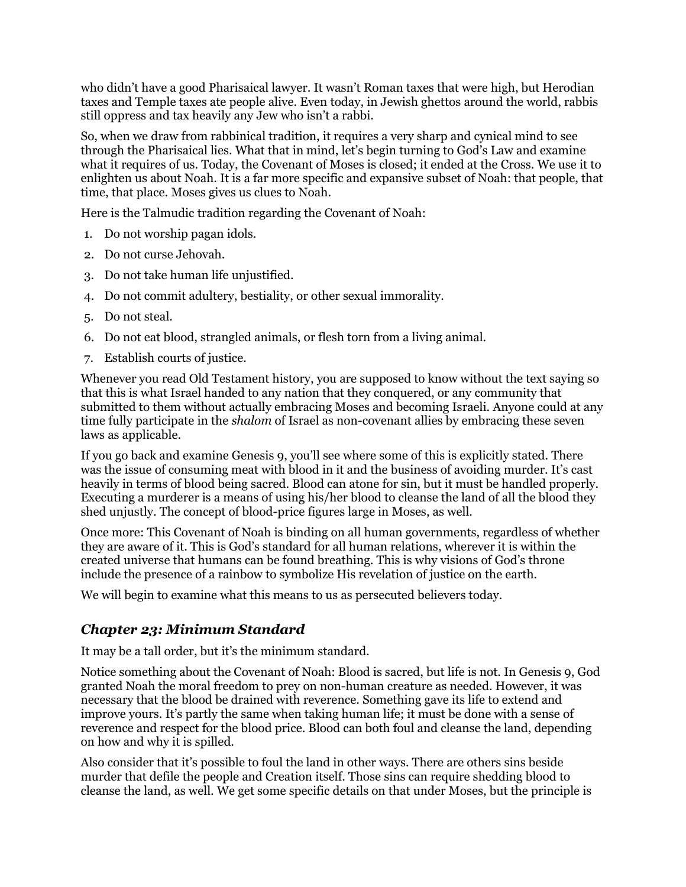who didn't have a good Pharisaical lawyer. It wasn't Roman taxes that were high, but Herodian taxes and Temple taxes ate people alive. Even today, in Jewish ghettos around the world, rabbis still oppress and tax heavily any Jew who isn't a rabbi.

So, when we draw from rabbinical tradition, it requires a very sharp and cynical mind to see through the Pharisaical lies. What that in mind, let's begin turning to God's Law and examine what it requires of us. Today, the Covenant of Moses is closed; it ended at the Cross. We use it to enlighten us about Noah. It is a far more specific and expansive subset of Noah: that people, that time, that place. Moses gives us clues to Noah.

Here is the Talmudic tradition regarding the Covenant of Noah:

1. Do not worship pagan idols.
2. Do not curse Jehovah.
3. Do not take human life unjustified.
4. Do not commit adultery, bestiality, or other sexual immorality.
5. Do not steal.
6. Do not eat blood, strangled animals, or flesh torn from a living animal.
7. Establish courts of justice.

Whenever you read Old Testament history, you are supposed to know without the text saying so that this is what Israel handed to any nation that they conquered, or any community that submitted to them without actually embracing Moses and becoming Israeli. Anyone could at any time fully participate in the *shalom* of Israel as non-covenant allies by embracing these seven laws as applicable.

If you go back and examine Genesis 9, you'll see where some of this is explicitly stated. There was the issue of consuming meat with blood in it and the business of avoiding murder. It's cast heavily in terms of blood being sacred. Blood can atone for sin, but it must be handled properly. Executing a murderer is a means of using his/her blood to cleanse the land of all the blood they shed unjustly. The concept of blood-price figures large in Moses, as well.

Once more: This Covenant of Noah is binding on all human governments, regardless of whether they are aware of it. This is God's standard for all human relations, wherever it is within the created universe that humans can be found breathing. This is why visions of God's throne include the presence of a rainbow to symbolize His revelation of justice on the earth.

We will begin to examine what this means to us as persecuted believers today.

## *Chapter 23: Minimum Standard*

It may be a tall order, but it's the minimum standard.

Notice something about the Covenant of Noah: Blood is sacred, but life is not. In Genesis 9, God granted Noah the moral freedom to prey on non-human creature as needed. However, it was necessary that the blood be drained with reverence. Something gave its life to extend and improve yours. It's partly the same when taking human life; it must be done with a sense of reverence and respect for the blood price. Blood can both foul and cleanse the land, depending on how and why it is spilled.

Also consider that it's possible to foul the land in other ways. There are others sins beside murder that defile the people and Creation itself. Those sins can require shedding blood to cleanse the land, as well. We get some specific details on that under Moses, but the principle is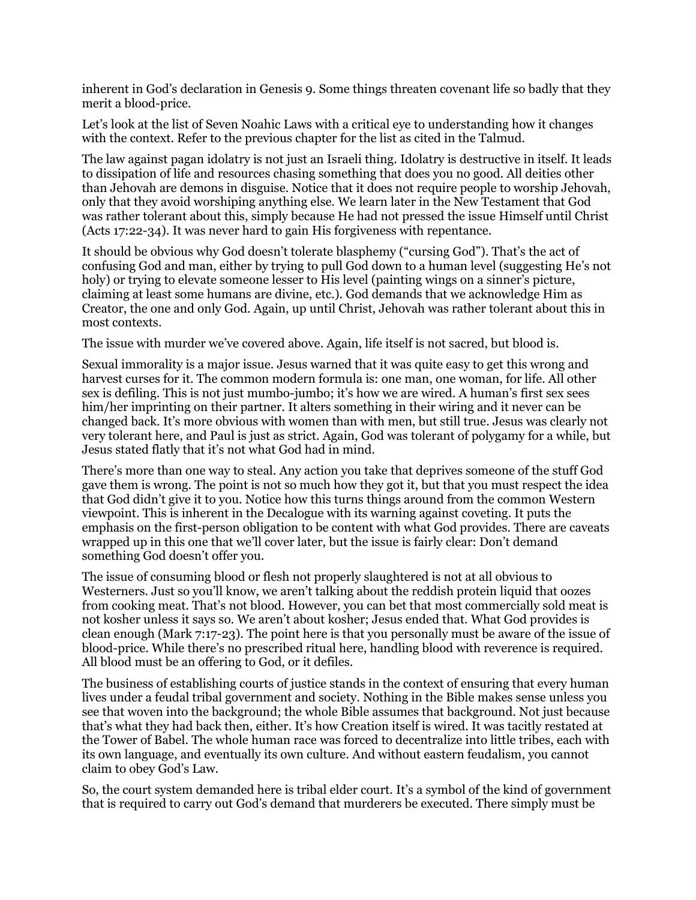inherent in God's declaration in Genesis 9. Some things threaten covenant life so badly that they merit a blood-price.

Let's look at the list of Seven Noahic Laws with a critical eye to understanding how it changes with the context. Refer to the previous chapter for the list as cited in the Talmud.

The law against pagan idolatry is not just an Israeli thing. Idolatry is destructive in itself. It leads to dissipation of life and resources chasing something that does you no good. All deities other than Jehovah are demons in disguise. Notice that it does not require people to worship Jehovah, only that they avoid worshiping anything else. We learn later in the New Testament that God was rather tolerant about this, simply because He had not pressed the issue Himself until Christ (Acts 17:22-34). It was never hard to gain His forgiveness with repentance.

It should be obvious why God doesn't tolerate blasphemy ("cursing God"). That's the act of confusing God and man, either by trying to pull God down to a human level (suggesting He's not holy) or trying to elevate someone lesser to His level (painting wings on a sinner's picture, claiming at least some humans are divine, etc.). God demands that we acknowledge Him as Creator, the one and only God. Again, up until Christ, Jehovah was rather tolerant about this in most contexts.

The issue with murder we've covered above. Again, life itself is not sacred, but blood is.

Sexual immorality is a major issue. Jesus warned that it was quite easy to get this wrong and harvest curses for it. The common modern formula is: one man, one woman, for life. All other sex is defiling. This is not just mumbo-jumbo; it's how we are wired. A human's first sex sees him/her imprinting on their partner. It alters something in their wiring and it never can be changed back. It's more obvious with women than with men, but still true. Jesus was clearly not very tolerant here, and Paul is just as strict. Again, God was tolerant of polygamy for a while, but Jesus stated flatly that it's not what God had in mind.

There's more than one way to steal. Any action you take that deprives someone of the stuff God gave them is wrong. The point is not so much how they got it, but that you must respect the idea that God didn't give it to you. Notice how this turns things around from the common Western viewpoint. This is inherent in the Decalogue with its warning against coveting. It puts the emphasis on the first-person obligation to be content with what God provides. There are caveats wrapped up in this one that we'll cover later, but the issue is fairly clear: Don't demand something God doesn't offer you.

The issue of consuming blood or flesh not properly slaughtered is not at all obvious to Westerners. Just so you'll know, we aren't talking about the reddish protein liquid that oozes from cooking meat. That's not blood. However, you can bet that most commercially sold meat is not kosher unless it says so. We aren't about kosher; Jesus ended that. What God provides is clean enough (Mark 7:17-23). The point here is that you personally must be aware of the issue of blood-price. While there's no prescribed ritual here, handling blood with reverence is required. All blood must be an offering to God, or it defiles.

The business of establishing courts of justice stands in the context of ensuring that every human lives under a feudal tribal government and society. Nothing in the Bible makes sense unless you see that woven into the background; the whole Bible assumes that background. Not just because that's what they had back then, either. It's how Creation itself is wired. It was tacitly restated at the Tower of Babel. The whole human race was forced to decentralize into little tribes, each with its own language, and eventually its own culture. And without eastern feudalism, you cannot claim to obey God's Law.

So, the court system demanded here is tribal elder court. It's a symbol of the kind of government that is required to carry out God's demand that murderers be executed. There simply must be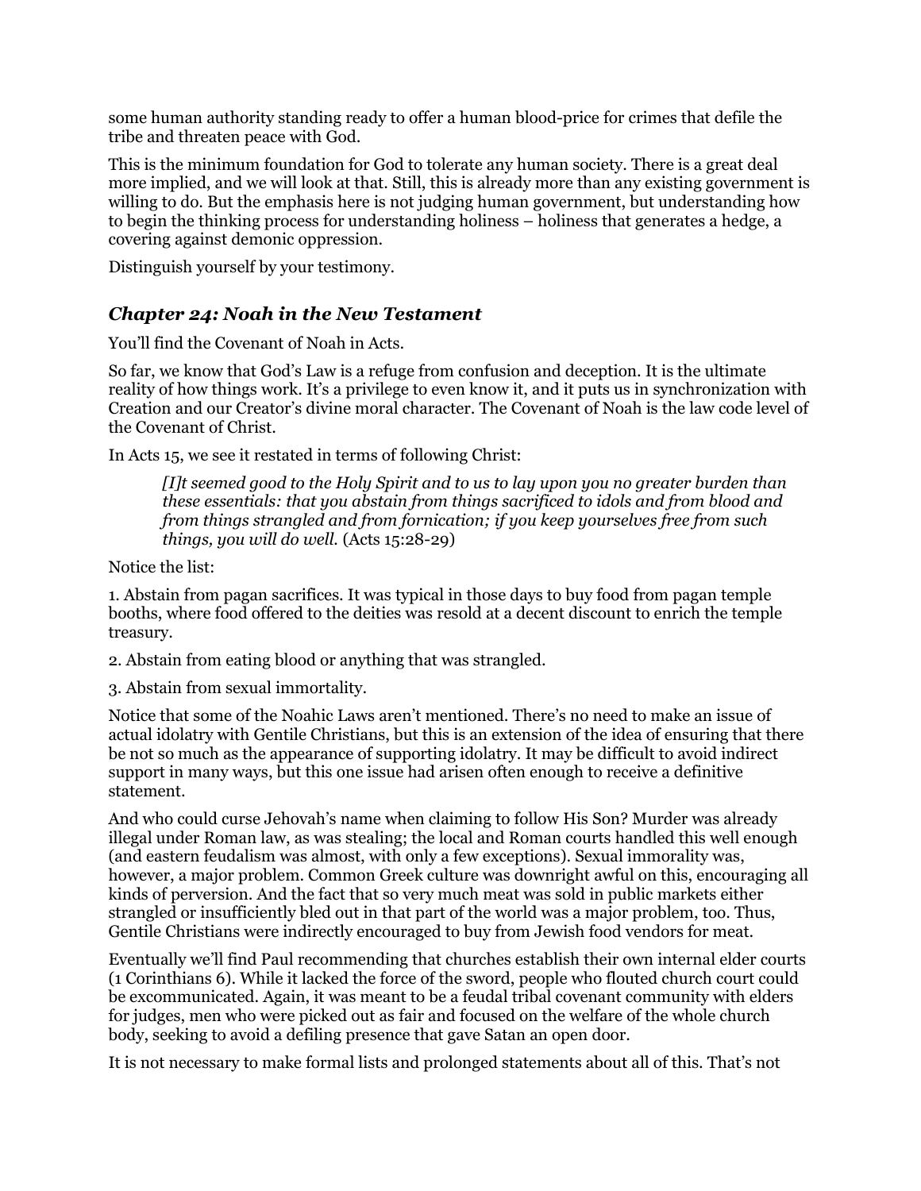some human authority standing ready to offer a human blood-price for crimes that defile the tribe and threaten peace with God.

This is the minimum foundation for God to tolerate any human society. There is a great deal more implied, and we will look at that. Still, this is already more than any existing government is willing to do. But the emphasis here is not judging human government, but understanding how to begin the thinking process for understanding holiness – holiness that generates a hedge, a covering against demonic oppression.

Distinguish yourself by your testimony.

## *Chapter 24: Noah in the New Testament*

You'll find the Covenant of Noah in Acts.

So far, we know that God's Law is a refuge from confusion and deception. It is the ultimate reality of how things work. It's a privilege to even know it, and it puts us in synchronization with Creation and our Creator's divine moral character. The Covenant of Noah is the law code level of the Covenant of Christ.

In Acts 15, we see it restated in terms of following Christ:

> *[I]t seemed good to the Holy Spirit and to us to lay upon you no greater burden than these essentials: that you abstain from things sacrificed to idols and from blood and from things strangled and from fornication; if you keep yourselves free from such things, you will do well.* (Acts 15:28-29)

Notice the list:

1. Abstain from pagan sacrifices. It was typical in those days to buy food from pagan temple booths, where food offered to the deities was resold at a decent discount to enrich the temple treasury.

2. Abstain from eating blood or anything that was strangled.

3. Abstain from sexual immortality.

Notice that some of the Noahic Laws aren't mentioned. There's no need to make an issue of actual idolatry with Gentile Christians, but this is an extension of the idea of ensuring that there be not so much as the appearance of supporting idolatry. It may be difficult to avoid indirect support in many ways, but this one issue had arisen often enough to receive a definitive statement.

And who could curse Jehovah's name when claiming to follow His Son? Murder was already illegal under Roman law, as was stealing; the local and Roman courts handled this well enough (and eastern feudalism was almost, with only a few exceptions). Sexual immorality was, however, a major problem. Common Greek culture was downright awful on this, encouraging all kinds of perversion. And the fact that so very much meat was sold in public markets either strangled or insufficiently bled out in that part of the world was a major problem, too. Thus, Gentile Christians were indirectly encouraged to buy from Jewish food vendors for meat.

Eventually we'll find Paul recommending that churches establish their own internal elder courts (1 Corinthians 6). While it lacked the force of the sword, people who flouted church court could be excommunicated. Again, it was meant to be a feudal tribal covenant community with elders for judges, men who were picked out as fair and focused on the welfare of the whole church body, seeking to avoid a defiling presence that gave Satan an open door.

It is not necessary to make formal lists and prolonged statements about all of this. That's not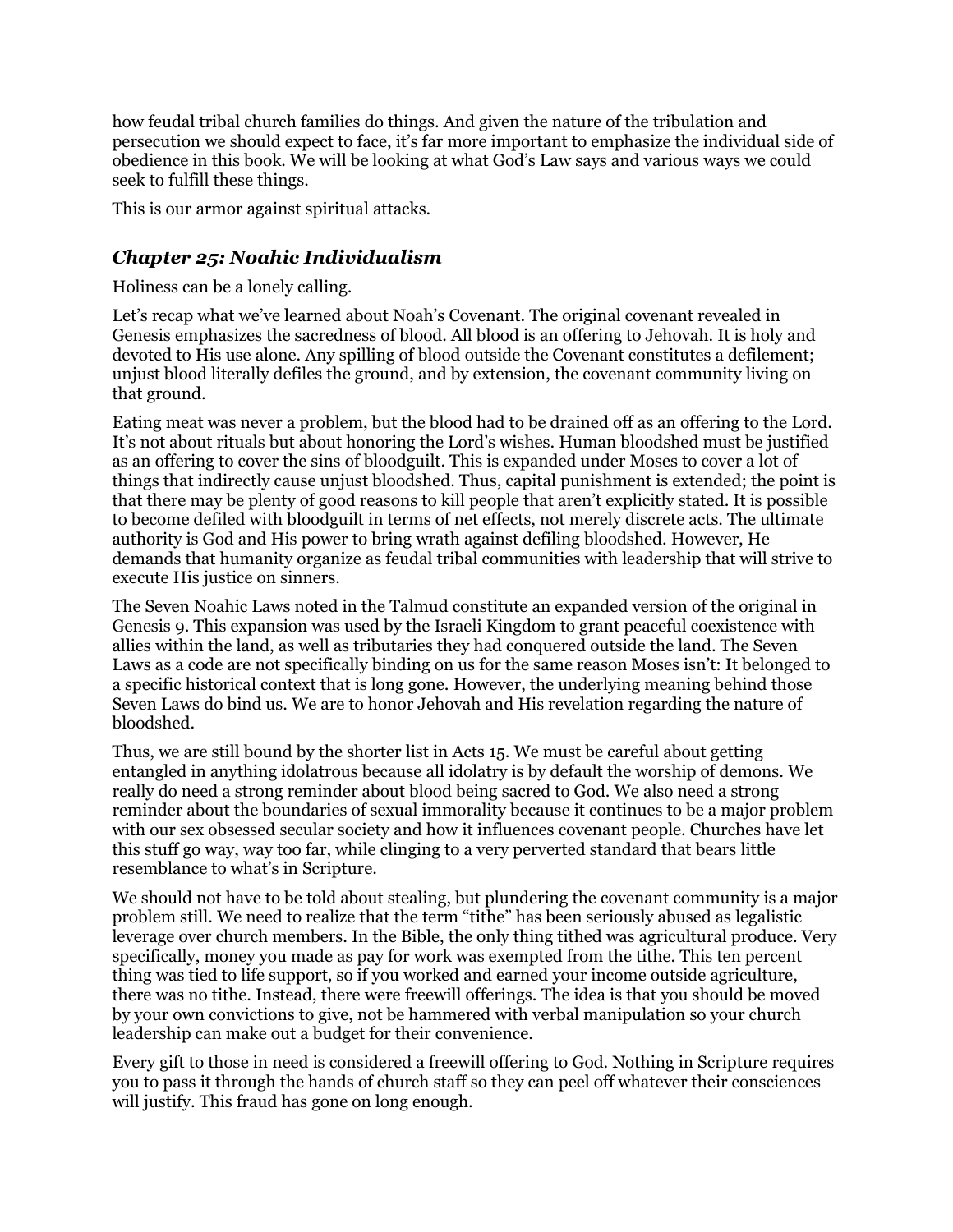how feudal tribal church families do things. And given the nature of the tribulation and persecution we should expect to face, it's far more important to emphasize the individual side of obedience in this book. We will be looking at what God's Law says and various ways we could seek to fulfill these things.

This is our armor against spiritual attacks.

## *Chapter 25: Noahic Individualism*

Holiness can be a lonely calling.

Let's recap what we've learned about Noah's Covenant. The original covenant revealed in Genesis emphasizes the sacredness of blood. All blood is an offering to Jehovah. It is holy and devoted to His use alone. Any spilling of blood outside the Covenant constitutes a defilement; unjust blood literally defiles the ground, and by extension, the covenant community living on that ground.

Eating meat was never a problem, but the blood had to be drained off as an offering to the Lord. It's not about rituals but about honoring the Lord's wishes. Human bloodshed must be justified as an offering to cover the sins of bloodguilt. This is expanded under Moses to cover a lot of things that indirectly cause unjust bloodshed. Thus, capital punishment is extended; the point is that there may be plenty of good reasons to kill people that aren't explicitly stated. It is possible to become defiled with bloodguilt in terms of net effects, not merely discrete acts. The ultimate authority is God and His power to bring wrath against defiling bloodshed. However, He demands that humanity organize as feudal tribal communities with leadership that will strive to execute His justice on sinners.

The Seven Noahic Laws noted in the Talmud constitute an expanded version of the original in Genesis 9. This expansion was used by the Israeli Kingdom to grant peaceful coexistence with allies within the land, as well as tributaries they had conquered outside the land. The Seven Laws as a code are not specifically binding on us for the same reason Moses isn't: It belonged to a specific historical context that is long gone. However, the underlying meaning behind those Seven Laws do bind us. We are to honor Jehovah and His revelation regarding the nature of bloodshed.

Thus, we are still bound by the shorter list in Acts 15. We must be careful about getting entangled in anything idolatrous because all idolatry is by default the worship of demons. We really do need a strong reminder about blood being sacred to God. We also need a strong reminder about the boundaries of sexual immorality because it continues to be a major problem with our sex obsessed secular society and how it influences covenant people. Churches have let this stuff go way, way too far, while clinging to a very perverted standard that bears little resemblance to what's in Scripture.

We should not have to be told about stealing, but plundering the covenant community is a major problem still. We need to realize that the term "tithe" has been seriously abused as legalistic leverage over church members. In the Bible, the only thing tithed was agricultural produce. Very specifically, money you made as pay for work was exempted from the tithe. This ten percent thing was tied to life support, so if you worked and earned your income outside agriculture, there was no tithe. Instead, there were freewill offerings. The idea is that you should be moved by your own convictions to give, not be hammered with verbal manipulation so your church leadership can make out a budget for their convenience.

Every gift to those in need is considered a freewill offering to God. Nothing in Scripture requires you to pass it through the hands of church staff so they can peel off whatever their consciences will justify. This fraud has gone on long enough.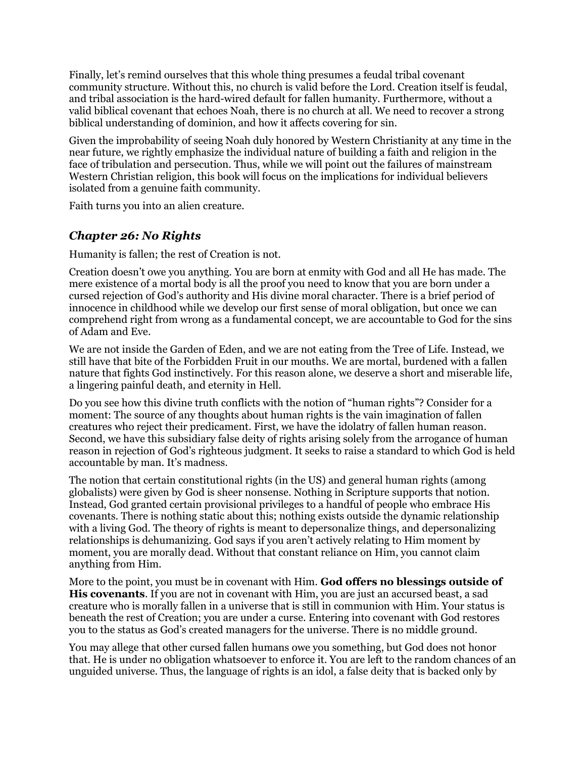Finally, let's remind ourselves that this whole thing presumes a feudal tribal covenant community structure. Without this, no church is valid before the Lord. Creation itself is feudal, and tribal association is the hard-wired default for fallen humanity. Furthermore, without a valid biblical covenant that echoes Noah, there is no church at all. We need to recover a strong biblical understanding of dominion, and how it affects covering for sin.

Given the improbability of seeing Noah duly honored by Western Christianity at any time in the near future, we rightly emphasize the individual nature of building a faith and religion in the face of tribulation and persecution. Thus, while we will point out the failures of mainstream Western Christian religion, this book will focus on the implications for individual believers isolated from a genuine faith community.

Faith turns you into an alien creature.

## *Chapter 26: No Rights*

Humanity is fallen; the rest of Creation is not.

Creation doesn't owe you anything. You are born at enmity with God and all He has made. The mere existence of a mortal body is all the proof you need to know that you are born under a cursed rejection of God's authority and His divine moral character. There is a brief period of innocence in childhood while we develop our first sense of moral obligation, but once we can comprehend right from wrong as a fundamental concept, we are accountable to God for the sins of Adam and Eve.

We are not inside the Garden of Eden, and we are not eating from the Tree of Life. Instead, we still have that bite of the Forbidden Fruit in our mouths. We are mortal, burdened with a fallen nature that fights God instinctively. For this reason alone, we deserve a short and miserable life, a lingering painful death, and eternity in Hell.

Do you see how this divine truth conflicts with the notion of "human rights"? Consider for a moment: The source of any thoughts about human rights is the vain imagination of fallen creatures who reject their predicament. First, we have the idolatry of fallen human reason. Second, we have this subsidiary false deity of rights arising solely from the arrogance of human reason in rejection of God's righteous judgment. It seeks to raise a standard to which God is held accountable by man. It's madness.

The notion that certain constitutional rights (in the US) and general human rights (among globalists) were given by God is sheer nonsense. Nothing in Scripture supports that notion. Instead, God granted certain provisional privileges to a handful of people who embrace His covenants. There is nothing static about this; nothing exists outside the dynamic relationship with a living God. The theory of rights is meant to depersonalize things, and depersonalizing relationships is dehumanizing. God says if you aren't actively relating to Him moment by moment, you are morally dead. Without that constant reliance on Him, you cannot claim anything from Him.

More to the point, you must be in covenant with Him. **God offers no blessings outside of His covenants**. If you are not in covenant with Him, you are just an accursed beast, a sad creature who is morally fallen in a universe that is still in communion with Him. Your status is beneath the rest of Creation; you are under a curse. Entering into covenant with God restores you to the status as God's created managers for the universe. There is no middle ground.

You may allege that other cursed fallen humans owe you something, but God does not honor that. He is under no obligation whatsoever to enforce it. You are left to the random chances of an unguided universe. Thus, the language of rights is an idol, a false deity that is backed only by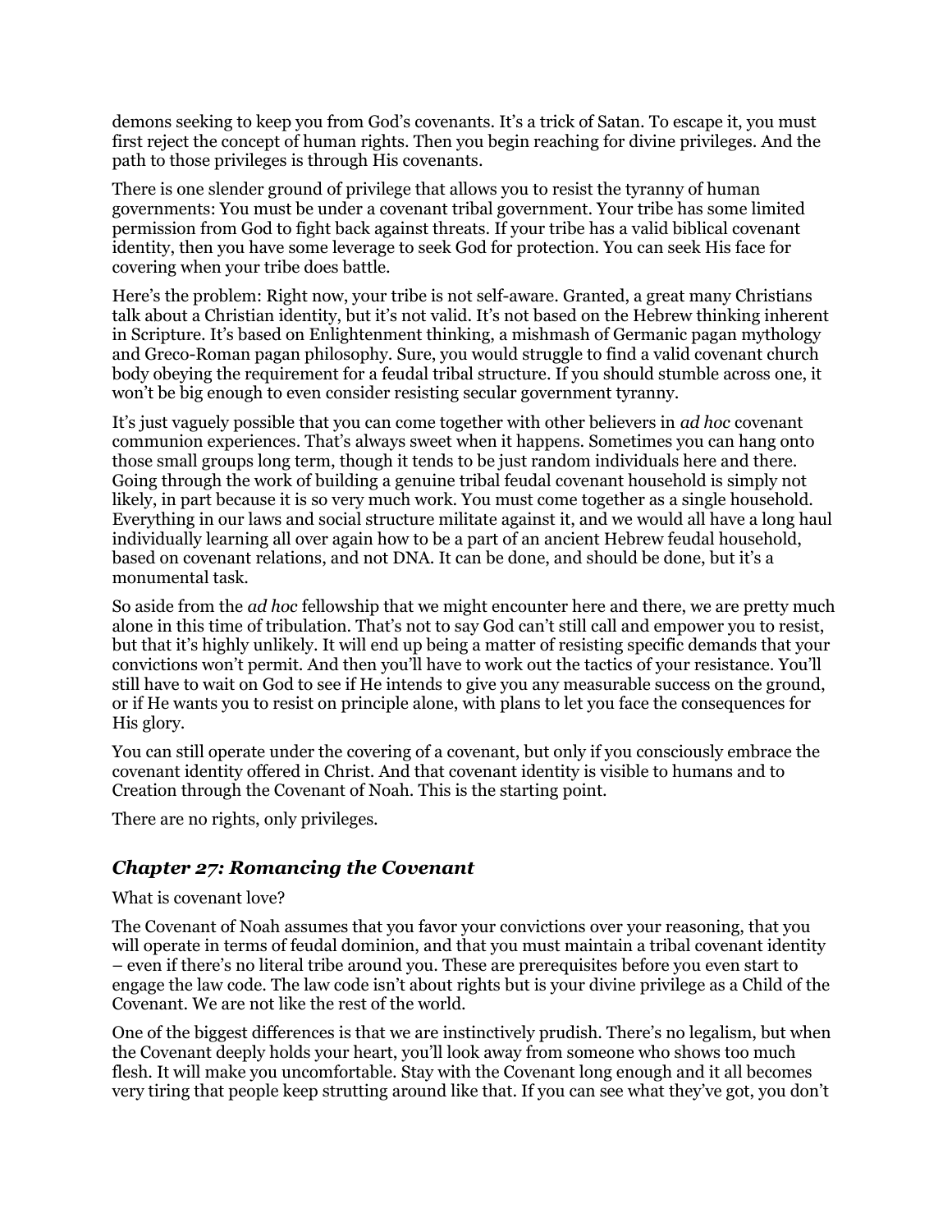demons seeking to keep you from God's covenants. It's a trick of Satan. To escape it, you must first reject the concept of human rights. Then you begin reaching for divine privileges. And the path to those privileges is through His covenants.

There is one slender ground of privilege that allows you to resist the tyranny of human governments: You must be under a covenant tribal government. Your tribe has some limited permission from God to fight back against threats. If your tribe has a valid biblical covenant identity, then you have some leverage to seek God for protection. You can seek His face for covering when your tribe does battle.

Here's the problem: Right now, your tribe is not self-aware. Granted, a great many Christians talk about a Christian identity, but it's not valid. It's not based on the Hebrew thinking inherent in Scripture. It's based on Enlightenment thinking, a mishmash of Germanic pagan mythology and Greco-Roman pagan philosophy. Sure, you would struggle to find a valid covenant church body obeying the requirement for a feudal tribal structure. If you should stumble across one, it won't be big enough to even consider resisting secular government tyranny.

It's just vaguely possible that you can come together with other believers in *ad hoc* covenant communion experiences. That's always sweet when it happens. Sometimes you can hang onto those small groups long term, though it tends to be just random individuals here and there. Going through the work of building a genuine tribal feudal covenant household is simply not likely, in part because it is so very much work. You must come together as a single household. Everything in our laws and social structure militate against it, and we would all have a long haul individually learning all over again how to be a part of an ancient Hebrew feudal household, based on covenant relations, and not DNA. It can be done, and should be done, but it's a monumental task.

So aside from the *ad hoc* fellowship that we might encounter here and there, we are pretty much alone in this time of tribulation. That's not to say God can't still call and empower you to resist, but that it's highly unlikely. It will end up being a matter of resisting specific demands that your convictions won't permit. And then you'll have to work out the tactics of your resistance. You'll still have to wait on God to see if He intends to give you any measurable success on the ground, or if He wants you to resist on principle alone, with plans to let you face the consequences for His glory.

You can still operate under the covering of a covenant, but only if you consciously embrace the covenant identity offered in Christ. And that covenant identity is visible to humans and to Creation through the Covenant of Noah. This is the starting point.

There are no rights, only privileges.

## *Chapter 27: Romancing the Covenant*

What is covenant love?

The Covenant of Noah assumes that you favor your convictions over your reasoning, that you will operate in terms of feudal dominion, and that you must maintain a tribal covenant identity – even if there's no literal tribe around you. These are prerequisites before you even start to engage the law code. The law code isn't about rights but is your divine privilege as a Child of the Covenant. We are not like the rest of the world.

One of the biggest differences is that we are instinctively prudish. There's no legalism, but when the Covenant deeply holds your heart, you'll look away from someone who shows too much flesh. It will make you uncomfortable. Stay with the Covenant long enough and it all becomes very tiring that people keep strutting around like that. If you can see what they've got, you don't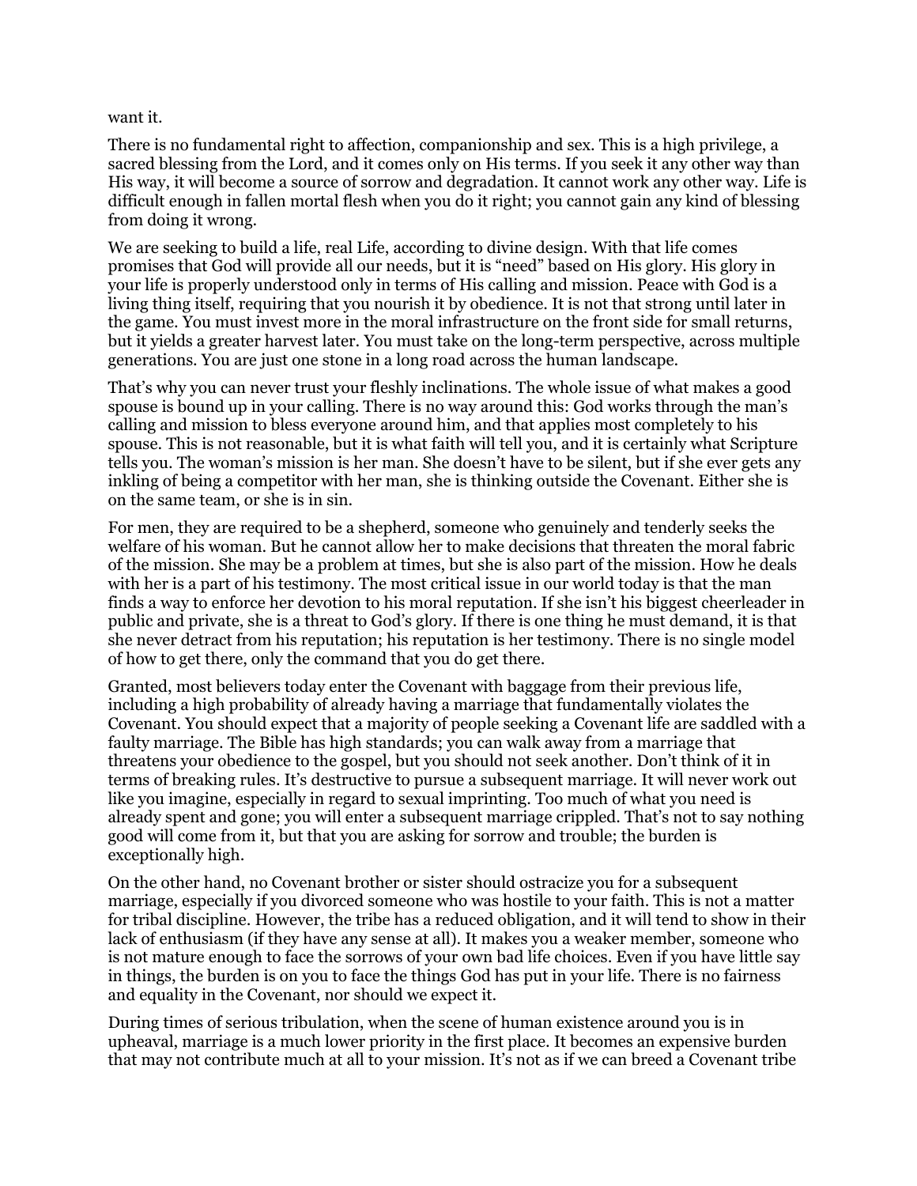want it.

There is no fundamental right to affection, companionship and sex. This is a high privilege, a sacred blessing from the Lord, and it comes only on His terms. If you seek it any other way than His way, it will become a source of sorrow and degradation. It cannot work any other way. Life is difficult enough in fallen mortal flesh when you do it right; you cannot gain any kind of blessing from doing it wrong.

We are seeking to build a life, real Life, according to divine design. With that life comes promises that God will provide all our needs, but it is "need" based on His glory. His glory in your life is properly understood only in terms of His calling and mission. Peace with God is a living thing itself, requiring that you nourish it by obedience. It is not that strong until later in the game. You must invest more in the moral infrastructure on the front side for small returns, but it yields a greater harvest later. You must take on the long-term perspective, across multiple generations. You are just one stone in a long road across the human landscape.

That's why you can never trust your fleshly inclinations. The whole issue of what makes a good spouse is bound up in your calling. There is no way around this: God works through the man's calling and mission to bless everyone around him, and that applies most completely to his spouse. This is not reasonable, but it is what faith will tell you, and it is certainly what Scripture tells you. The woman's mission is her man. She doesn't have to be silent, but if she ever gets any inkling of being a competitor with her man, she is thinking outside the Covenant. Either she is on the same team, or she is in sin.

For men, they are required to be a shepherd, someone who genuinely and tenderly seeks the welfare of his woman. But he cannot allow her to make decisions that threaten the moral fabric of the mission. She may be a problem at times, but she is also part of the mission. How he deals with her is a part of his testimony. The most critical issue in our world today is that the man finds a way to enforce her devotion to his moral reputation. If she isn't his biggest cheerleader in public and private, she is a threat to God's glory. If there is one thing he must demand, it is that she never detract from his reputation; his reputation is her testimony. There is no single model of how to get there, only the command that you do get there.

Granted, most believers today enter the Covenant with baggage from their previous life, including a high probability of already having a marriage that fundamentally violates the Covenant. You should expect that a majority of people seeking a Covenant life are saddled with a faulty marriage. The Bible has high standards; you can walk away from a marriage that threatens your obedience to the gospel, but you should not seek another. Don't think of it in terms of breaking rules. It's destructive to pursue a subsequent marriage. It will never work out like you imagine, especially in regard to sexual imprinting. Too much of what you need is already spent and gone; you will enter a subsequent marriage crippled. That's not to say nothing good will come from it, but that you are asking for sorrow and trouble; the burden is exceptionally high.

On the other hand, no Covenant brother or sister should ostracize you for a subsequent marriage, especially if you divorced someone who was hostile to your faith. This is not a matter for tribal discipline. However, the tribe has a reduced obligation, and it will tend to show in their lack of enthusiasm (if they have any sense at all). It makes you a weaker member, someone who is not mature enough to face the sorrows of your own bad life choices. Even if you have little say in things, the burden is on you to face the things God has put in your life. There is no fairness and equality in the Covenant, nor should we expect it.

During times of serious tribulation, when the scene of human existence around you is in upheaval, marriage is a much lower priority in the first place. It becomes an expensive burden that may not contribute much at all to your mission. It's not as if we can breed a Covenant tribe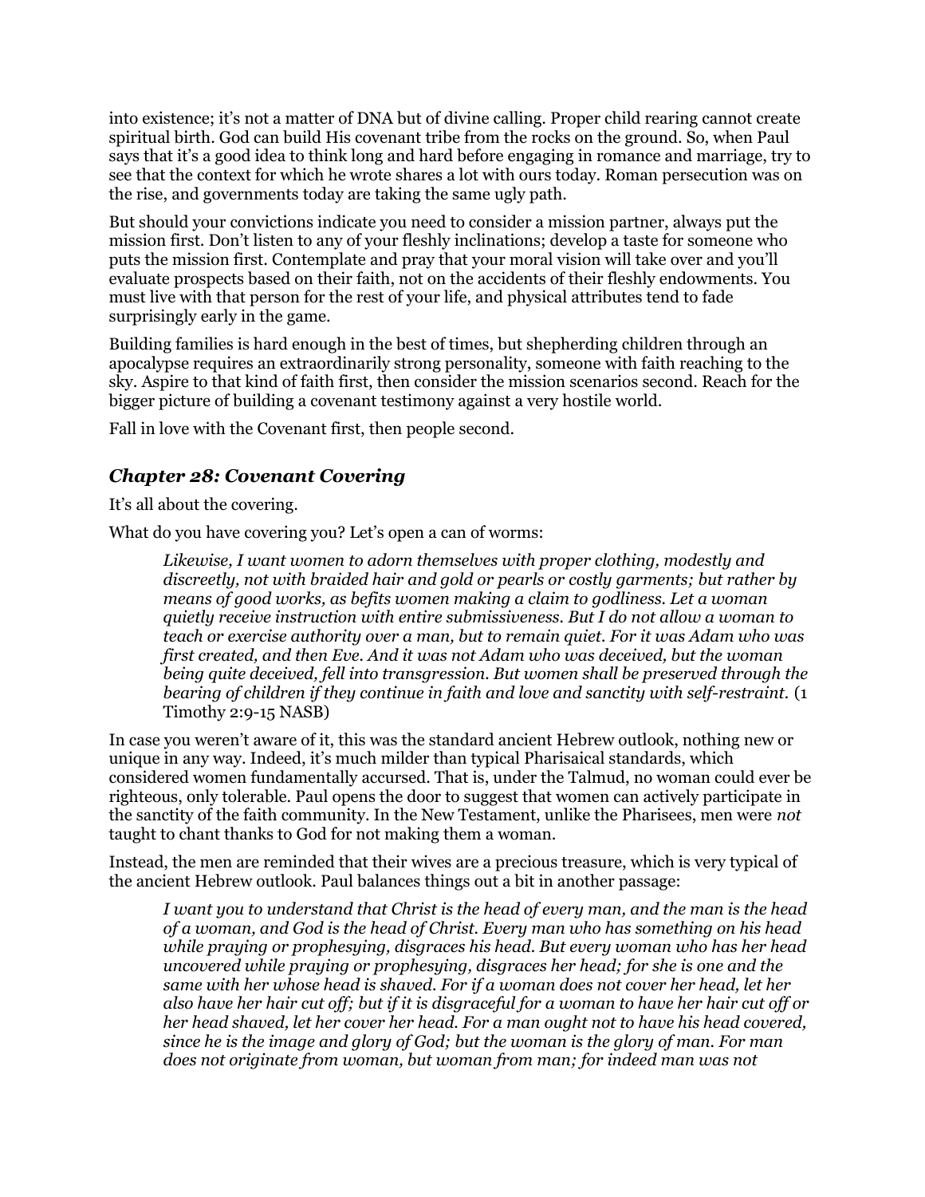into existence; it's not a matter of DNA but of divine calling. Proper child rearing cannot create spiritual birth. God can build His covenant tribe from the rocks on the ground. So, when Paul says that it's a good idea to think long and hard before engaging in romance and marriage, try to see that the context for which he wrote shares a lot with ours today. Roman persecution was on the rise, and governments today are taking the same ugly path.

But should your convictions indicate you need to consider a mission partner, always put the mission first. Don't listen to any of your fleshly inclinations; develop a taste for someone who puts the mission first. Contemplate and pray that your moral vision will take over and you'll evaluate prospects based on their faith, not on the accidents of their fleshly endowments. You must live with that person for the rest of your life, and physical attributes tend to fade surprisingly early in the game.

Building families is hard enough in the best of times, but shepherding children through an apocalypse requires an extraordinarily strong personality, someone with faith reaching to the sky. Aspire to that kind of faith first, then consider the mission scenarios second. Reach for the bigger picture of building a covenant testimony against a very hostile world.

Fall in love with the Covenant first, then people second.

### *Chapter 28: Covenant Covering*

It's all about the covering.

What do you have covering you? Let's open a can of worms:

> *Likewise, I want women to adorn themselves with proper clothing, modestly and discreetly, not with braided hair and gold or pearls or costly garments; but rather by means of good works, as befits women making a claim to godliness. Let a woman quietly receive instruction with entire submissiveness. But I do not allow a woman to teach or exercise authority over a man, but to remain quiet. For it was Adam who was first created, and then Eve. And it was not Adam who was deceived, but the woman being quite deceived, fell into transgression. But women shall be preserved through the bearing of children if they continue in faith and love and sanctity with self-restraint.* (1 Timothy 2:9-15 NASB)

In case you weren't aware of it, this was the standard ancient Hebrew outlook, nothing new or unique in any way. Indeed, it's much milder than typical Pharisaical standards, which considered women fundamentally accursed. That is, under the Talmud, no woman could ever be righteous, only tolerable. Paul opens the door to suggest that women can actively participate in the sanctity of the faith community. In the New Testament, unlike the Pharisees, men were *not* taught to chant thanks to God for not making them a woman.

Instead, the men are reminded that their wives are a precious treasure, which is very typical of the ancient Hebrew outlook. Paul balances things out a bit in another passage:

> *I want you to understand that Christ is the head of every man, and the man is the head of a woman, and God is the head of Christ. Every man who has something on his head while praying or prophesying, disgraces his head. But every woman who has her head uncovered while praying or prophesying, disgraces her head; for she is one and the same with her whose head is shaved. For if a woman does not cover her head, let her also have her hair cut off; but if it is disgraceful for a woman to have her hair cut off or her head shaved, let her cover her head. For a man ought not to have his head covered, since he is the image and glory of God; but the woman is the glory of man. For man does not originate from woman, but woman from man; for indeed man was not*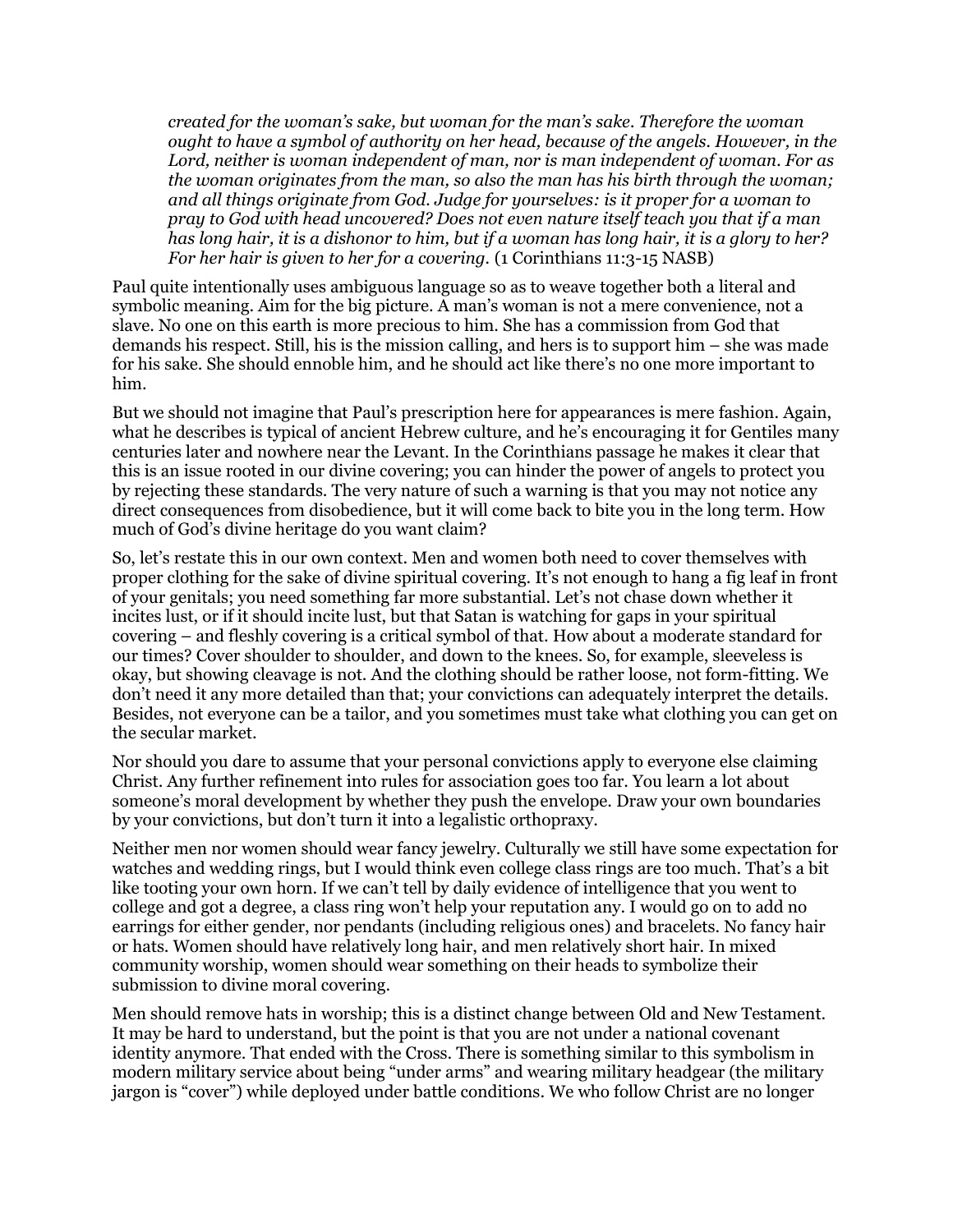> *created for the woman's sake, but woman for the man's sake. Therefore the woman ought to have a symbol of authority on her head, because of the angels. However, in the Lord, neither is woman independent of man, nor is man independent of woman. For as the woman originates from the man, so also the man has his birth through the woman; and all things originate from God. Judge for yourselves: is it proper for a woman to pray to God with head uncovered? Does not even nature itself teach you that if a man has long hair, it is a dishonor to him, but if a woman has long hair, it is a glory to her? For her hair is given to her for a covering.* (1 Corinthians 11:3-15 NASB)

Paul quite intentionally uses ambiguous language so as to weave together both a literal and symbolic meaning. Aim for the big picture. A man's woman is not a mere convenience, not a slave. No one on this earth is more precious to him. She has a commission from God that demands his respect. Still, his is the mission calling, and hers is to support him – she was made for his sake. She should ennoble him, and he should act like there's no one more important to him.

But we should not imagine that Paul's prescription here for appearances is mere fashion. Again, what he describes is typical of ancient Hebrew culture, and he's encouraging it for Gentiles many centuries later and nowhere near the Levant. In the Corinthians passage he makes it clear that this is an issue rooted in our divine covering; you can hinder the power of angels to protect you by rejecting these standards. The very nature of such a warning is that you may not notice any direct consequences from disobedience, but it will come back to bite you in the long term. How much of God's divine heritage do you want claim?

So, let's restate this in our own context. Men and women both need to cover themselves with proper clothing for the sake of divine spiritual covering. It's not enough to hang a fig leaf in front of your genitals; you need something far more substantial. Let's not chase down whether it incites lust, or if it should incite lust, but that Satan is watching for gaps in your spiritual covering – and fleshly covering is a critical symbol of that. How about a moderate standard for our times? Cover shoulder to shoulder, and down to the knees. So, for example, sleeveless is okay, but showing cleavage is not. And the clothing should be rather loose, not form-fitting. We don't need it any more detailed than that; your convictions can adequately interpret the details. Besides, not everyone can be a tailor, and you sometimes must take what clothing you can get on the secular market.

Nor should you dare to assume that your personal convictions apply to everyone else claiming Christ. Any further refinement into rules for association goes too far. You learn a lot about someone's moral development by whether they push the envelope. Draw your own boundaries by your convictions, but don't turn it into a legalistic orthopraxy.

Neither men nor women should wear fancy jewelry. Culturally we still have some expectation for watches and wedding rings, but I would think even college class rings are too much. That's a bit like tooting your own horn. If we can't tell by daily evidence of intelligence that you went to college and got a degree, a class ring won't help your reputation any. I would go on to add no earrings for either gender, nor pendants (including religious ones) and bracelets. No fancy hair or hats. Women should have relatively long hair, and men relatively short hair. In mixed community worship, women should wear something on their heads to symbolize their submission to divine moral covering.

Men should remove hats in worship; this is a distinct change between Old and New Testament. It may be hard to understand, but the point is that you are not under a national covenant identity anymore. That ended with the Cross. There is something similar to this symbolism in modern military service about being "under arms" and wearing military headgear (the military jargon is "cover") while deployed under battle conditions. We who follow Christ are no longer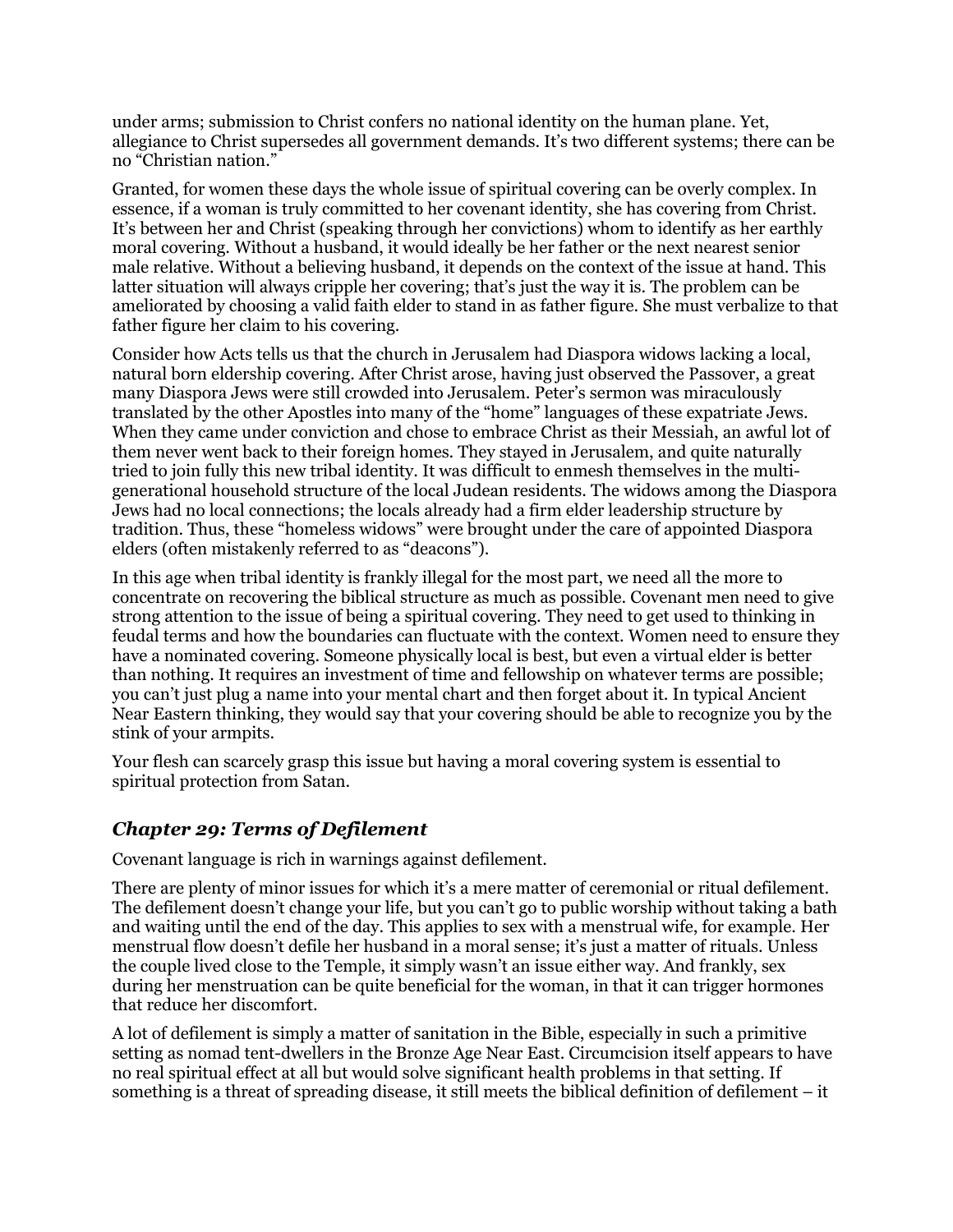under arms; submission to Christ confers no national identity on the human plane. Yet, allegiance to Christ supersedes all government demands. It's two different systems; there can be no "Christian nation."

Granted, for women these days the whole issue of spiritual covering can be overly complex. In essence, if a woman is truly committed to her covenant identity, she has covering from Christ. It's between her and Christ (speaking through her convictions) whom to identify as her earthly moral covering. Without a husband, it would ideally be her father or the next nearest senior male relative. Without a believing husband, it depends on the context of the issue at hand. This latter situation will always cripple her covering; that's just the way it is. The problem can be ameliorated by choosing a valid faith elder to stand in as father figure. She must verbalize to that father figure her claim to his covering.

Consider how Acts tells us that the church in Jerusalem had Diaspora widows lacking a local, natural born eldership covering. After Christ arose, having just observed the Passover, a great many Diaspora Jews were still crowded into Jerusalem. Peter's sermon was miraculously translated by the other Apostles into many of the "home" languages of these expatriate Jews. When they came under conviction and chose to embrace Christ as their Messiah, an awful lot of them never went back to their foreign homes. They stayed in Jerusalem, and quite naturally tried to join fully this new tribal identity. It was difficult to enmesh themselves in the multi-generational household structure of the local Judean residents. The widows among the Diaspora Jews had no local connections; the locals already had a firm elder leadership structure by tradition. Thus, these "homeless widows" were brought under the care of appointed Diaspora elders (often mistakenly referred to as "deacons").

In this age when tribal identity is frankly illegal for the most part, we need all the more to concentrate on recovering the biblical structure as much as possible. Covenant men need to give strong attention to the issue of being a spiritual covering. They need to get used to thinking in feudal terms and how the boundaries can fluctuate with the context. Women need to ensure they have a nominated covering. Someone physically local is best, but even a virtual elder is better than nothing. It requires an investment of time and fellowship on whatever terms are possible; you can't just plug a name into your mental chart and then forget about it. In typical Ancient Near Eastern thinking, they would say that your covering should be able to recognize you by the stink of your armpits.

Your flesh can scarcely grasp this issue but having a moral covering system is essential to spiritual protection from Satan.

## *Chapter 29: Terms of Defilement*

Covenant language is rich in warnings against defilement.

There are plenty of minor issues for which it's a mere matter of ceremonial or ritual defilement. The defilement doesn't change your life, but you can't go to public worship without taking a bath and waiting until the end of the day. This applies to sex with a menstrual wife, for example. Her menstrual flow doesn't defile her husband in a moral sense; it's just a matter of rituals. Unless the couple lived close to the Temple, it simply wasn't an issue either way. And frankly, sex during her menstruation can be quite beneficial for the woman, in that it can trigger hormones that reduce her discomfort.

A lot of defilement is simply a matter of sanitation in the Bible, especially in such a primitive setting as nomad tent-dwellers in the Bronze Age Near East. Circumcision itself appears to have no real spiritual effect at all but would solve significant health problems in that setting. If something is a threat of spreading disease, it still meets the biblical definition of defilement – it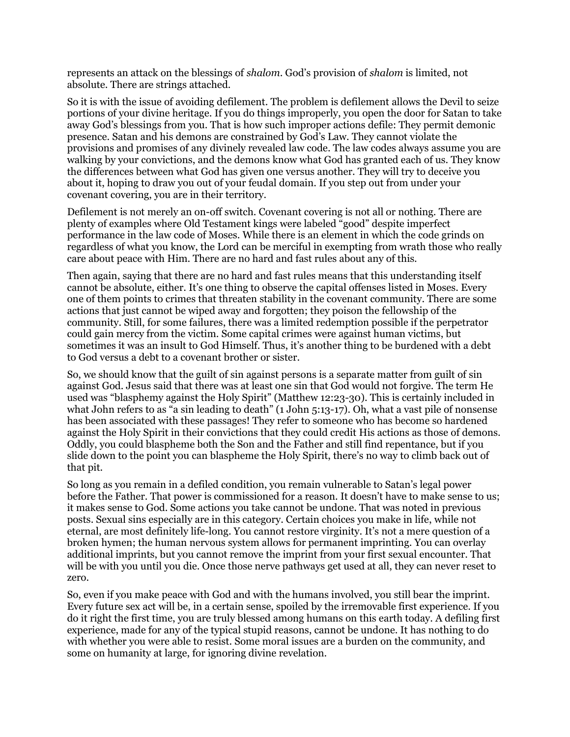represents an attack on the blessings of *shalom*. God's provision of *shalom* is limited, not absolute. There are strings attached.

So it is with the issue of avoiding defilement. The problem is defilement allows the Devil to seize portions of your divine heritage. If you do things improperly, you open the door for Satan to take away God's blessings from you. That is how such improper actions defile: They permit demonic presence. Satan and his demons are constrained by God's Law. They cannot violate the provisions and promises of any divinely revealed law code. The law codes always assume you are walking by your convictions, and the demons know what God has granted each of us. They know the differences between what God has given one versus another. They will try to deceive you about it, hoping to draw you out of your feudal domain. If you step out from under your covenant covering, you are in their territory.

Defilement is not merely an on-off switch. Covenant covering is not all or nothing. There are plenty of examples where Old Testament kings were labeled "good" despite imperfect performance in the law code of Moses. While there is an element in which the code grinds on regardless of what you know, the Lord can be merciful in exempting from wrath those who really care about peace with Him. There are no hard and fast rules about any of this.

Then again, saying that there are no hard and fast rules means that this understanding itself cannot be absolute, either. It's one thing to observe the capital offenses listed in Moses. Every one of them points to crimes that threaten stability in the covenant community. There are some actions that just cannot be wiped away and forgotten; they poison the fellowship of the community. Still, for some failures, there was a limited redemption possible if the perpetrator could gain mercy from the victim. Some capital crimes were against human victims, but sometimes it was an insult to God Himself. Thus, it's another thing to be burdened with a debt to God versus a debt to a covenant brother or sister.

So, we should know that the guilt of sin against persons is a separate matter from guilt of sin against God. Jesus said that there was at least one sin that God would not forgive. The term He used was "blasphemy against the Holy Spirit" (Matthew 12:23-30). This is certainly included in what John refers to as "a sin leading to death" (1 John 5:13-17). Oh, what a vast pile of nonsense has been associated with these passages! They refer to someone who has become so hardened against the Holy Spirit in their convictions that they could credit His actions as those of demons. Oddly, you could blaspheme both the Son and the Father and still find repentance, but if you slide down to the point you can blaspheme the Holy Spirit, there's no way to climb back out of that pit.

So long as you remain in a defiled condition, you remain vulnerable to Satan's legal power before the Father. That power is commissioned for a reason. It doesn't have to make sense to us; it makes sense to God. Some actions you take cannot be undone. That was noted in previous posts. Sexual sins especially are in this category. Certain choices you make in life, while not eternal, are most definitely life-long. You cannot restore virginity. It's not a mere question of a broken hymen; the human nervous system allows for permanent imprinting. You can overlay additional imprints, but you cannot remove the imprint from your first sexual encounter. That will be with you until you die. Once those nerve pathways get used at all, they can never reset to zero.

So, even if you make peace with God and with the humans involved, you still bear the imprint. Every future sex act will be, in a certain sense, spoiled by the irremovable first experience. If you do it right the first time, you are truly blessed among humans on this earth today. A defiling first experience, made for any of the typical stupid reasons, cannot be undone. It has nothing to do with whether you were able to resist. Some moral issues are a burden on the community, and some on humanity at large, for ignoring divine revelation.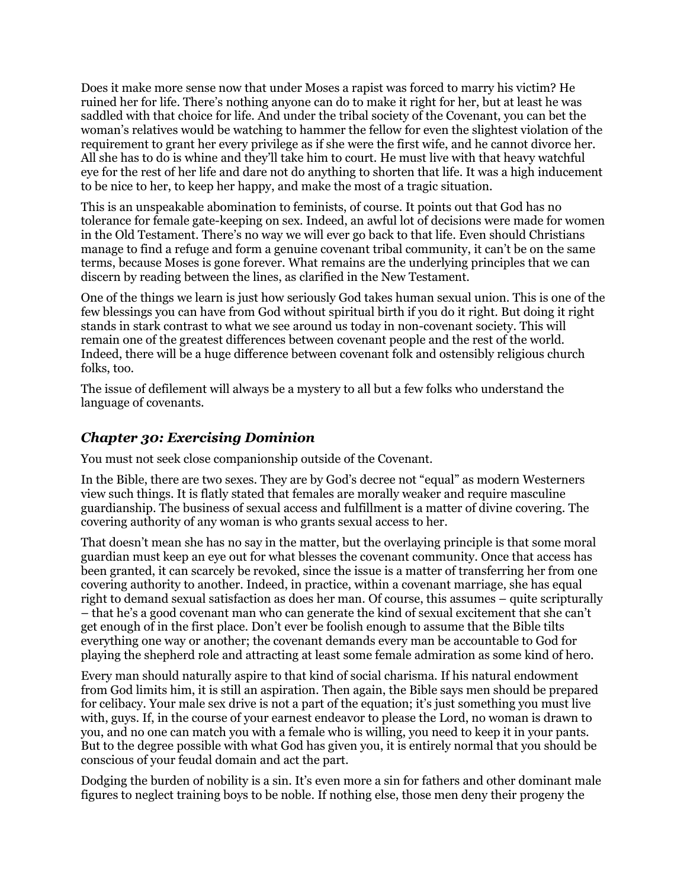Does it make more sense now that under Moses a rapist was forced to marry his victim? He ruined her for life. There's nothing anyone can do to make it right for her, but at least he was saddled with that choice for life. And under the tribal society of the Covenant, you can bet the woman's relatives would be watching to hammer the fellow for even the slightest violation of the requirement to grant her every privilege as if she were the first wife, and he cannot divorce her. All she has to do is whine and they'll take him to court. He must live with that heavy watchful eye for the rest of her life and dare not do anything to shorten that life. It was a high inducement to be nice to her, to keep her happy, and make the most of a tragic situation.

This is an unspeakable abomination to feminists, of course. It points out that God has no tolerance for female gate-keeping on sex. Indeed, an awful lot of decisions were made for women in the Old Testament. There's no way we will ever go back to that life. Even should Christians manage to find a refuge and form a genuine covenant tribal community, it can't be on the same terms, because Moses is gone forever. What remains are the underlying principles that we can discern by reading between the lines, as clarified in the New Testament.

One of the things we learn is just how seriously God takes human sexual union. This is one of the few blessings you can have from God without spiritual birth if you do it right. But doing it right stands in stark contrast to what we see around us today in non-covenant society. This will remain one of the greatest differences between covenant people and the rest of the world. Indeed, there will be a huge difference between covenant folk and ostensibly religious church folks, too.

The issue of defilement will always be a mystery to all but a few folks who understand the language of covenants.

## *Chapter 30: Exercising Dominion*

You must not seek close companionship outside of the Covenant.

In the Bible, there are two sexes. They are by God's decree not "equal" as modern Westerners view such things. It is flatly stated that females are morally weaker and require masculine guardianship. The business of sexual access and fulfillment is a matter of divine covering. The covering authority of any woman is who grants sexual access to her.

That doesn't mean she has no say in the matter, but the overlaying principle is that some moral guardian must keep an eye out for what blesses the covenant community. Once that access has been granted, it can scarcely be revoked, since the issue is a matter of transferring her from one covering authority to another. Indeed, in practice, within a covenant marriage, she has equal right to demand sexual satisfaction as does her man. Of course, this assumes – quite scripturally – that he's a good covenant man who can generate the kind of sexual excitement that she can't get enough of in the first place. Don't ever be foolish enough to assume that the Bible tilts everything one way or another; the covenant demands every man be accountable to God for playing the shepherd role and attracting at least some female admiration as some kind of hero.

Every man should naturally aspire to that kind of social charisma. If his natural endowment from God limits him, it is still an aspiration. Then again, the Bible says men should be prepared for celibacy. Your male sex drive is not a part of the equation; it's just something you must live with, guys. If, in the course of your earnest endeavor to please the Lord, no woman is drawn to you, and no one can match you with a female who is willing, you need to keep it in your pants. But to the degree possible with what God has given you, it is entirely normal that you should be conscious of your feudal domain and act the part.

Dodging the burden of nobility is a sin. It's even more a sin for fathers and other dominant male figures to neglect training boys to be noble. If nothing else, those men deny their progeny the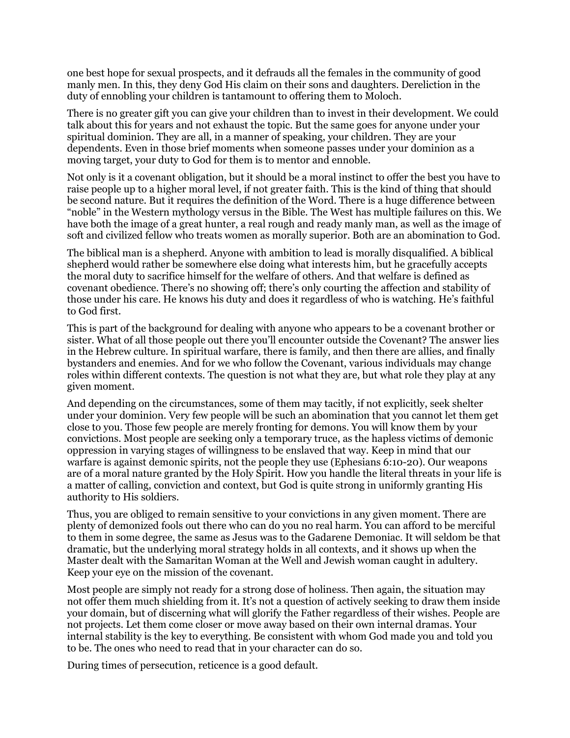one best hope for sexual prospects, and it defrauds all the females in the community of good manly men. In this, they deny God His claim on their sons and daughters. Dereliction in the duty of ennobling your children is tantamount to offering them to Moloch.

There is no greater gift you can give your children than to invest in their development. We could talk about this for years and not exhaust the topic. But the same goes for anyone under your spiritual dominion. They are all, in a manner of speaking, your children. They are your dependents. Even in those brief moments when someone passes under your dominion as a moving target, your duty to God for them is to mentor and ennoble.

Not only is it a covenant obligation, but it should be a moral instinct to offer the best you have to raise people up to a higher moral level, if not greater faith. This is the kind of thing that should be second nature. But it requires the definition of the Word. There is a huge difference between "noble" in the Western mythology versus in the Bible. The West has multiple failures on this. We have both the image of a great hunter, a real rough and ready manly man, as well as the image of soft and civilized fellow who treats women as morally superior. Both are an abomination to God.

The biblical man is a shepherd. Anyone with ambition to lead is morally disqualified. A biblical shepherd would rather be somewhere else doing what interests him, but he gracefully accepts the moral duty to sacrifice himself for the welfare of others. And that welfare is defined as covenant obedience. There's no showing off; there's only courting the affection and stability of those under his care. He knows his duty and does it regardless of who is watching. He's faithful to God first.

This is part of the background for dealing with anyone who appears to be a covenant brother or sister. What of all those people out there you'll encounter outside the Covenant? The answer lies in the Hebrew culture. In spiritual warfare, there is family, and then there are allies, and finally bystanders and enemies. And for we who follow the Covenant, various individuals may change roles within different contexts. The question is not what they are, but what role they play at any given moment.

And depending on the circumstances, some of them may tacitly, if not explicitly, seek shelter under your dominion. Very few people will be such an abomination that you cannot let them get close to you. Those few people are merely fronting for demons. You will know them by your convictions. Most people are seeking only a temporary truce, as the hapless victims of demonic oppression in varying stages of willingness to be enslaved that way. Keep in mind that our warfare is against demonic spirits, not the people they use (Ephesians 6:10-20). Our weapons are of a moral nature granted by the Holy Spirit. How you handle the literal threats in your life is a matter of calling, conviction and context, but God is quite strong in uniformly granting His authority to His soldiers.

Thus, you are obliged to remain sensitive to your convictions in any given moment. There are plenty of demonized fools out there who can do you no real harm. You can afford to be merciful to them in some degree, the same as Jesus was to the Gadarene Demoniac. It will seldom be that dramatic, but the underlying moral strategy holds in all contexts, and it shows up when the Master dealt with the Samaritan Woman at the Well and Jewish woman caught in adultery. Keep your eye on the mission of the covenant.

Most people are simply not ready for a strong dose of holiness. Then again, the situation may not offer them much shielding from it. It's not a question of actively seeking to draw them inside your domain, but of discerning what will glorify the Father regardless of their wishes. People are not projects. Let them come closer or move away based on their own internal dramas. Your internal stability is the key to everything. Be consistent with whom God made you and told you to be. The ones who need to read that in your character can do so.

During times of persecution, reticence is a good default.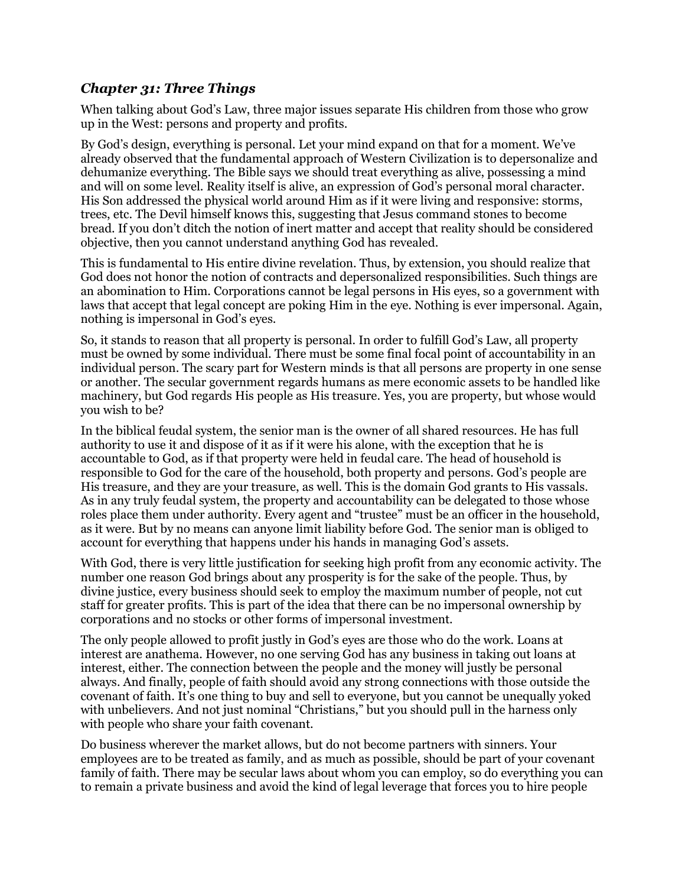### *Chapter 31: Three Things*

When talking about God's Law, three major issues separate His children from those who grow up in the West: persons and property and profits.

By God's design, everything is personal. Let your mind expand on that for a moment. We've already observed that the fundamental approach of Western Civilization is to depersonalize and dehumanize everything. The Bible says we should treat everything as alive, possessing a mind and will on some level. Reality itself is alive, an expression of God's personal moral character. His Son addressed the physical world around Him as if it were living and responsive: storms, trees, etc. The Devil himself knows this, suggesting that Jesus command stones to become bread. If you don't ditch the notion of inert matter and accept that reality should be considered objective, then you cannot understand anything God has revealed.

This is fundamental to His entire divine revelation. Thus, by extension, you should realize that God does not honor the notion of contracts and depersonalized responsibilities. Such things are an abomination to Him. Corporations cannot be legal persons in His eyes, so a government with laws that accept that legal concept are poking Him in the eye. Nothing is ever impersonal. Again, nothing is impersonal in God's eyes.

So, it stands to reason that all property is personal. In order to fulfill God's Law, all property must be owned by some individual. There must be some final focal point of accountability in an individual person. The scary part for Western minds is that all persons are property in one sense or another. The secular government regards humans as mere economic assets to be handled like machinery, but God regards His people as His treasure. Yes, you are property, but whose would you wish to be?

In the biblical feudal system, the senior man is the owner of all shared resources. He has full authority to use it and dispose of it as if it were his alone, with the exception that he is accountable to God, as if that property were held in feudal care. The head of household is responsible to God for the care of the household, both property and persons. God's people are His treasure, and they are your treasure, as well. This is the domain God grants to His vassals. As in any truly feudal system, the property and accountability can be delegated to those whose roles place them under authority. Every agent and "trustee" must be an officer in the household, as it were. But by no means can anyone limit liability before God. The senior man is obliged to account for everything that happens under his hands in managing God's assets.

With God, there is very little justification for seeking high profit from any economic activity. The number one reason God brings about any prosperity is for the sake of the people. Thus, by divine justice, every business should seek to employ the maximum number of people, not cut staff for greater profits. This is part of the idea that there can be no impersonal ownership by corporations and no stocks or other forms of impersonal investment.

The only people allowed to profit justly in God's eyes are those who do the work. Loans at interest are anathema. However, no one serving God has any business in taking out loans at interest, either. The connection between the people and the money will justly be personal always. And finally, people of faith should avoid any strong connections with those outside the covenant of faith. It's one thing to buy and sell to everyone, but you cannot be unequally yoked with unbelievers. And not just nominal "Christians," but you should pull in the harness only with people who share your faith covenant.

Do business wherever the market allows, but do not become partners with sinners. Your employees are to be treated as family, and as much as possible, should be part of your covenant family of faith. There may be secular laws about whom you can employ, so do everything you can to remain a private business and avoid the kind of legal leverage that forces you to hire people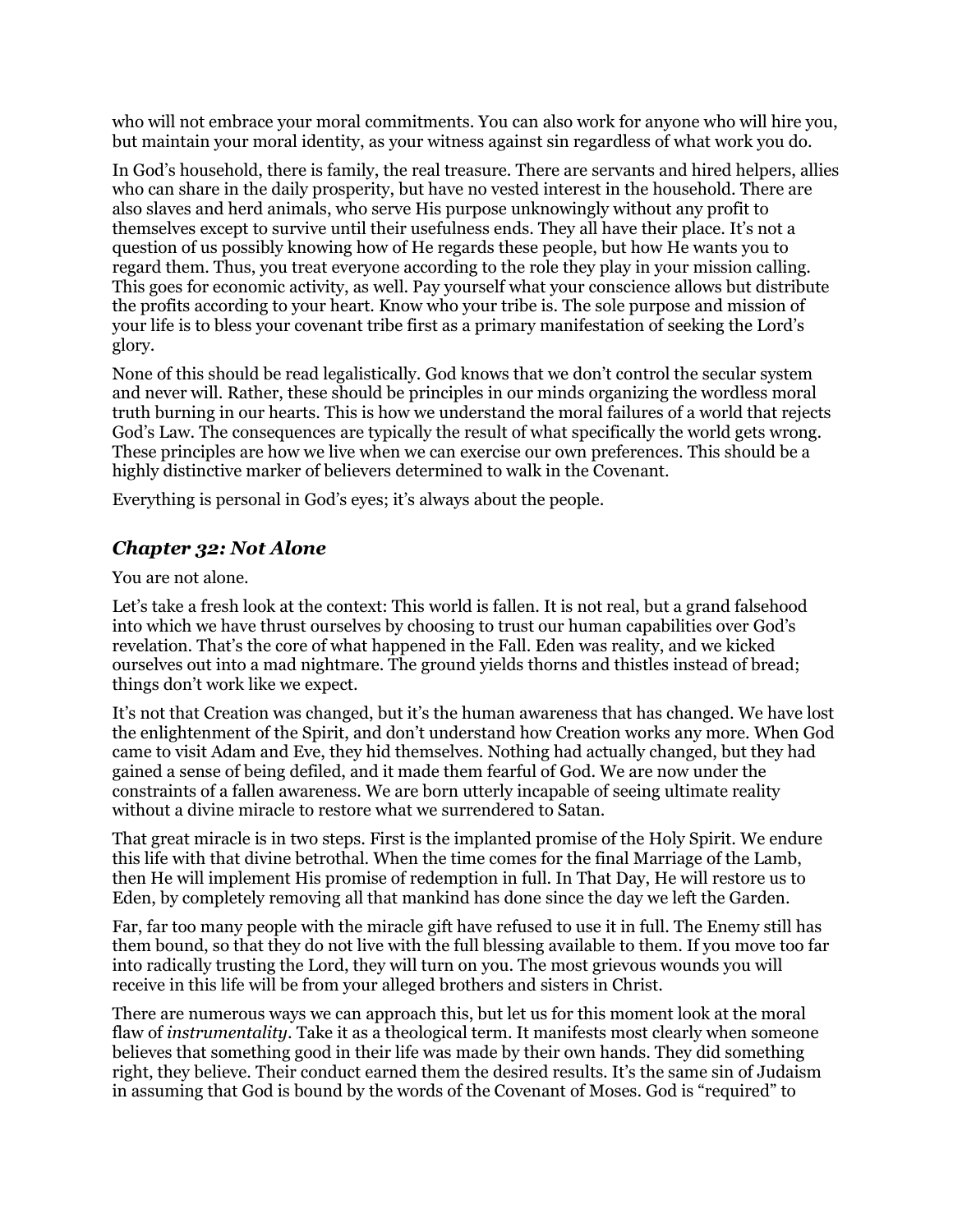who will not embrace your moral commitments. You can also work for anyone who will hire you, but maintain your moral identity, as your witness against sin regardless of what work you do.

In God's household, there is family, the real treasure. There are servants and hired helpers, allies who can share in the daily prosperity, but have no vested interest in the household. There are also slaves and herd animals, who serve His purpose unknowingly without any profit to themselves except to survive until their usefulness ends. They all have their place. It's not a question of us possibly knowing how of He regards these people, but how He wants you to regard them. Thus, you treat everyone according to the role they play in your mission calling. This goes for economic activity, as well. Pay yourself what your conscience allows but distribute the profits according to your heart. Know who your tribe is. The sole purpose and mission of your life is to bless your covenant tribe first as a primary manifestation of seeking the Lord's glory.

None of this should be read legalistically. God knows that we don't control the secular system and never will. Rather, these should be principles in our minds organizing the wordless moral truth burning in our hearts. This is how we understand the moral failures of a world that rejects God's Law. The consequences are typically the result of what specifically the world gets wrong. These principles are how we live when we can exercise our own preferences. This should be a highly distinctive marker of believers determined to walk in the Covenant.

Everything is personal in God's eyes; it's always about the people.

### *Chapter 32: Not Alone*

You are not alone.

Let's take a fresh look at the context: This world is fallen. It is not real, but a grand falsehood into which we have thrust ourselves by choosing to trust our human capabilities over God's revelation. That's the core of what happened in the Fall. Eden was reality, and we kicked ourselves out into a mad nightmare. The ground yields thorns and thistles instead of bread; things don't work like we expect.

It's not that Creation was changed, but it's the human awareness that has changed. We have lost the enlightenment of the Spirit, and don't understand how Creation works any more. When God came to visit Adam and Eve, they hid themselves. Nothing had actually changed, but they had gained a sense of being defiled, and it made them fearful of God. We are now under the constraints of a fallen awareness. We are born utterly incapable of seeing ultimate reality without a divine miracle to restore what we surrendered to Satan.

That great miracle is in two steps. First is the implanted promise of the Holy Spirit. We endure this life with that divine betrothal. When the time comes for the final Marriage of the Lamb, then He will implement His promise of redemption in full. In That Day, He will restore us to Eden, by completely removing all that mankind has done since the day we left the Garden.

Far, far too many people with the miracle gift have refused to use it in full. The Enemy still has them bound, so that they do not live with the full blessing available to them. If you move too far into radically trusting the Lord, they will turn on you. The most grievous wounds you will receive in this life will be from your alleged brothers and sisters in Christ.

There are numerous ways we can approach this, but let us for this moment look at the moral flaw of *instrumentality*. Take it as a theological term. It manifests most clearly when someone believes that something good in their life was made by their own hands. They did something right, they believe. Their conduct earned them the desired results. It's the same sin of Judaism in assuming that God is bound by the words of the Covenant of Moses. God is "required" to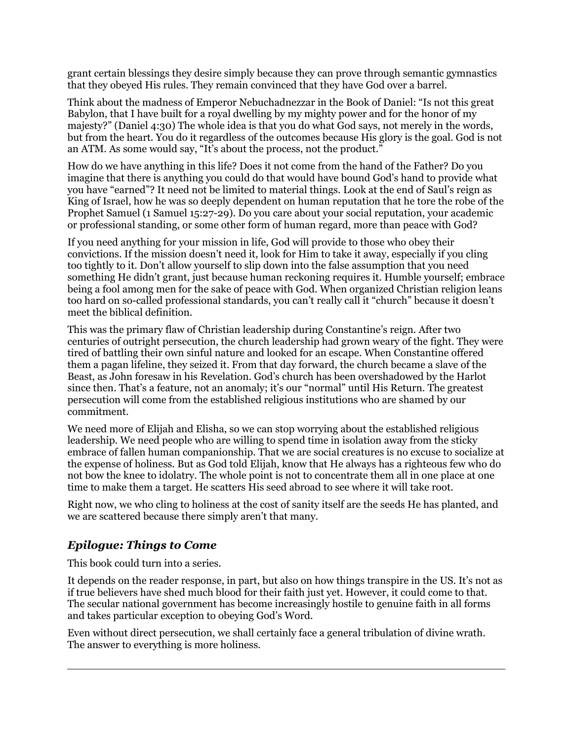grant certain blessings they desire simply because they can prove through semantic gymnastics that they obeyed His rules. They remain convinced that they have God over a barrel.

Think about the madness of Emperor Nebuchadnezzar in the Book of Daniel: "Is not this great Babylon, that I have built for a royal dwelling by my mighty power and for the honor of my majesty?" (Daniel 4:30) The whole idea is that you do what God says, not merely in the words, but from the heart. You do it regardless of the outcomes because His glory is the goal. God is not an ATM. As some would say, "It's about the process, not the product."

How do we have anything in this life? Does it not come from the hand of the Father? Do you imagine that there is anything you could do that would have bound God's hand to provide what you have "earned"? It need not be limited to material things. Look at the end of Saul's reign as King of Israel, how he was so deeply dependent on human reputation that he tore the robe of the Prophet Samuel (1 Samuel 15:27-29). Do you care about your social reputation, your academic or professional standing, or some other form of human regard, more than peace with God?

If you need anything for your mission in life, God will provide to those who obey their convictions. If the mission doesn't need it, look for Him to take it away, especially if you cling too tightly to it. Don't allow yourself to slip down into the false assumption that you need something He didn't grant, just because human reckoning requires it. Humble yourself; embrace being a fool among men for the sake of peace with God. When organized Christian religion leans too hard on so-called professional standards, you can't really call it "church" because it doesn't meet the biblical definition.

This was the primary flaw of Christian leadership during Constantine's reign. After two centuries of outright persecution, the church leadership had grown weary of the fight. They were tired of battling their own sinful nature and looked for an escape. When Constantine offered them a pagan lifeline, they seized it. From that day forward, the church became a slave of the Beast, as John foresaw in his Revelation. God's church has been overshadowed by the Harlot since then. That's a feature, not an anomaly; it's our "normal" until His Return. The greatest persecution will come from the established religious institutions who are shamed by our commitment.

We need more of Elijah and Elisha, so we can stop worrying about the established religious leadership. We need people who are willing to spend time in isolation away from the sticky embrace of fallen human companionship. That we are social creatures is no excuse to socialize at the expense of holiness. But as God told Elijah, know that He always has a righteous few who do not bow the knee to idolatry. The whole point is not to concentrate them all in one place at one time to make them a target. He scatters His seed abroad to see where it will take root.

Right now, we who cling to holiness at the cost of sanity itself are the seeds He has planted, and we are scattered because there simply aren't that many.

## *Epilogue: Things to Come*

This book could turn into a series.

It depends on the reader response, in part, but also on how things transpire in the US. It's not as if true believers have shed much blood for their faith just yet. However, it could come to that. The secular national government has become increasingly hostile to genuine faith in all forms and takes particular exception to obeying God's Word.

Even without direct persecution, we shall certainly face a general tribulation of divine wrath. The answer to everything is more holiness.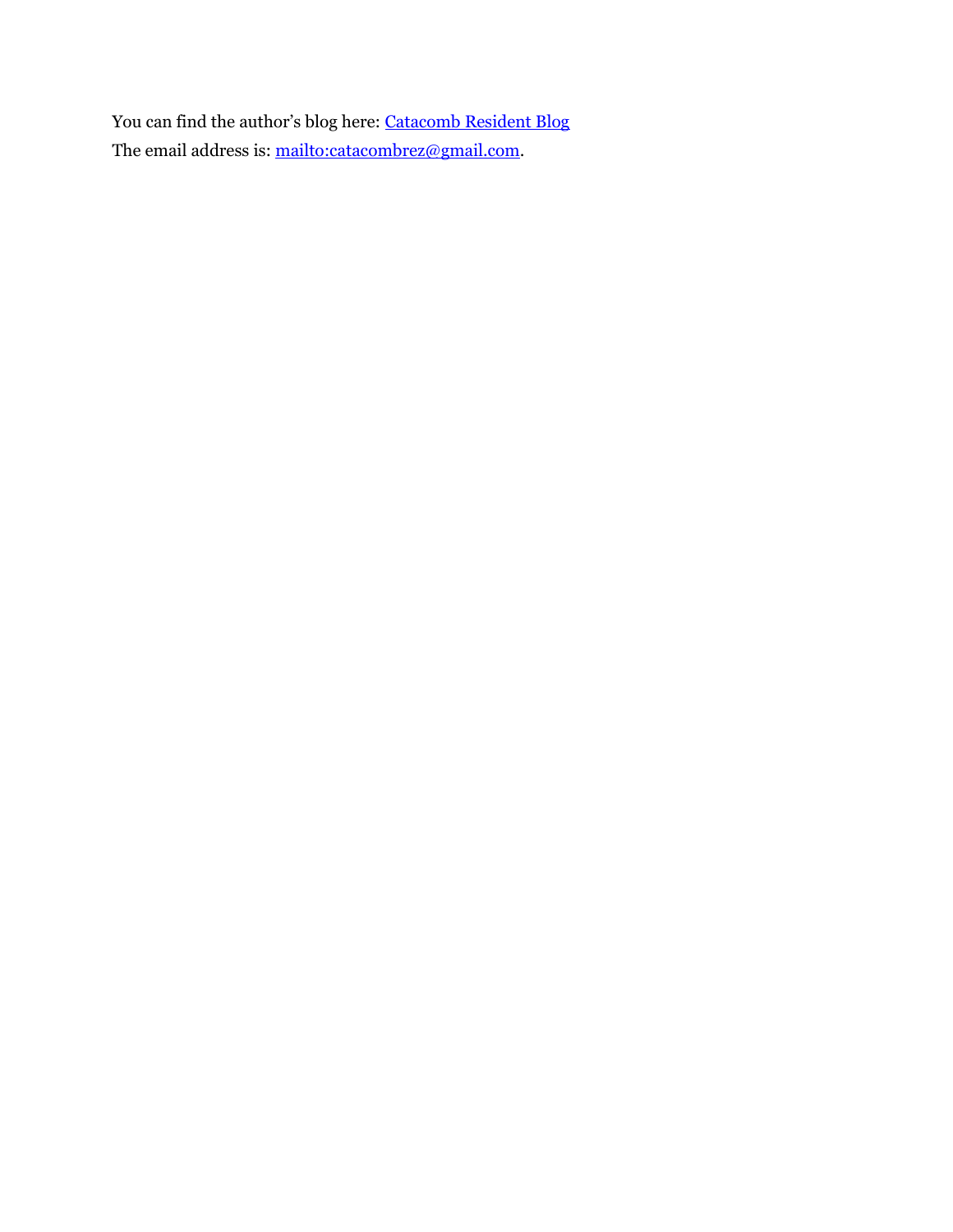You can find the author's blog here: Catacomb Resident Blog
The email address is: mailto:catacombrez@gmail.com.